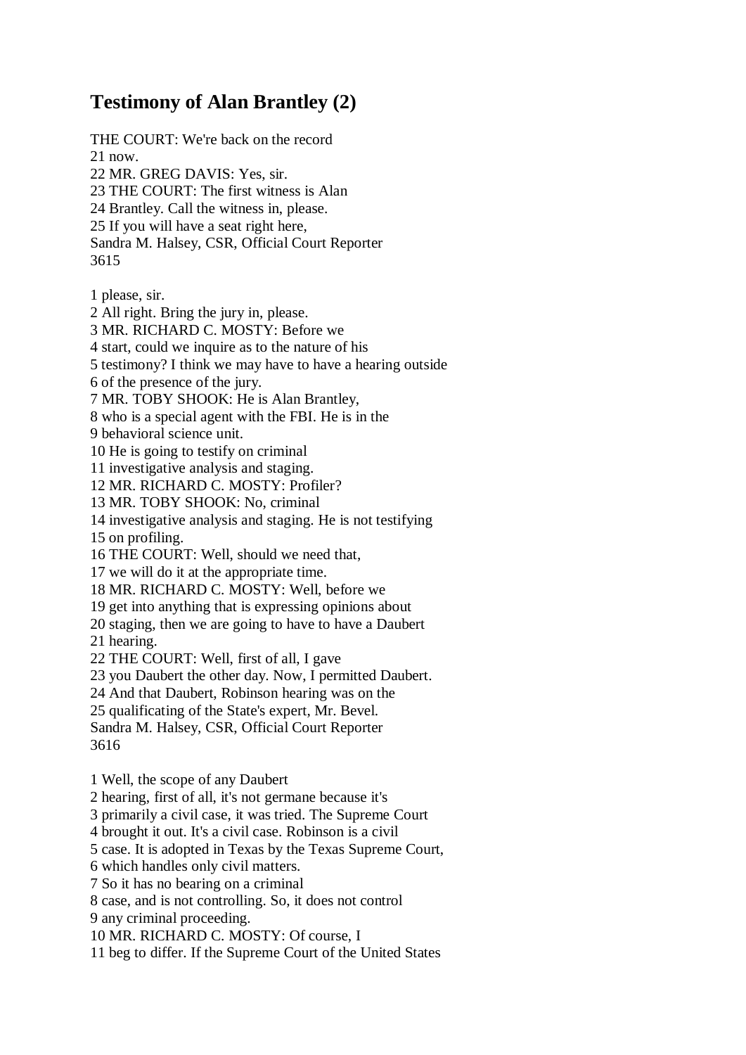# Testimony of Alan Brantley (2)

THE COURT: We're back on the record
21 now.
22 MR. GREG DAVIS: Yes, sir.
23 THE COURT: The first witness is Alan
24 Brantley. Call the witness in, please.
25 If you will have a seat right here,
Sandra M. Halsey, CSR, Official Court Reporter
3615

1 please, sir.
2 All right. Bring the jury in, please.
3 MR. RICHARD C. MOSTY: Before we
4 start, could we inquire as to the nature of his
5 testimony? I think we may have to have a hearing outside
6 of the presence of the jury.
7 MR. TOBY SHOOK: He is Alan Brantley,
8 who is a special agent with the FBI. He is in the
9 behavioral science unit.
10 He is going to testify on criminal
11 investigative analysis and staging.
12 MR. RICHARD C. MOSTY: Profiler?
13 MR. TOBY SHOOK: No, criminal
14 investigative analysis and staging. He is not testifying
15 on profiling.
16 THE COURT: Well, should we need that,
17 we will do it at the appropriate time.
18 MR. RICHARD C. MOSTY: Well, before we
19 get into anything that is expressing opinions about
20 staging, then we are going to have to have a Daubert
21 hearing.
22 THE COURT: Well, first of all, I gave
23 you Daubert the other day. Now, I permitted Daubert.
24 And that Daubert, Robinson hearing was on the
25 qualificating of the State's expert, Mr. Bevel.
Sandra M. Halsey, CSR, Official Court Reporter
3616

1 Well, the scope of any Daubert
2 hearing, first of all, it's not germane because it's
3 primarily a civil case, it was tried. The Supreme Court
4 brought it out. It's a civil case. Robinson is a civil
5 case. It is adopted in Texas by the Texas Supreme Court,
6 which handles only civil matters.
7 So it has no bearing on a criminal
8 case, and is not controlling. So, it does not control
9 any criminal proceeding.
10 MR. RICHARD C. MOSTY: Of course, I
11 beg to differ. If the Supreme Court of the United States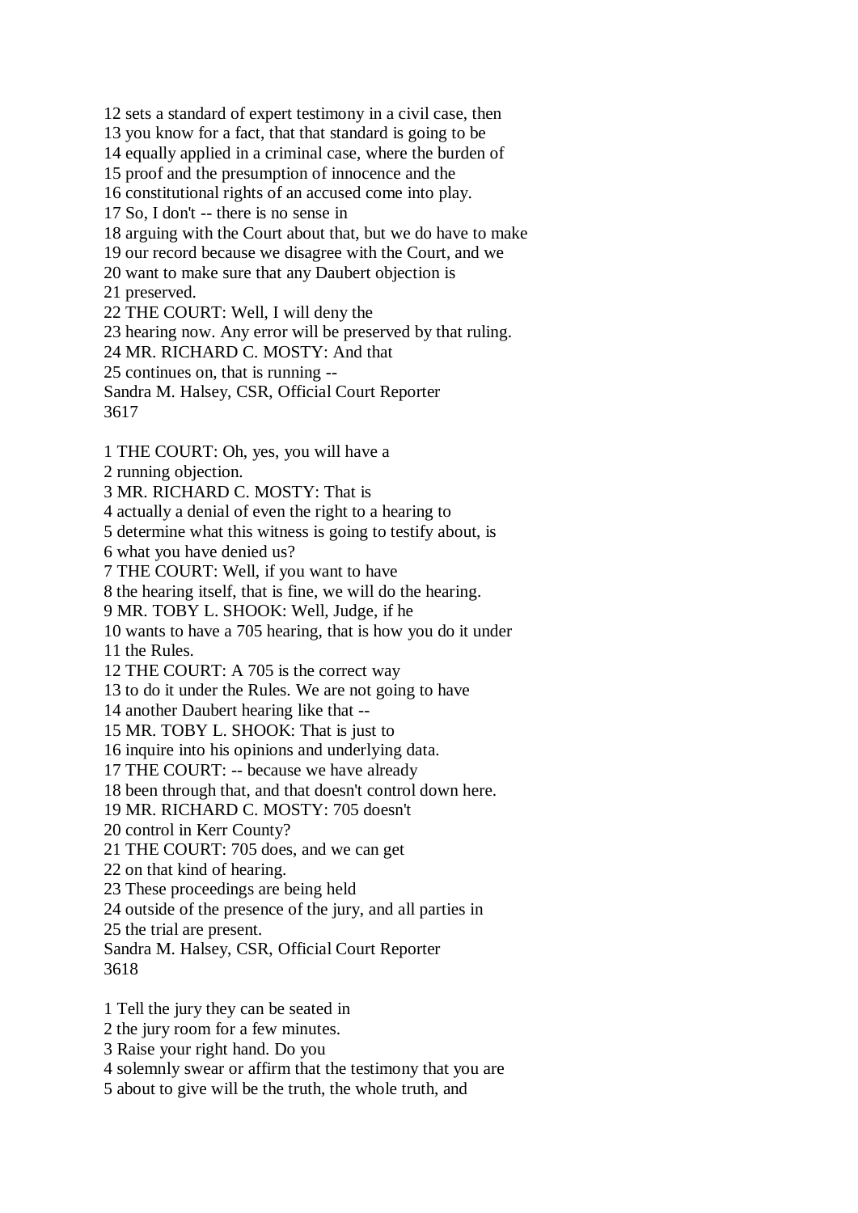12 sets a standard of expert testimony in a civil case, then
13 you know for a fact, that that standard is going to be
14 equally applied in a criminal case, where the burden of
15 proof and the presumption of innocence and the
16 constitutional rights of an accused come into play.
17 So, I don't -- there is no sense in
18 arguing with the Court about that, but we do have to make
19 our record because we disagree with the Court, and we
20 want to make sure that any Daubert objection is
21 preserved.
22 THE COURT: Well, I will deny the
23 hearing now. Any error will be preserved by that ruling.
24 MR. RICHARD C. MOSTY: And that
25 continues on, that is running --
Sandra M. Halsey, CSR, Official Court Reporter
3617

1 THE COURT: Oh, yes, you will have a
2 running objection.
3 MR. RICHARD C. MOSTY: That is
4 actually a denial of even the right to a hearing to
5 determine what this witness is going to testify about, is
6 what you have denied us?
7 THE COURT: Well, if you want to have
8 the hearing itself, that is fine, we will do the hearing.
9 MR. TOBY L. SHOOK: Well, Judge, if he
10 wants to have a 705 hearing, that is how you do it under
11 the Rules.
12 THE COURT: A 705 is the correct way
13 to do it under the Rules. We are not going to have
14 another Daubert hearing like that --
15 MR. TOBY L. SHOOK: That is just to
16 inquire into his opinions and underlying data.
17 THE COURT: -- because we have already
18 been through that, and that doesn't control down here.
19 MR. RICHARD C. MOSTY: 705 doesn't
20 control in Kerr County?
21 THE COURT: 705 does, and we can get
22 on that kind of hearing.
23 These proceedings are being held
24 outside of the presence of the jury, and all parties in
25 the trial are present.
Sandra M. Halsey, CSR, Official Court Reporter
3618

1 Tell the jury they can be seated in
2 the jury room for a few minutes.
3 Raise your right hand. Do you
4 solemnly swear or affirm that the testimony that you are
5 about to give will be the truth, the whole truth, and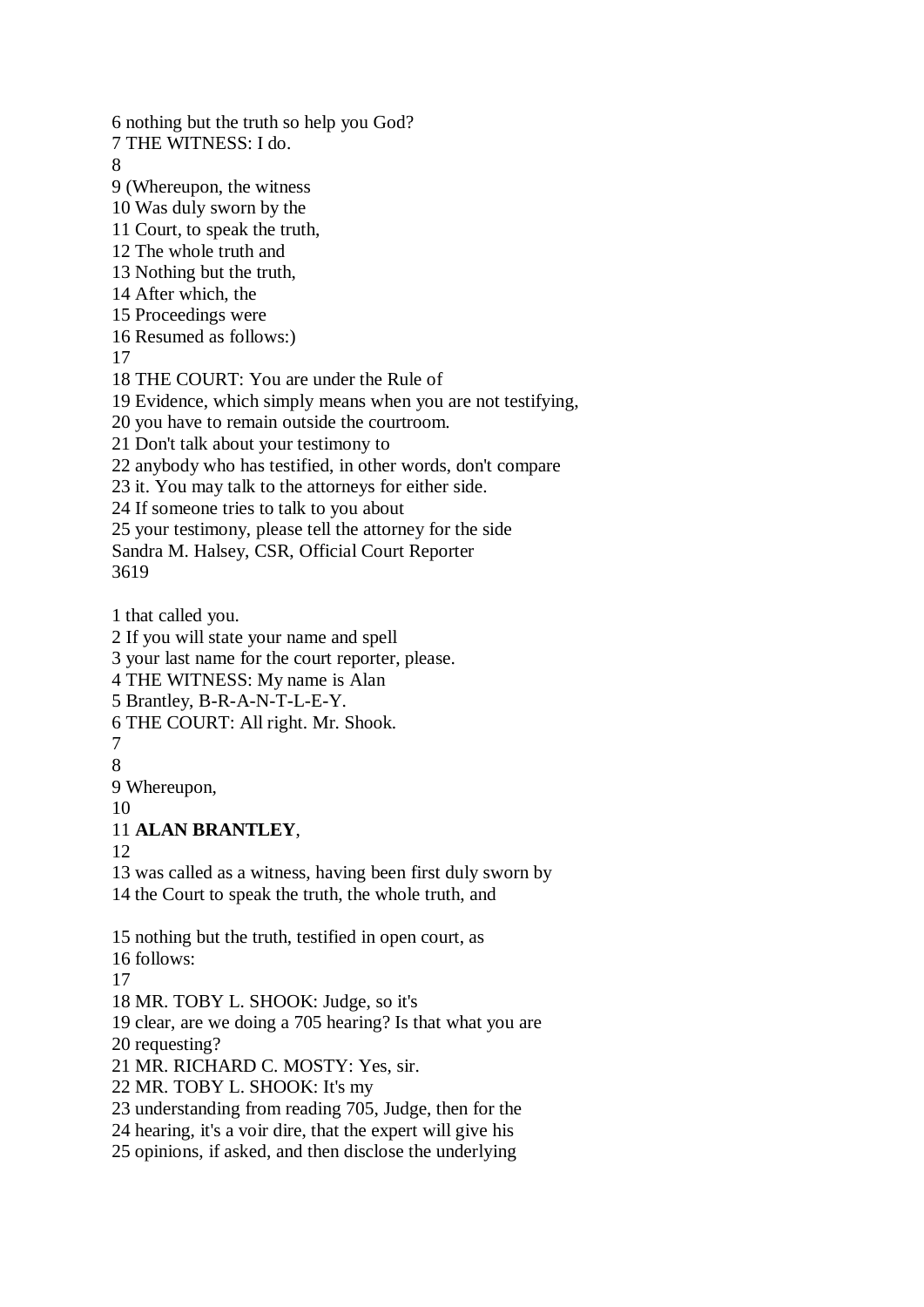6 nothing but the truth so help you God?
7 THE WITNESS: I do.
8
9 (Whereupon, the witness
10 Was duly sworn by the
11 Court, to speak the truth,
12 The whole truth and
13 Nothing but the truth,
14 After which, the
15 Proceedings were
16 Resumed as follows:)
17
18 THE COURT: You are under the Rule of
19 Evidence, which simply means when you are not testifying,
20 you have to remain outside the courtroom.
21 Don't talk about your testimony to
22 anybody who has testified, in other words, don't compare
23 it. You may talk to the attorneys for either side.
24 If someone tries to talk to you about
25 your testimony, please tell the attorney for the side
Sandra M. Halsey, CSR, Official Court Reporter
3619

1 that called you.
2 If you will state your name and spell
3 your last name for the court reporter, please.
4 THE WITNESS: My name is Alan
5 Brantley, B-R-A-N-T-L-E-Y.
6 THE COURT: All right. Mr. Shook.
7
8
9 Whereupon,
10
11 **ALAN BRANTLEY**,
12
13 was called as a witness, having been first duly sworn by
14 the Court to speak the truth, the whole truth, and

15 nothing but the truth, testified in open court, as
16 follows:
17
18 MR. TOBY L. SHOOK: Judge, so it's
19 clear, are we doing a 705 hearing? Is that what you are
20 requesting?
21 MR. RICHARD C. MOSTY: Yes, sir.
22 MR. TOBY L. SHOOK: It's my
23 understanding from reading 705, Judge, then for the
24 hearing, it's a voir dire, that the expert will give his
25 opinions, if asked, and then disclose the underlying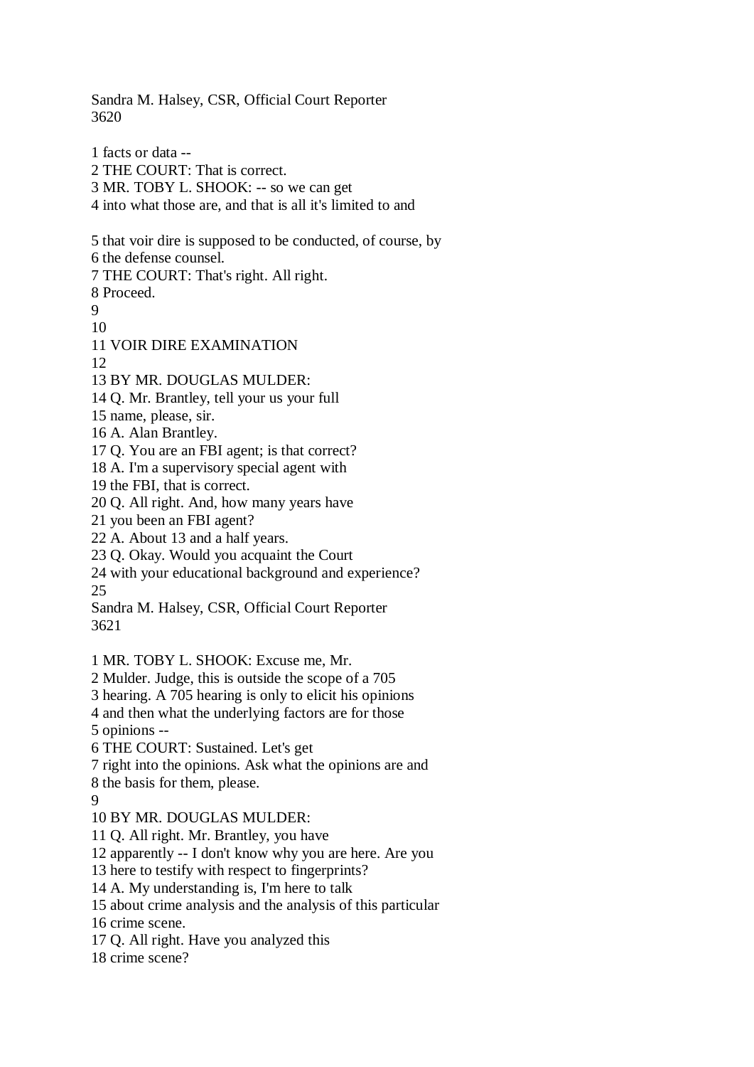1 facts or data --
2 THE COURT: That is correct.
3 MR. TOBY L. SHOOK: -- so we can get
4 into what those are, and that is all it's limited to and

5 that voir dire is supposed to be conducted, of course, by
6 the defense counsel.
7 THE COURT: That's right. All right.
8 Proceed.
9
10
11 VOIR DIRE EXAMINATION
12
13 BY MR. DOUGLAS MULDER:
14 Q. Mr. Brantley, tell your us your full
15 name, please, sir.
16 A. Alan Brantley.
17 Q. You are an FBI agent; is that correct?
18 A. I'm a supervisory special agent with
19 the FBI, that is correct.
20 Q. All right. And, how many years have
21 you been an FBI agent?
22 A. About 13 and a half years.
23 Q. Okay. Would you acquaint the Court
24 with your educational background and experience?
25

1 MR. TOBY L. SHOOK: Excuse me, Mr.
2 Mulder. Judge, this is outside the scope of a 705
3 hearing. A 705 hearing is only to elicit his opinions
4 and then what the underlying factors are for those
5 opinions --
6 THE COURT: Sustained. Let's get
7 right into the opinions. Ask what the opinions are and
8 the basis for them, please.
9
10 BY MR. DOUGLAS MULDER:
11 Q. All right. Mr. Brantley, you have
12 apparently -- I don't know why you are here. Are you
13 here to testify with respect to fingerprints?
14 A. My understanding is, I'm here to talk
15 about crime analysis and the analysis of this particular
16 crime scene.
17 Q. All right. Have you analyzed this
18 crime scene?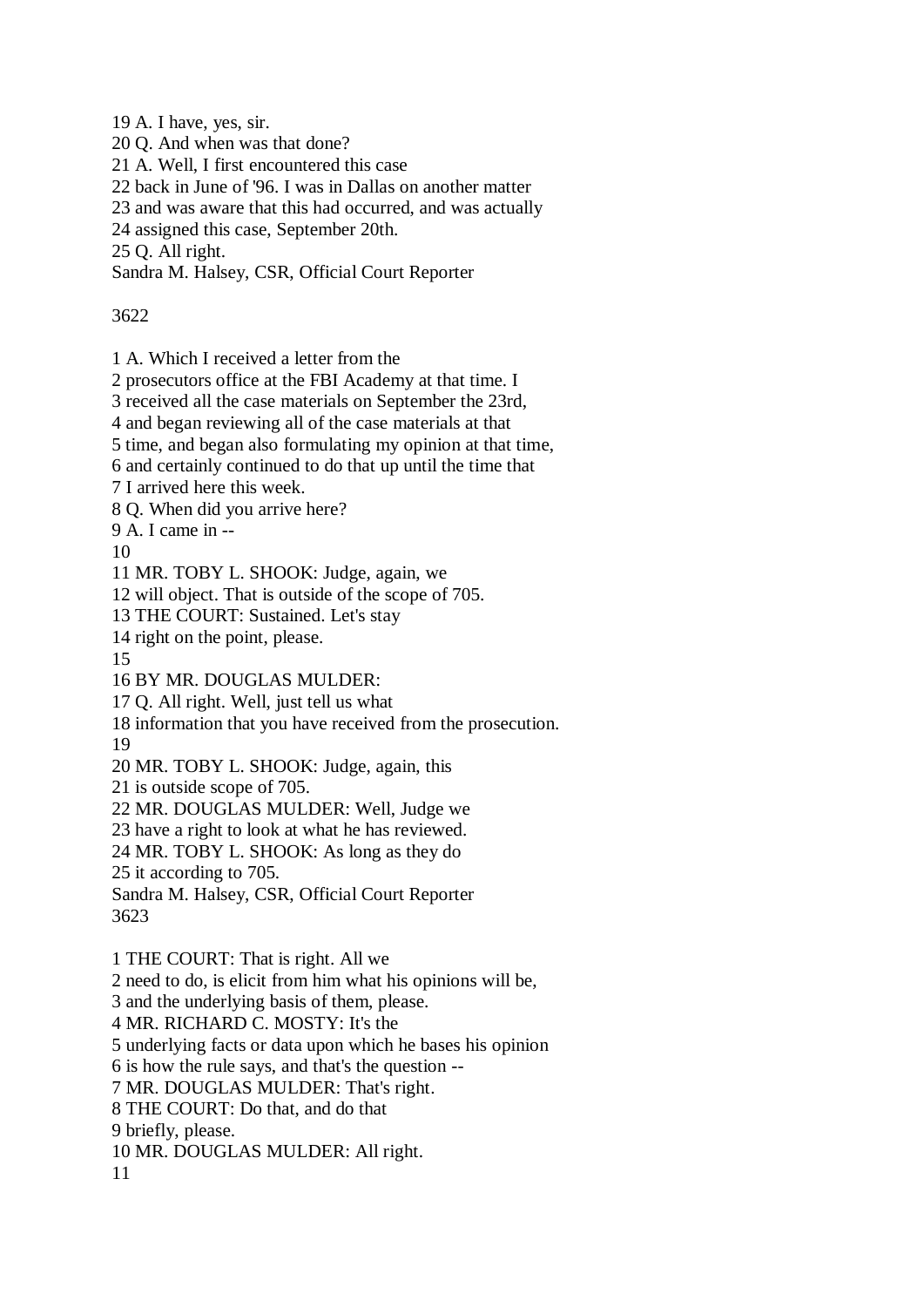19 A. I have, yes, sir.
20 Q. And when was that done?
21 A. Well, I first encountered this case
22 back in June of '96. I was in Dallas on another matter
23 and was aware that this had occurred, and was actually
24 assigned this case, September 20th.
25 Q. All right.
Sandra M. Halsey, CSR, Official Court Reporter

3622

1 A. Which I received a letter from the
2 prosecutors office at the FBI Academy at that time. I
3 received all the case materials on September the 23rd,
4 and began reviewing all of the case materials at that
5 time, and began also formulating my opinion at that time,
6 and certainly continued to do that up until the time that
7 I arrived here this week.
8 Q. When did you arrive here?
9 A. I came in --
10
11 MR. TOBY L. SHOOK: Judge, again, we
12 will object. That is outside of the scope of 705.
13 THE COURT: Sustained. Let's stay
14 right on the point, please.
15
16 BY MR. DOUGLAS MULDER:
17 Q. All right. Well, just tell us what
18 information that you have received from the prosecution.
19
20 MR. TOBY L. SHOOK: Judge, again, this
21 is outside scope of 705.
22 MR. DOUGLAS MULDER: Well, Judge we
23 have a right to look at what he has reviewed.
24 MR. TOBY L. SHOOK: As long as they do
25 it according to 705.
Sandra M. Halsey, CSR, Official Court Reporter
3623

1 THE COURT: That is right. All we
2 need to do, is elicit from him what his opinions will be,
3 and the underlying basis of them, please.
4 MR. RICHARD C. MOSTY: It's the
5 underlying facts or data upon which he bases his opinion
6 is how the rule says, and that's the question --
7 MR. DOUGLAS MULDER: That's right.
8 THE COURT: Do that, and do that
9 briefly, please.
10 MR. DOUGLAS MULDER: All right.
11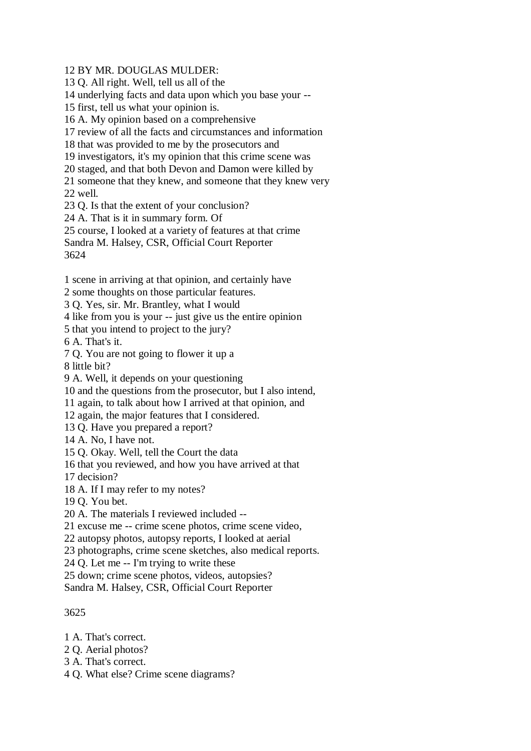12 BY MR. DOUGLAS MULDER:
13 Q. All right. Well, tell us all of the
14 underlying facts and data upon which you base your --
15 first, tell us what your opinion is.
16 A. My opinion based on a comprehensive
17 review of all the facts and circumstances and information
18 that was provided to me by the prosecutors and
19 investigators, it's my opinion that this crime scene was
20 staged, and that both Devon and Damon were killed by
21 someone that they knew, and someone that they knew very
22 well.
23 Q. Is that the extent of your conclusion?
24 A. That is it in summary form. Of
25 course, I looked at a variety of features at that crime
Sandra M. Halsey, CSR, Official Court Reporter
3624

1 scene in arriving at that opinion, and certainly have
2 some thoughts on those particular features.
3 Q. Yes, sir. Mr. Brantley, what I would
4 like from you is your -- just give us the entire opinion
5 that you intend to project to the jury?
6 A. That's it.
7 Q. You are not going to flower it up a
8 little bit?
9 A. Well, it depends on your questioning
10 and the questions from the prosecutor, but I also intend,
11 again, to talk about how I arrived at that opinion, and
12 again, the major features that I considered.
13 Q. Have you prepared a report?
14 A. No, I have not.
15 Q. Okay. Well, tell the Court the data
16 that you reviewed, and how you have arrived at that
17 decision?
18 A. If I may refer to my notes?
19 Q. You bet.
20 A. The materials I reviewed included --
21 excuse me -- crime scene photos, crime scene video,
22 autopsy photos, autopsy reports, I looked at aerial
23 photographs, crime scene sketches, also medical reports.
24 Q. Let me -- I'm trying to write these
25 down; crime scene photos, videos, autopsies?
Sandra M. Halsey, CSR, Official Court Reporter

3625

1 A. That's correct.
2 Q. Aerial photos?
3 A. That's correct.
4 Q. What else? Crime scene diagrams?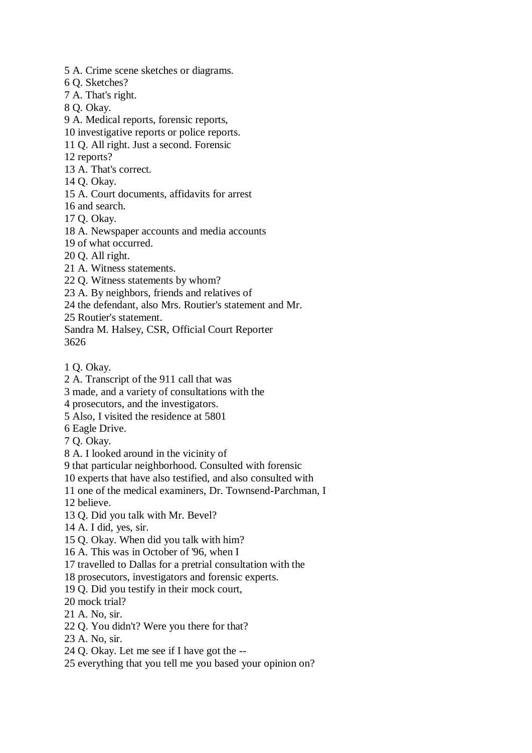5 A. Crime scene sketches or diagrams.
6 Q. Sketches?
7 A. That's right.
8 Q. Okay.
9 A. Medical reports, forensic reports,
10 investigative reports or police reports.
11 Q. All right. Just a second. Forensic
12 reports?
13 A. That's correct.
14 Q. Okay.
15 A. Court documents, affidavits for arrest
16 and search.
17 Q. Okay.
18 A. Newspaper accounts and media accounts
19 of what occurred.
20 Q. All right.
21 A. Witness statements.
22 Q. Witness statements by whom?
23 A. By neighbors, friends and relatives of
24 the defendant, also Mrs. Routier's statement and Mr.
25 Routier's statement.
Sandra M. Halsey, CSR, Official Court Reporter
3626

1 Q. Okay.
2 A. Transcript of the 911 call that was
3 made, and a variety of consultations with the
4 prosecutors, and the investigators.
5 Also, I visited the residence at 5801
6 Eagle Drive.
7 Q. Okay.
8 A. I looked around in the vicinity of
9 that particular neighborhood. Consulted with forensic
10 experts that have also testified, and also consulted with
11 one of the medical examiners, Dr. Townsend-Parchman, I
12 believe.
13 Q. Did you talk with Mr. Bevel?
14 A. I did, yes, sir.
15 Q. Okay. When did you talk with him?
16 A. This was in October of '96, when I
17 travelled to Dallas for a pretrial consultation with the
18 prosecutors, investigators and forensic experts.
19 Q. Did you testify in their mock court,
20 mock trial?
21 A. No, sir.
22 Q. You didn't? Were you there for that?
23 A. No, sir.
24 Q. Okay. Let me see if I have got the --
25 everything that you tell me you based your opinion on?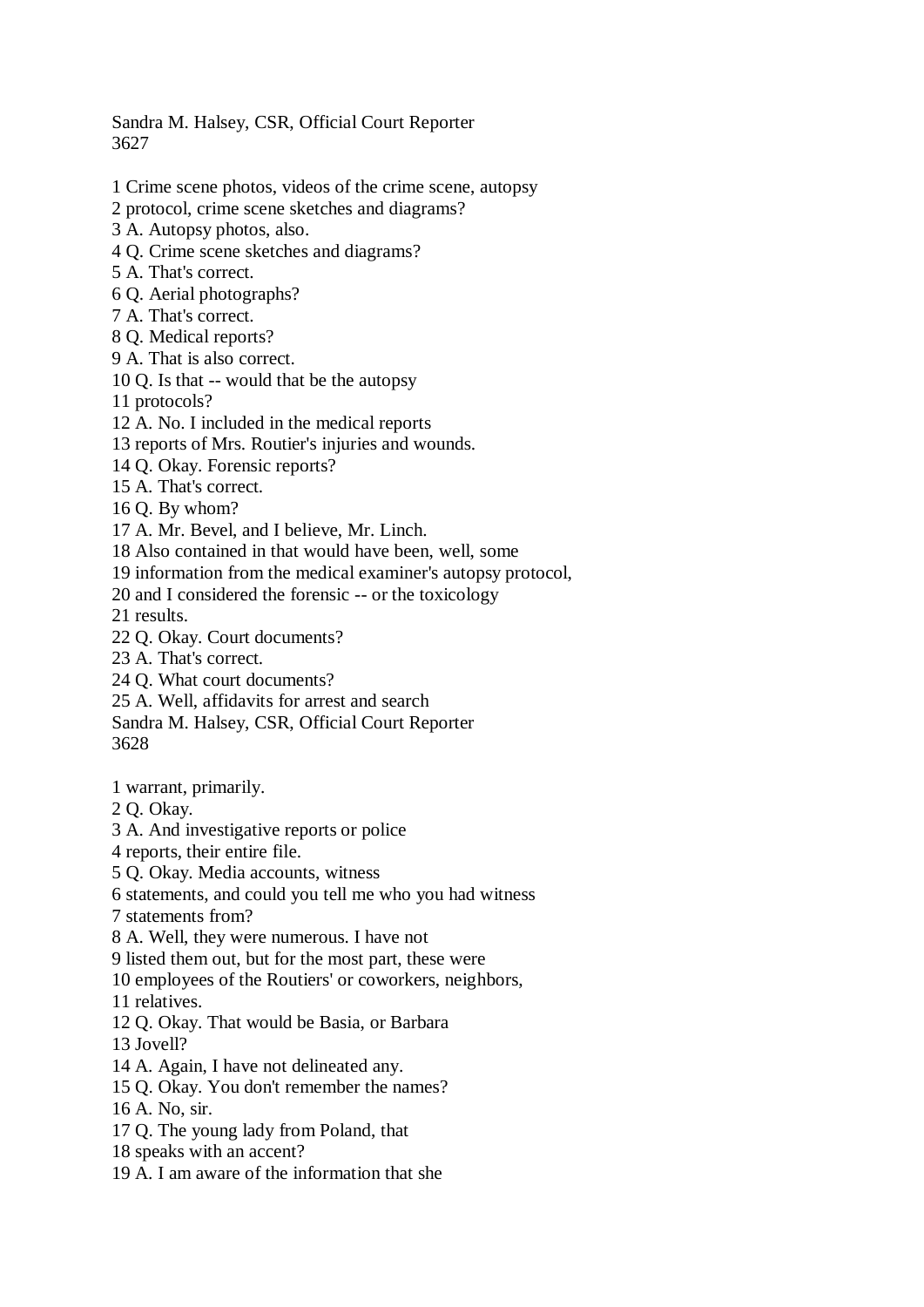1 Crime scene photos, videos of the crime scene, autopsy
2 protocol, crime scene sketches and diagrams?
3 A. Autopsy photos, also.
4 Q. Crime scene sketches and diagrams?
5 A. That's correct.
6 Q. Aerial photographs?
7 A. That's correct.
8 Q. Medical reports?
9 A. That is also correct.
10 Q. Is that -- would that be the autopsy
11 protocols?
12 A. No. I included in the medical reports
13 reports of Mrs. Routier's injuries and wounds.
14 Q. Okay. Forensic reports?
15 A. That's correct.
16 Q. By whom?
17 A. Mr. Bevel, and I believe, Mr. Linch.
18 Also contained in that would have been, well, some
19 information from the medical examiner's autopsy protocol,
20 and I considered the forensic -- or the toxicology
21 results.
22 Q. Okay. Court documents?
23 A. That's correct.
24 Q. What court documents?
25 A. Well, affidavits for arrest and search

1 warrant, primarily.
2 Q. Okay.
3 A. And investigative reports or police
4 reports, their entire file.
5 Q. Okay. Media accounts, witness
6 statements, and could you tell me who you had witness
7 statements from?
8 A. Well, they were numerous. I have not
9 listed them out, but for the most part, these were
10 employees of the Routiers' or coworkers, neighbors,
11 relatives.
12 Q. Okay. That would be Basia, or Barbara
13 Jovell?
14 A. Again, I have not delineated any.
15 Q. Okay. You don't remember the names?
16 A. No, sir.
17 Q. The young lady from Poland, that
18 speaks with an accent?
19 A. I am aware of the information that she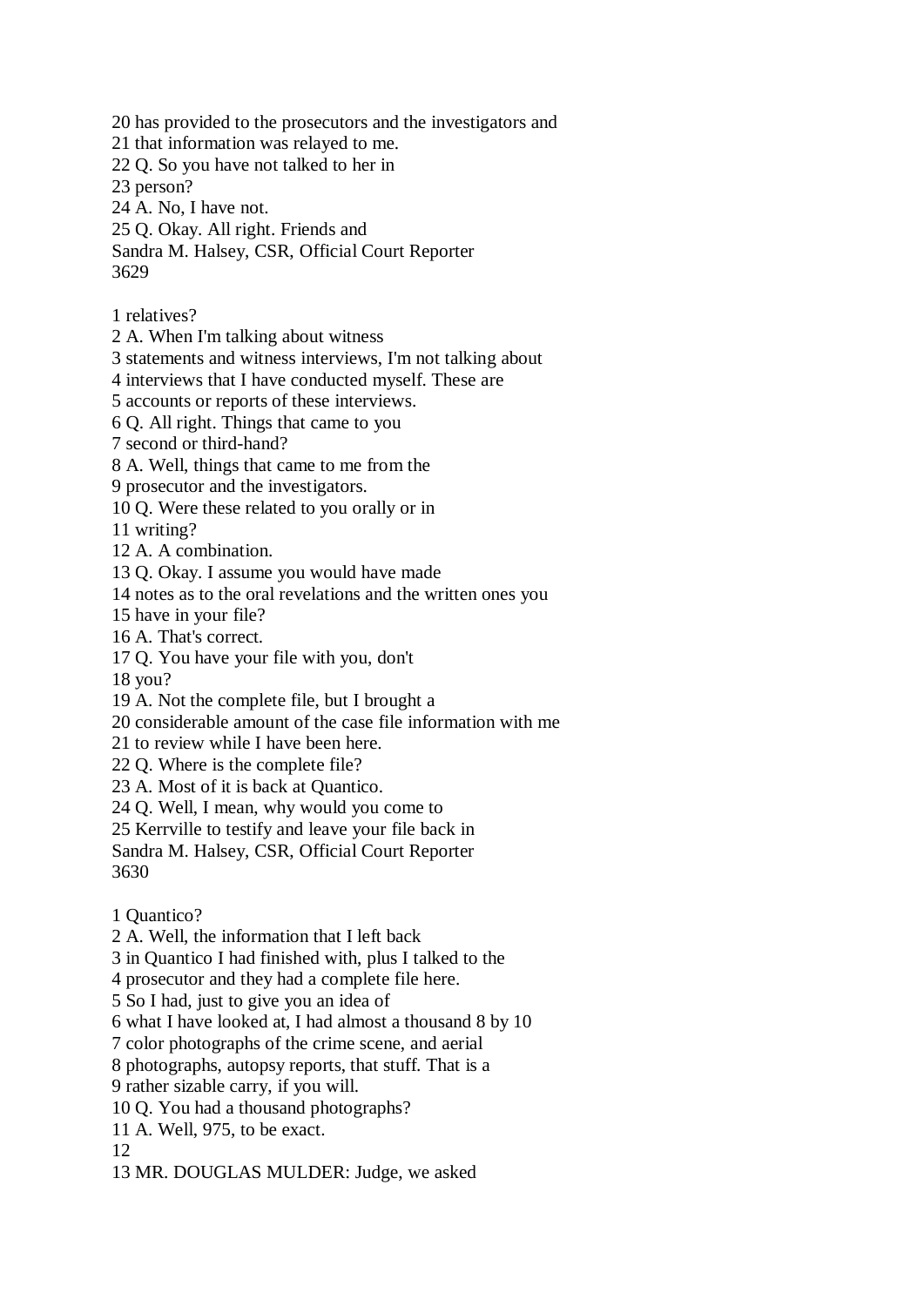20 has provided to the prosecutors and the investigators and
21 that information was relayed to me.
22 Q. So you have not talked to her in
23 person?
24 A. No, I have not.
25 Q. Okay. All right. Friends and

1 relatives?
2 A. When I'm talking about witness
3 statements and witness interviews, I'm not talking about
4 interviews that I have conducted myself. These are
5 accounts or reports of these interviews.
6 Q. All right. Things that came to you
7 second or third-hand?
8 A. Well, things that came to me from the
9 prosecutor and the investigators.
10 Q. Were these related to you orally or in
11 writing?
12 A. A combination.
13 Q. Okay. I assume you would have made
14 notes as to the oral revelations and the written ones you
15 have in your file?
16 A. That's correct.
17 Q. You have your file with you, don't
18 you?
19 A. Not the complete file, but I brought a
20 considerable amount of the case file information with me
21 to review while I have been here.
22 Q. Where is the complete file?
23 A. Most of it is back at Quantico.
24 Q. Well, I mean, why would you come to
25 Kerrville to testify and leave your file back in

1 Quantico?
2 A. Well, the information that I left back
3 in Quantico I had finished with, plus I talked to the
4 prosecutor and they had a complete file here.
5 So I had, just to give you an idea of
6 what I have looked at, I had almost a thousand 8 by 10
7 color photographs of the crime scene, and aerial
8 photographs, autopsy reports, that stuff. That is a
9 rather sizable carry, if you will.
10 Q. You had a thousand photographs?
11 A. Well, 975, to be exact.
12
13 MR. DOUGLAS MULDER: Judge, we asked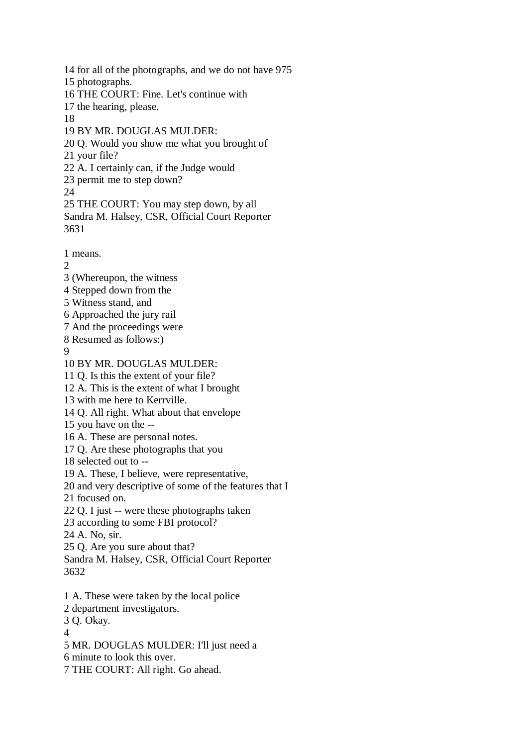14 for all of the photographs, and we do not have 975
15 photographs.
16 THE COURT: Fine. Let's continue with
17 the hearing, please.
18
19 BY MR. DOUGLAS MULDER:
20 Q. Would you show me what you brought of
21 your file?
22 A. I certainly can, if the Judge would
23 permit me to step down?
24
25 THE COURT: You may step down, by all
Sandra M. Halsey, CSR, Official Court Reporter
3631

1 means.
2
3 (Whereupon, the witness
4 Stepped down from the
5 Witness stand, and
6 Approached the jury rail
7 And the proceedings were
8 Resumed as follows:)
9
10 BY MR. DOUGLAS MULDER:
11 Q. Is this the extent of your file?
12 A. This is the extent of what I brought
13 with me here to Kerrville.
14 Q. All right. What about that envelope
15 you have on the --
16 A. These are personal notes.
17 Q. Are these photographs that you
18 selected out to --
19 A. These, I believe, were representative,
20 and very descriptive of some of the features that I
21 focused on.
22 Q. I just -- were these photographs taken
23 according to some FBI protocol?
24 A. No, sir.
25 Q. Are you sure about that?
Sandra M. Halsey, CSR, Official Court Reporter
3632

1 A. These were taken by the local police
2 department investigators.
3 Q. Okay.
4
5 MR. DOUGLAS MULDER: I'll just need a
6 minute to look this over.
7 THE COURT: All right. Go ahead.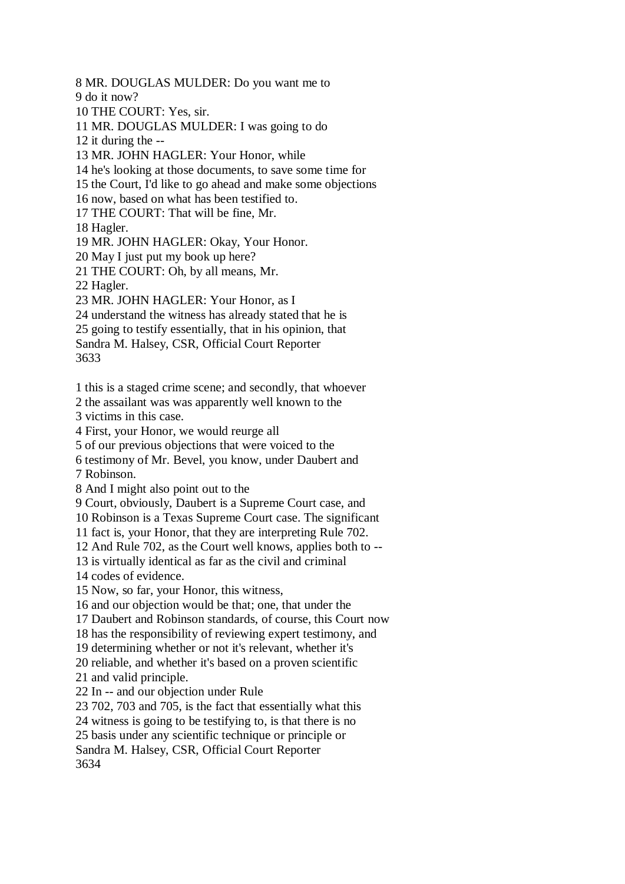8 MR. DOUGLAS MULDER: Do you want me to
9 do it now?
10 THE COURT: Yes, sir.
11 MR. DOUGLAS MULDER: I was going to do
12 it during the --
13 MR. JOHN HAGLER: Your Honor, while
14 he's looking at those documents, to save some time for
15 the Court, I'd like to go ahead and make some objections
16 now, based on what has been testified to.
17 THE COURT: That will be fine, Mr.
18 Hagler.
19 MR. JOHN HAGLER: Okay, Your Honor.
20 May I just put my book up here?
21 THE COURT: Oh, by all means, Mr.
22 Hagler.
23 MR. JOHN HAGLER: Your Honor, as I
24 understand the witness has already stated that he is
25 going to testify essentially, that in his opinion, that
Sandra M. Halsey, CSR, Official Court Reporter
3633

1 this is a staged crime scene; and secondly, that whoever
2 the assailant was was apparently well known to the
3 victims in this case.
4 First, your Honor, we would reurge all
5 of our previous objections that were voiced to the
6 testimony of Mr. Bevel, you know, under Daubert and
7 Robinson.
8 And I might also point out to the
9 Court, obviously, Daubert is a Supreme Court case, and
10 Robinson is a Texas Supreme Court case. The significant
11 fact is, your Honor, that they are interpreting Rule 702.
12 And Rule 702, as the Court well knows, applies both to --
13 is virtually identical as far as the civil and criminal
14 codes of evidence.
15 Now, so far, your Honor, this witness,
16 and our objection would be that; one, that under the
17 Daubert and Robinson standards, of course, this Court now
18 has the responsibility of reviewing expert testimony, and
19 determining whether or not it's relevant, whether it's
20 reliable, and whether it's based on a proven scientific
21 and valid principle.
22 In -- and our objection under Rule
23 702, 703 and 705, is the fact that essentially what this
24 witness is going to be testifying to, is that there is no
25 basis under any scientific technique or principle or
Sandra M. Halsey, CSR, Official Court Reporter
3634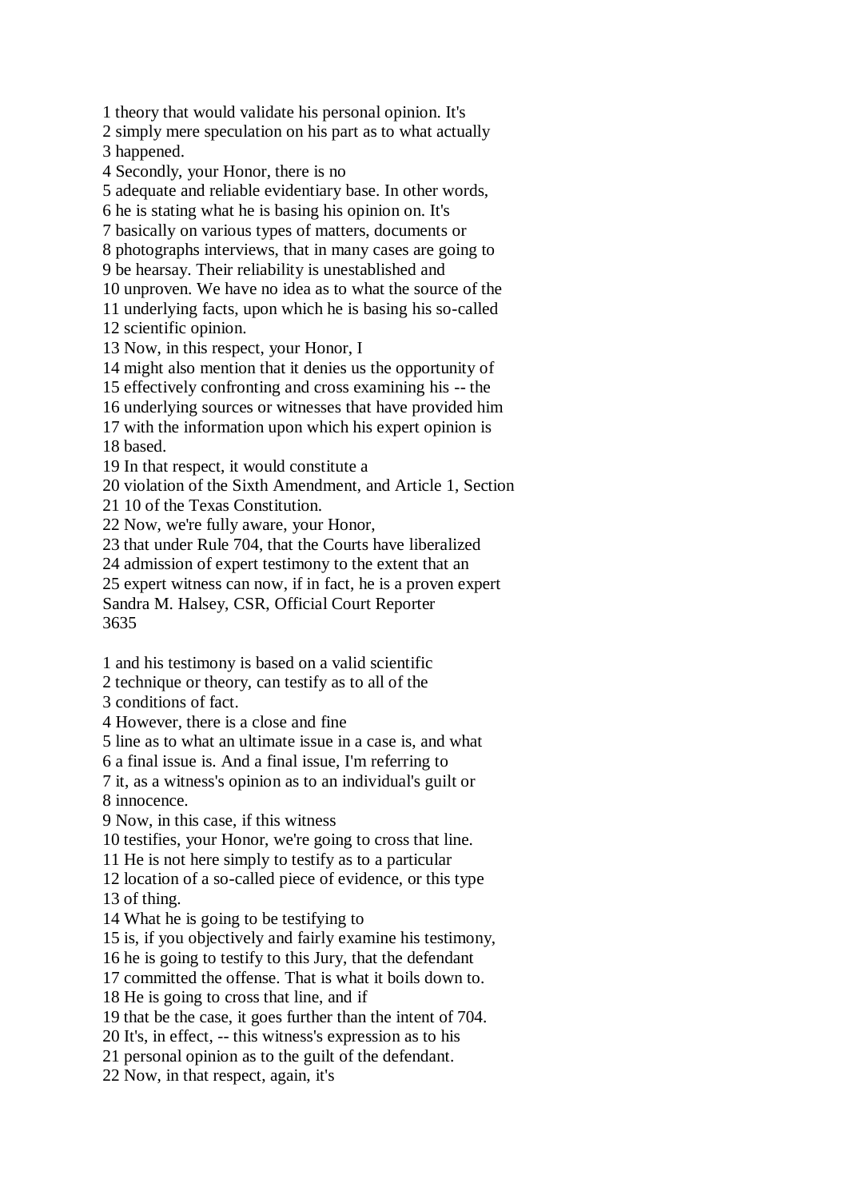1 theory that would validate his personal opinion. It's
2 simply mere speculation on his part as to what actually
3 happened.
4 Secondly, your Honor, there is no
5 adequate and reliable evidentiary base. In other words,
6 he is stating what he is basing his opinion on. It's
7 basically on various types of matters, documents or
8 photographs interviews, that in many cases are going to
9 be hearsay. Their reliability is unestablished and
10 unproven. We have no idea as to what the source of the
11 underlying facts, upon which he is basing his so-called
12 scientific opinion.
13 Now, in this respect, your Honor, I
14 might also mention that it denies us the opportunity of
15 effectively confronting and cross examining his -- the
16 underlying sources or witnesses that have provided him
17 with the information upon which his expert opinion is
18 based.
19 In that respect, it would constitute a
20 violation of the Sixth Amendment, and Article 1, Section
21 10 of the Texas Constitution.
22 Now, we're fully aware, your Honor,
23 that under Rule 704, that the Courts have liberalized
24 admission of expert testimony to the extent that an
25 expert witness can now, if in fact, he is a proven expert

1 and his testimony is based on a valid scientific
2 technique or theory, can testify as to all of the
3 conditions of fact.
4 However, there is a close and fine
5 line as to what an ultimate issue in a case is, and what
6 a final issue is. And a final issue, I'm referring to
7 it, as a witness's opinion as to an individual's guilt or
8 innocence.
9 Now, in this case, if this witness
10 testifies, your Honor, we're going to cross that line.
11 He is not here simply to testify as to a particular
12 location of a so-called piece of evidence, or this type
13 of thing.
14 What he is going to be testifying to
15 is, if you objectively and fairly examine his testimony,
16 he is going to testify to this Jury, that the defendant
17 committed the offense. That is what it boils down to.
18 He is going to cross that line, and if
19 that be the case, it goes further than the intent of 704.
20 It's, in effect, -- this witness's expression as to his
21 personal opinion as to the guilt of the defendant.
22 Now, in that respect, again, it's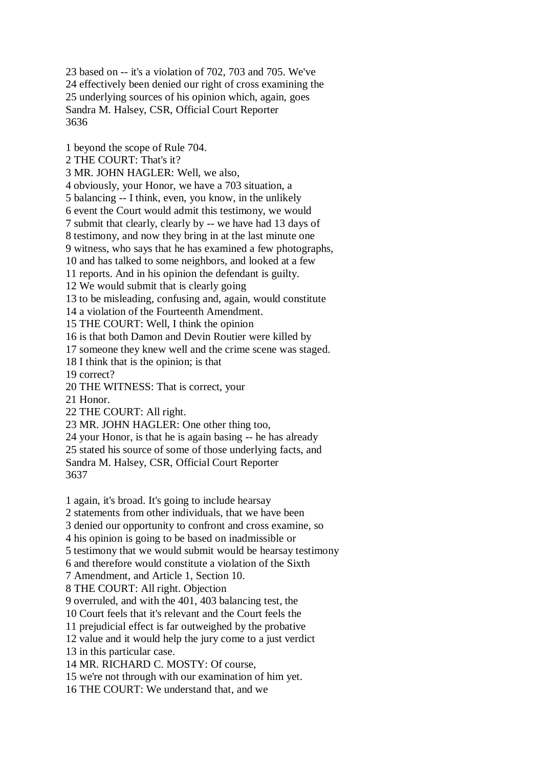23 based on -- it's a violation of 702, 703 and 705. We've
24 effectively been denied our right of cross examining the
25 underlying sources of his opinion which, again, goes

1 beyond the scope of Rule 704.
2 THE COURT: That's it?
3 MR. JOHN HAGLER: Well, we also,
4 obviously, your Honor, we have a 703 situation, a
5 balancing -- I think, even, you know, in the unlikely
6 event the Court would admit this testimony, we would
7 submit that clearly, clearly by -- we have had 13 days of
8 testimony, and now they bring in at the last minute one
9 witness, who says that he has examined a few photographs,
10 and has talked to some neighbors, and looked at a few
11 reports. And in his opinion the defendant is guilty.
12 We would submit that is clearly going
13 to be misleading, confusing and, again, would constitute
14 a violation of the Fourteenth Amendment.
15 THE COURT: Well, I think the opinion
16 is that both Damon and Devin Routier were killed by
17 someone they knew well and the crime scene was staged.
18 I think that is the opinion; is that
19 correct?
20 THE WITNESS: That is correct, your
21 Honor.
22 THE COURT: All right.
23 MR. JOHN HAGLER: One other thing too,
24 your Honor, is that he is again basing -- he has already
25 stated his source of some of those underlying facts, and

1 again, it's broad. It's going to include hearsay
2 statements from other individuals, that we have been
3 denied our opportunity to confront and cross examine, so
4 his opinion is going to be based on inadmissible or
5 testimony that we would submit would be hearsay testimony
6 and therefore would constitute a violation of the Sixth
7 Amendment, and Article 1, Section 10.
8 THE COURT: All right. Objection
9 overruled, and with the 401, 403 balancing test, the
10 Court feels that it's relevant and the Court feels the
11 prejudicial effect is far outweighed by the probative
12 value and it would help the jury come to a just verdict
13 in this particular case.
14 MR. RICHARD C. MOSTY: Of course,
15 we're not through with our examination of him yet.
16 THE COURT: We understand that, and we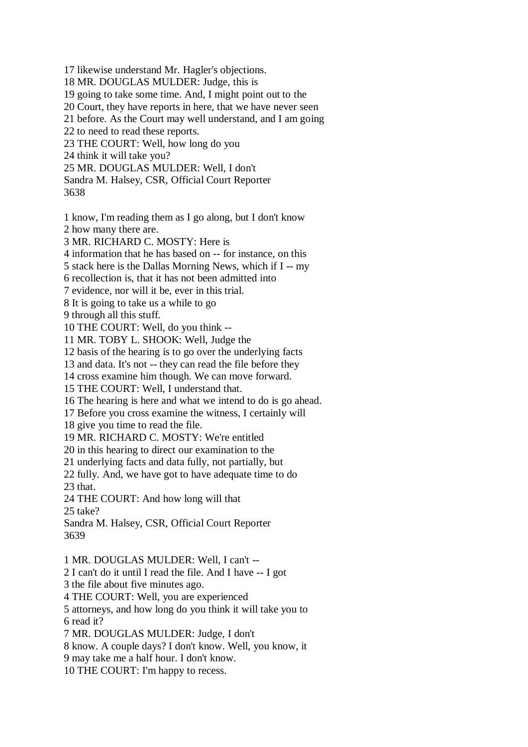17 likewise understand Mr. Hagler's objections.
18 MR. DOUGLAS MULDER: Judge, this is
19 going to take some time. And, I might point out to the
20 Court, they have reports in here, that we have never seen
21 before. As the Court may well understand, and I am going
22 to need to read these reports.
23 THE COURT: Well, how long do you
24 think it will take you?
25 MR. DOUGLAS MULDER: Well, I don't

1 know, I'm reading them as I go along, but I don't know
2 how many there are.
3 MR. RICHARD C. MOSTY: Here is
4 information that he has based on -- for instance, on this
5 stack here is the Dallas Morning News, which if I -- my
6 recollection is, that it has not been admitted into
7 evidence, nor will it be, ever in this trial.
8 It is going to take us a while to go
9 through all this stuff.
10 THE COURT: Well, do you think --
11 MR. TOBY L. SHOOK: Well, Judge the
12 basis of the hearing is to go over the underlying facts
13 and data. It's not -- they can read the file before they
14 cross examine him though. We can move forward.
15 THE COURT: Well, I understand that.
16 The hearing is here and what we intend to do is go ahead.
17 Before you cross examine the witness, I certainly will
18 give you time to read the file.
19 MR. RICHARD C. MOSTY: We're entitled
20 in this hearing to direct our examination to the
21 underlying facts and data fully, not partially, but
22 fully. And, we have got to have adequate time to do
23 that.
24 THE COURT: And how long will that
25 take?

1 MR. DOUGLAS MULDER: Well, I can't --
2 I can't do it until I read the file. And I have -- I got
3 the file about five minutes ago.
4 THE COURT: Well, you are experienced
5 attorneys, and how long do you think it will take you to
6 read it?
7 MR. DOUGLAS MULDER: Judge, I don't
8 know. A couple days? I don't know. Well, you know, it
9 may take me a half hour. I don't know.
10 THE COURT: I'm happy to recess.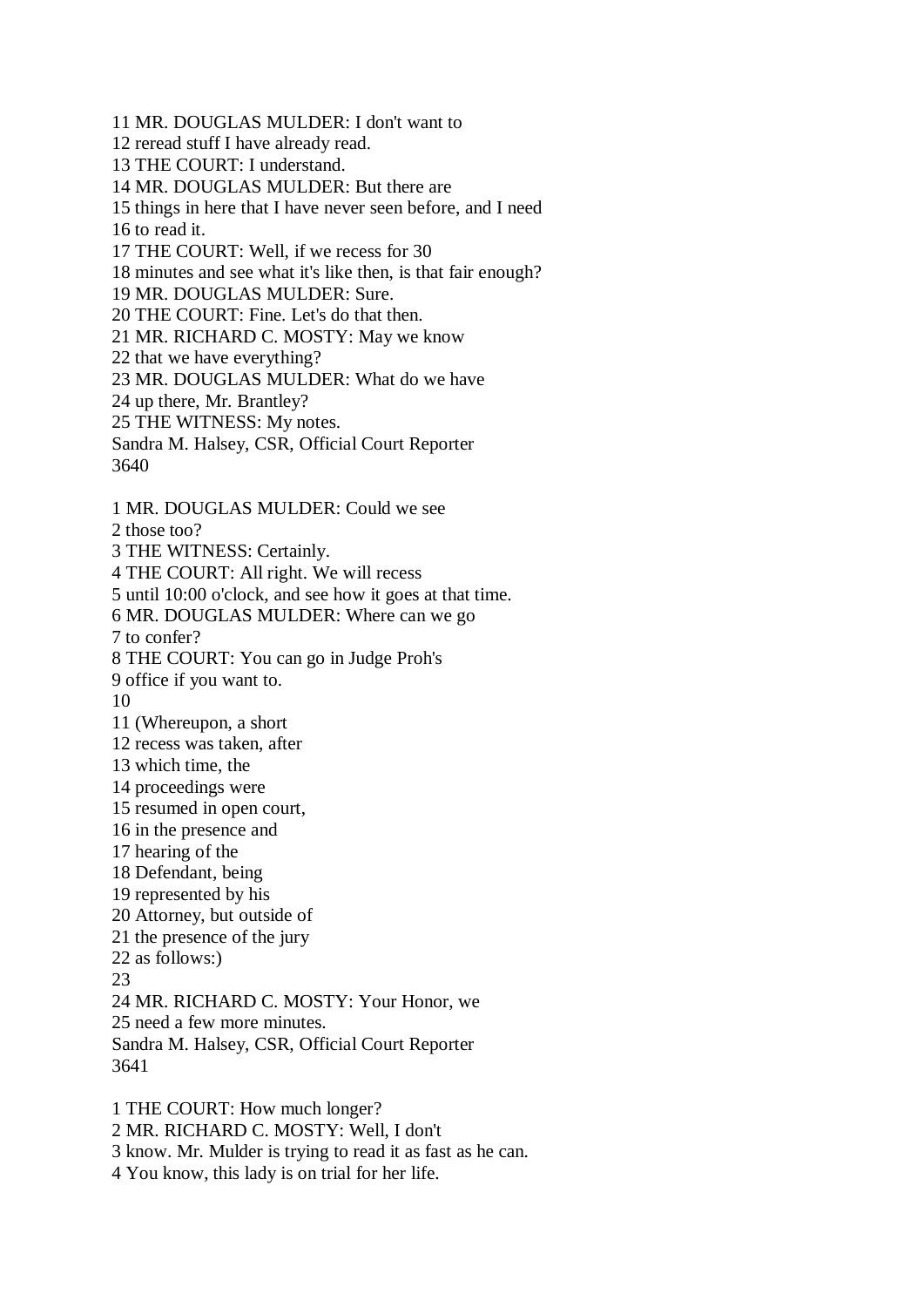11 MR. DOUGLAS MULDER: I don't want to
12 reread stuff I have already read.
13 THE COURT: I understand.
14 MR. DOUGLAS MULDER: But there are
15 things in here that I have never seen before, and I need
16 to read it.
17 THE COURT: Well, if we recess for 30
18 minutes and see what it's like then, is that fair enough?
19 MR. DOUGLAS MULDER: Sure.
20 THE COURT: Fine. Let's do that then.
21 MR. RICHARD C. MOSTY: May we know
22 that we have everything?
23 MR. DOUGLAS MULDER: What do we have
24 up there, Mr. Brantley?
25 THE WITNESS: My notes.
Sandra M. Halsey, CSR, Official Court Reporter
3640

1 MR. DOUGLAS MULDER: Could we see
2 those too?
3 THE WITNESS: Certainly.
4 THE COURT: All right. We will recess
5 until 10:00 o'clock, and see how it goes at that time.
6 MR. DOUGLAS MULDER: Where can we go
7 to confer?
8 THE COURT: You can go in Judge Proh's
9 office if you want to.
10
11 (Whereupon, a short
12 recess was taken, after
13 which time, the
14 proceedings were
15 resumed in open court,
16 in the presence and
17 hearing of the
18 Defendant, being
19 represented by his
20 Attorney, but outside of
21 the presence of the jury
22 as follows:)
23
24 MR. RICHARD C. MOSTY: Your Honor, we
25 need a few more minutes.
Sandra M. Halsey, CSR, Official Court Reporter
3641

1 THE COURT: How much longer?
2 MR. RICHARD C. MOSTY: Well, I don't
3 know. Mr. Mulder is trying to read it as fast as he can.
4 You know, this lady is on trial for her life.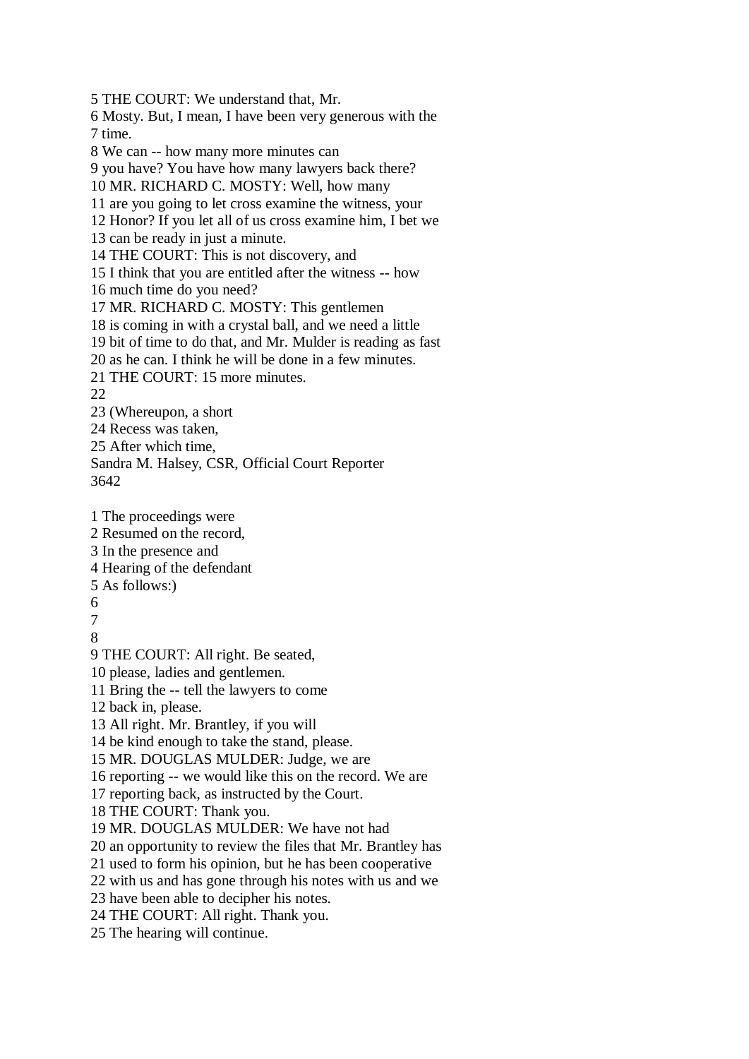5 THE COURT: We understand that, Mr.
6 Mosty. But, I mean, I have been very generous with the
7 time.
8 We can -- how many more minutes can
9 you have? You have how many lawyers back there?
10 MR. RICHARD C. MOSTY: Well, how many
11 are you going to let cross examine the witness, your
12 Honor? If you let all of us cross examine him, I bet we
13 can be ready in just a minute.
14 THE COURT: This is not discovery, and
15 I think that you are entitled after the witness -- how
16 much time do you need?
17 MR. RICHARD C. MOSTY: This gentlemen
18 is coming in with a crystal ball, and we need a little
19 bit of time to do that, and Mr. Mulder is reading as fast
20 as he can. I think he will be done in a few minutes.
21 THE COURT: 15 more minutes.
22
23 (Whereupon, a short
24 Recess was taken,
25 After which time,
Sandra M. Halsey, CSR, Official Court Reporter
3642

1 The proceedings were
2 Resumed on the record,
3 In the presence and
4 Hearing of the defendant
5 As follows:)
6
7
8
9 THE COURT: All right. Be seated,
10 please, ladies and gentlemen.
11 Bring the -- tell the lawyers to come
12 back in, please.
13 All right. Mr. Brantley, if you will
14 be kind enough to take the stand, please.
15 MR. DOUGLAS MULDER: Judge, we are
16 reporting -- we would like this on the record. We are
17 reporting back, as instructed by the Court.
18 THE COURT: Thank you.
19 MR. DOUGLAS MULDER: We have not had
20 an opportunity to review the files that Mr. Brantley has
21 used to form his opinion, but he has been cooperative
22 with us and has gone through his notes with us and we
23 have been able to decipher his notes.
24 THE COURT: All right. Thank you.
25 The hearing will continue.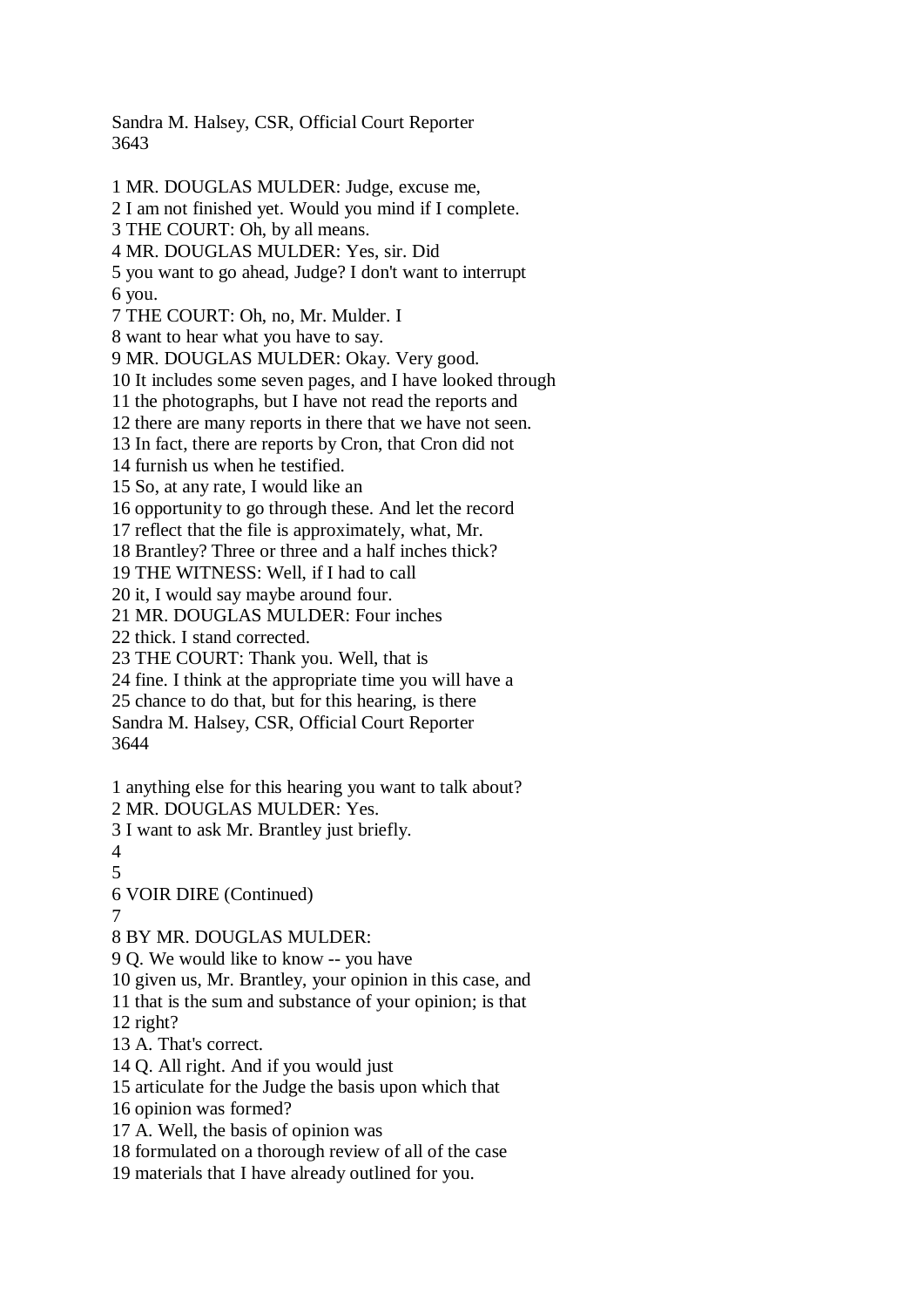1 MR. DOUGLAS MULDER: Judge, excuse me,
2 I am not finished yet. Would you mind if I complete.
3 THE COURT: Oh, by all means.
4 MR. DOUGLAS MULDER: Yes, sir. Did
5 you want to go ahead, Judge? I don't want to interrupt
6 you.
7 THE COURT: Oh, no, Mr. Mulder. I
8 want to hear what you have to say.
9 MR. DOUGLAS MULDER: Okay. Very good.
10 It includes some seven pages, and I have looked through
11 the photographs, but I have not read the reports and
12 there are many reports in there that we have not seen.
13 In fact, there are reports by Cron, that Cron did not
14 furnish us when he testified.
15 So, at any rate, I would like an
16 opportunity to go through these. And let the record
17 reflect that the file is approximately, what, Mr.
18 Brantley? Three or three and a half inches thick?
19 THE WITNESS: Well, if I had to call
20 it, I would say maybe around four.
21 MR. DOUGLAS MULDER: Four inches
22 thick. I stand corrected.
23 THE COURT: Thank you. Well, that is
24 fine. I think at the appropriate time you will have a
25 chance to do that, but for this hearing, is there

1 anything else for this hearing you want to talk about?
2 MR. DOUGLAS MULDER: Yes.
3 I want to ask Mr. Brantley just briefly.
4
5
6 VOIR DIRE (Continued)
7
8 BY MR. DOUGLAS MULDER:
9 Q. We would like to know -- you have
10 given us, Mr. Brantley, your opinion in this case, and
11 that is the sum and substance of your opinion; is that
12 right?
13 A. That's correct.
14 Q. All right. And if you would just
15 articulate for the Judge the basis upon which that
16 opinion was formed?
17 A. Well, the basis of opinion was
18 formulated on a thorough review of all of the case
19 materials that I have already outlined for you.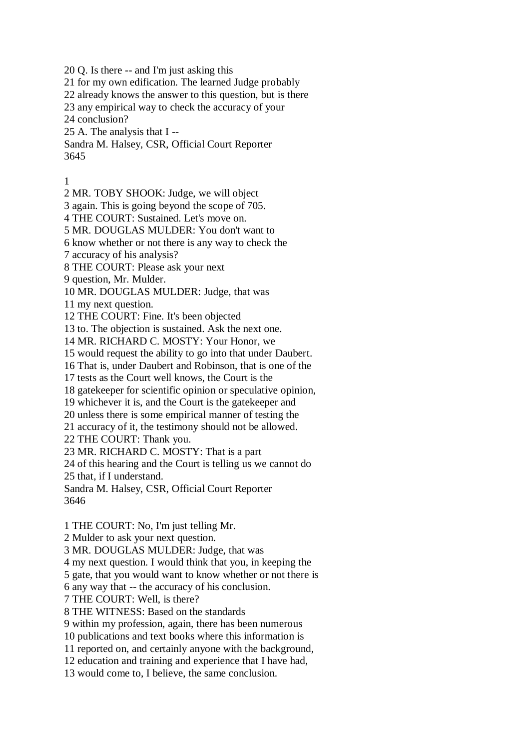20 Q. Is there -- and I'm just asking this
21 for my own edification. The learned Judge probably
22 already knows the answer to this question, but is there
23 any empirical way to check the accuracy of your
24 conclusion?
25 A. The analysis that I --
Sandra M. Halsey, CSR, Official Court Reporter

1
2 MR. TOBY SHOOK: Judge, we will object
3 again. This is going beyond the scope of 705.
4 THE COURT: Sustained. Let's move on.
5 MR. DOUGLAS MULDER: You don't want to
6 know whether or not there is any way to check the
7 accuracy of his analysis?
8 THE COURT: Please ask your next
9 question, Mr. Mulder.
10 MR. DOUGLAS MULDER: Judge, that was
11 my next question.
12 THE COURT: Fine. It's been objected
13 to. The objection is sustained. Ask the next one.
14 MR. RICHARD C. MOSTY: Your Honor, we
15 would request the ability to go into that under Daubert.
16 That is, under Daubert and Robinson, that is one of the
17 tests as the Court well knows, the Court is the
18 gatekeeper for scientific opinion or speculative opinion,
19 whichever it is, and the Court is the gatekeeper and
20 unless there is some empirical manner of testing the
21 accuracy of it, the testimony should not be allowed.
22 THE COURT: Thank you.
23 MR. RICHARD C. MOSTY: That is a part
24 of this hearing and the Court is telling us we cannot do
25 that, if I understand.
Sandra M. Halsey, CSR, Official Court Reporter

1 THE COURT: No, I'm just telling Mr.
2 Mulder to ask your next question.
3 MR. DOUGLAS MULDER: Judge, that was
4 my next question. I would think that you, in keeping the
5 gate, that you would want to know whether or not there is
6 any way that -- the accuracy of his conclusion.
7 THE COURT: Well, is there?
8 THE WITNESS: Based on the standards
9 within my profession, again, there has been numerous
10 publications and text books where this information is
11 reported on, and certainly anyone with the background,
12 education and training and experience that I have had,
13 would come to, I believe, the same conclusion.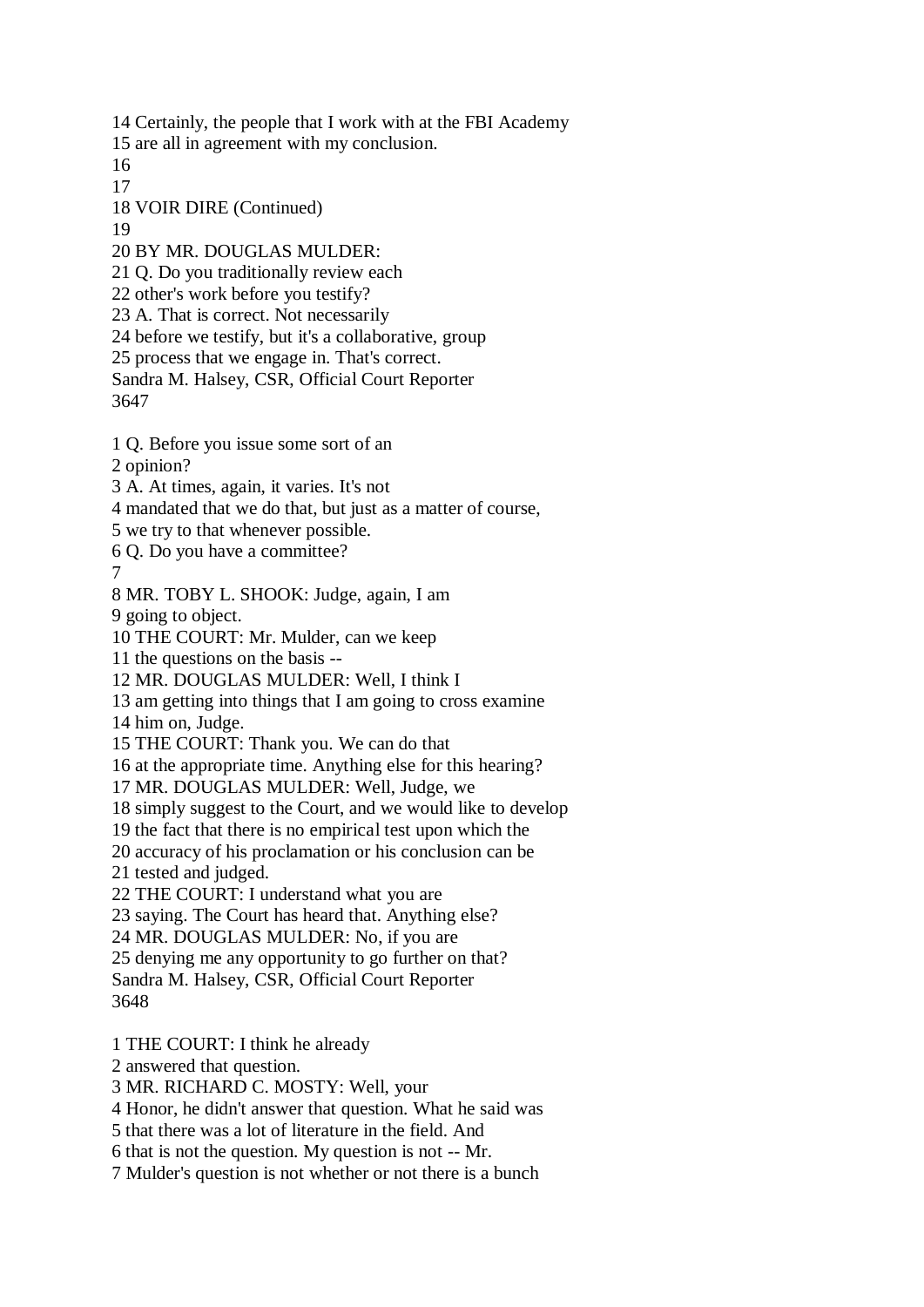14 Certainly, the people that I work with at the FBI Academy
15 are all in agreement with my conclusion.
16
17
18 VOIR DIRE (Continued)
19
20 BY MR. DOUGLAS MULDER:
21 Q. Do you traditionally review each
22 other's work before you testify?
23 A. That is correct. Not necessarily
24 before we testify, but it's a collaborative, group
25 process that we engage in. That's correct.
Sandra M. Halsey, CSR, Official Court Reporter
3647

1 Q. Before you issue some sort of an
2 opinion?
3 A. At times, again, it varies. It's not
4 mandated that we do that, but just as a matter of course,
5 we try to that whenever possible.
6 Q. Do you have a committee?
7
8 MR. TOBY L. SHOOK: Judge, again, I am
9 going to object.
10 THE COURT: Mr. Mulder, can we keep
11 the questions on the basis --
12 MR. DOUGLAS MULDER: Well, I think I
13 am getting into things that I am going to cross examine
14 him on, Judge.
15 THE COURT: Thank you. We can do that
16 at the appropriate time. Anything else for this hearing?
17 MR. DOUGLAS MULDER: Well, Judge, we
18 simply suggest to the Court, and we would like to develop
19 the fact that there is no empirical test upon which the
20 accuracy of his proclamation or his conclusion can be
21 tested and judged.
22 THE COURT: I understand what you are
23 saying. The Court has heard that. Anything else?
24 MR. DOUGLAS MULDER: No, if you are
25 denying me any opportunity to go further on that?
Sandra M. Halsey, CSR, Official Court Reporter
3648

1 THE COURT: I think he already
2 answered that question.
3 MR. RICHARD C. MOSTY: Well, your
4 Honor, he didn't answer that question. What he said was
5 that there was a lot of literature in the field. And
6 that is not the question. My question is not -- Mr.
7 Mulder's question is not whether or not there is a bunch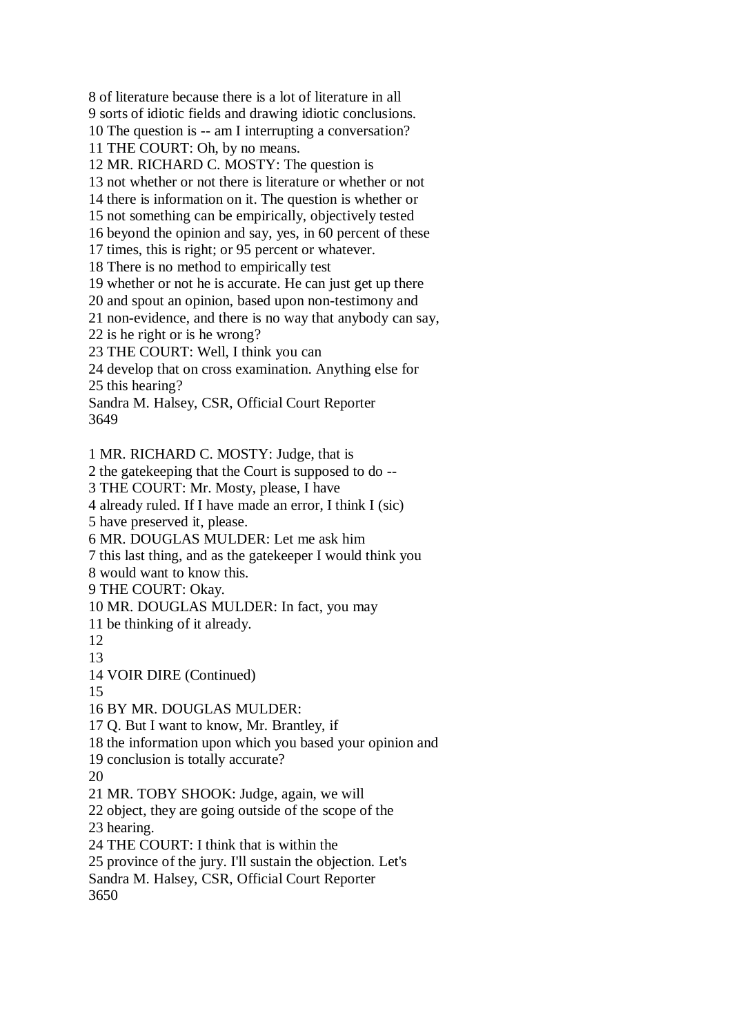8 of literature because there is a lot of literature in all
9 sorts of idiotic fields and drawing idiotic conclusions.
10 The question is -- am I interrupting a conversation?
11 THE COURT: Oh, by no means.
12 MR. RICHARD C. MOSTY: The question is
13 not whether or not there is literature or whether or not
14 there is information on it. The question is whether or
15 not something can be empirically, objectively tested
16 beyond the opinion and say, yes, in 60 percent of these
17 times, this is right; or 95 percent or whatever.
18 There is no method to empirically test
19 whether or not he is accurate. He can just get up there
20 and spout an opinion, based upon non-testimony and
21 non-evidence, and there is no way that anybody can say,
22 is he right or is he wrong?
23 THE COURT: Well, I think you can
24 develop that on cross examination. Anything else for
25 this hearing?
Sandra M. Halsey, CSR, Official Court Reporter
3649

1 MR. RICHARD C. MOSTY: Judge, that is
2 the gatekeeping that the Court is supposed to do --
3 THE COURT: Mr. Mosty, please, I have
4 already ruled. If I have made an error, I think I (sic)
5 have preserved it, please.
6 MR. DOUGLAS MULDER: Let me ask him
7 this last thing, and as the gatekeeper I would think you
8 would want to know this.
9 THE COURT: Okay.
10 MR. DOUGLAS MULDER: In fact, you may
11 be thinking of it already.
12
13
14 VOIR DIRE (Continued)
15
16 BY MR. DOUGLAS MULDER:
17 Q. But I want to know, Mr. Brantley, if
18 the information upon which you based your opinion and
19 conclusion is totally accurate?
20
21 MR. TOBY SHOOK: Judge, again, we will
22 object, they are going outside of the scope of the
23 hearing.
24 THE COURT: I think that is within the
25 province of the jury. I'll sustain the objection. Let's
Sandra M. Halsey, CSR, Official Court Reporter
3650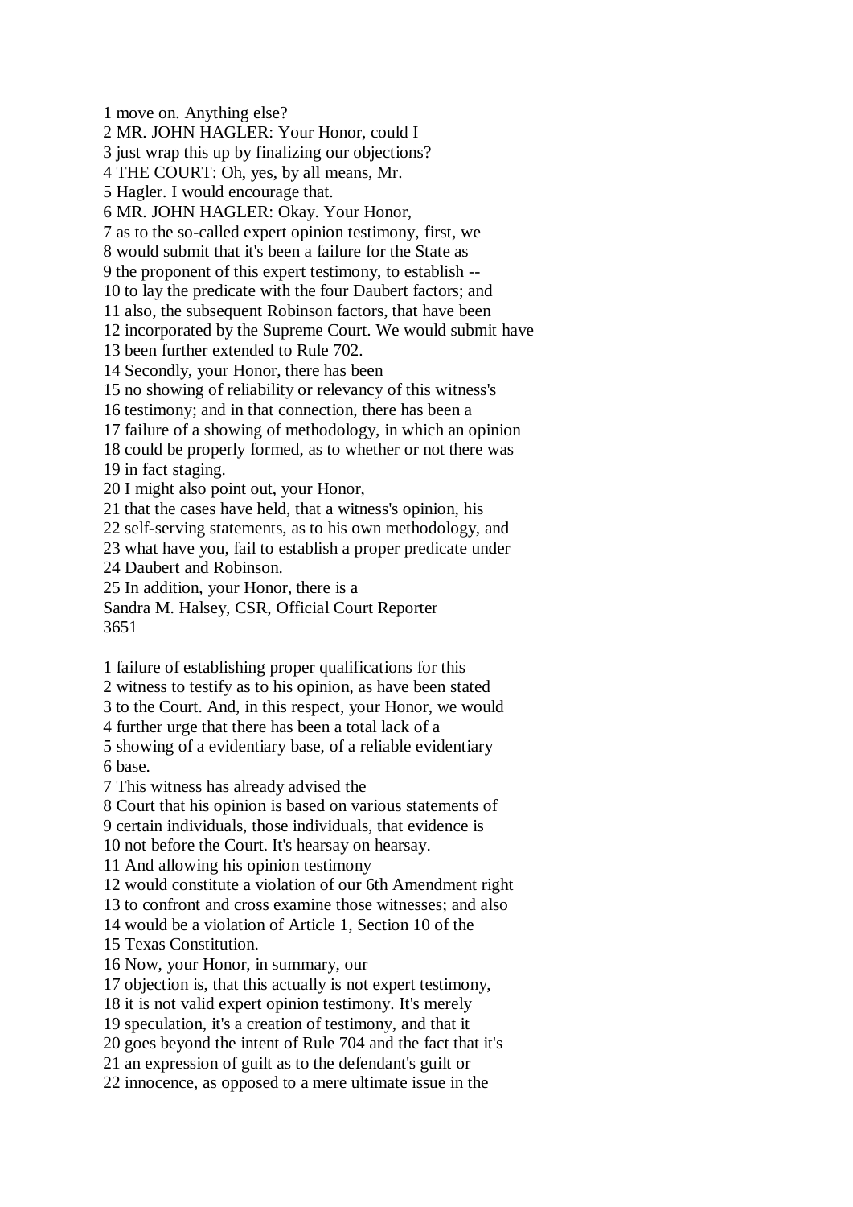1 move on. Anything else?
2 MR. JOHN HAGLER: Your Honor, could I
3 just wrap this up by finalizing our objections?
4 THE COURT: Oh, yes, by all means, Mr.
5 Hagler. I would encourage that.
6 MR. JOHN HAGLER: Okay. Your Honor,
7 as to the so-called expert opinion testimony, first, we
8 would submit that it's been a failure for the State as
9 the proponent of this expert testimony, to establish --
10 to lay the predicate with the four Daubert factors; and
11 also, the subsequent Robinson factors, that have been
12 incorporated by the Supreme Court. We would submit have
13 been further extended to Rule 702.
14 Secondly, your Honor, there has been
15 no showing of reliability or relevancy of this witness's
16 testimony; and in that connection, there has been a
17 failure of a showing of methodology, in which an opinion
18 could be properly formed, as to whether or not there was
19 in fact staging.
20 I might also point out, your Honor,
21 that the cases have held, that a witness's opinion, his
22 self-serving statements, as to his own methodology, and
23 what have you, fail to establish a proper predicate under
24 Daubert and Robinson.
25 In addition, your Honor, there is a
Sandra M. Halsey, CSR, Official Court Reporter

1 failure of establishing proper qualifications for this
2 witness to testify as to his opinion, as have been stated
3 to the Court. And, in this respect, your Honor, we would
4 further urge that there has been a total lack of a
5 showing of a evidentiary base, of a reliable evidentiary
6 base.
7 This witness has already advised the
8 Court that his opinion is based on various statements of
9 certain individuals, those individuals, that evidence is
10 not before the Court. It's hearsay on hearsay.
11 And allowing his opinion testimony
12 would constitute a violation of our 6th Amendment right
13 to confront and cross examine those witnesses; and also
14 would be a violation of Article 1, Section 10 of the
15 Texas Constitution.
16 Now, your Honor, in summary, our
17 objection is, that this actually is not expert testimony,
18 it is not valid expert opinion testimony. It's merely
19 speculation, it's a creation of testimony, and that it
20 goes beyond the intent of Rule 704 and the fact that it's
21 an expression of guilt as to the defendant's guilt or
22 innocence, as opposed to a mere ultimate issue in the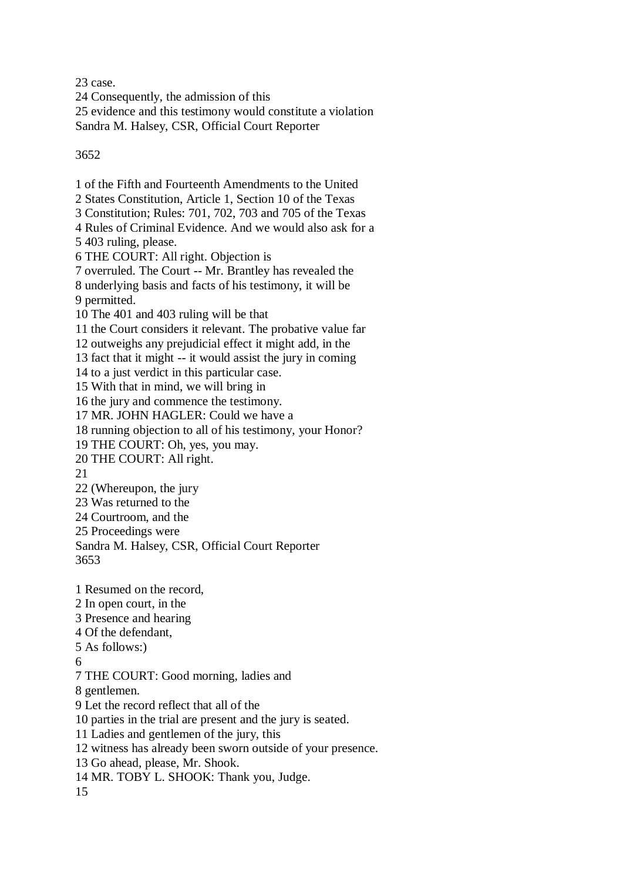23 case.
24 Consequently, the admission of this
25 evidence and this testimony would constitute a violation
Sandra M. Halsey, CSR, Official Court Reporter

1 of the Fifth and Fourteenth Amendments to the United
2 States Constitution, Article 1, Section 10 of the Texas
3 Constitution; Rules: 701, 702, 703 and 705 of the Texas
4 Rules of Criminal Evidence. And we would also ask for a
5 403 ruling, please.
6 THE COURT: All right. Objection is
7 overruled. The Court -- Mr. Brantley has revealed the
8 underlying basis and facts of his testimony, it will be
9 permitted.
10 The 401 and 403 ruling will be that
11 the Court considers it relevant. The probative value far
12 outweighs any prejudicial effect it might add, in the
13 fact that it might -- it would assist the jury in coming
14 to a just verdict in this particular case.
15 With that in mind, we will bring in
16 the jury and commence the testimony.
17 MR. JOHN HAGLER: Could we have a
18 running objection to all of his testimony, your Honor?
19 THE COURT: Oh, yes, you may.
20 THE COURT: All right.
21
22 (Whereupon, the jury
23 Was returned to the
24 Courtroom, and the
25 Proceedings were
Sandra M. Halsey, CSR, Official Court Reporter

1 Resumed on the record,
2 In open court, in the
3 Presence and hearing
4 Of the defendant,
5 As follows:)
6
7 THE COURT: Good morning, ladies and
8 gentlemen.
9 Let the record reflect that all of the
10 parties in the trial are present and the jury is seated.
11 Ladies and gentlemen of the jury, this
12 witness has already been sworn outside of your presence.
13 Go ahead, please, Mr. Shook.
14 MR. TOBY L. SHOOK: Thank you, Judge.
15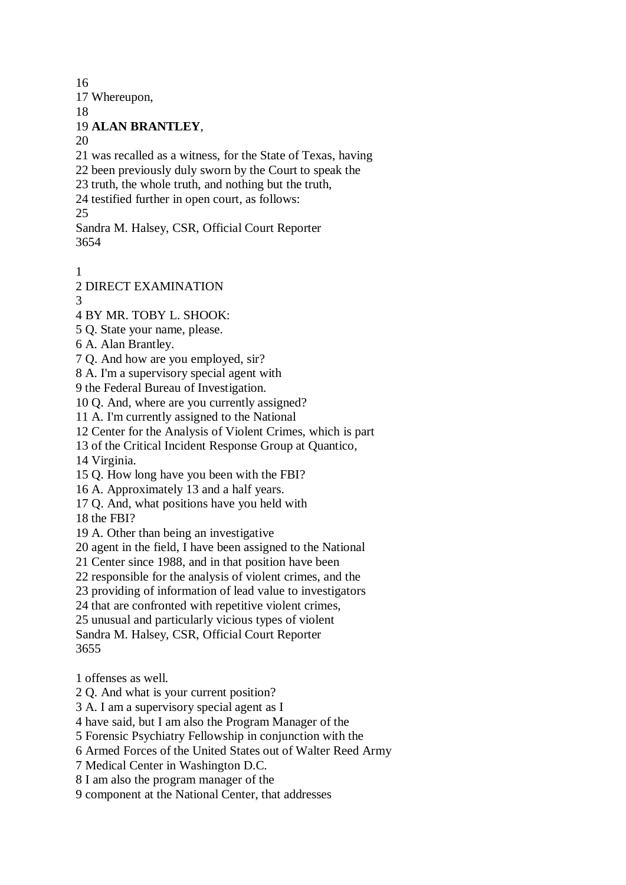16
17 Whereupon,
18
19 **ALAN BRANTLEY**,
20
21 was recalled as a witness, for the State of Texas, having
22 been previously duly sworn by the Court to speak the
23 truth, the whole truth, and nothing but the truth,
24 testified further in open court, as follows:
25

1
2 DIRECT EXAMINATION
3
4 BY MR. TOBY L. SHOOK:
5 Q. State your name, please.
6 A. Alan Brantley.
7 Q. And how are you employed, sir?
8 A. I'm a supervisory special agent with
9 the Federal Bureau of Investigation.
10 Q. And, where are you currently assigned?
11 A. I'm currently assigned to the National
12 Center for the Analysis of Violent Crimes, which is part
13 of the Critical Incident Response Group at Quantico,
14 Virginia.
15 Q. How long have you been with the FBI?
16 A. Approximately 13 and a half years.
17 Q. And, what positions have you held with
18 the FBI?
19 A. Other than being an investigative
20 agent in the field, I have been assigned to the National
21 Center since 1988, and in that position have been
22 responsible for the analysis of violent crimes, and the
23 providing of information of lead value to investigators
24 that are confronted with repetitive violent crimes,
25 unusual and particularly vicious types of violent

1 offenses as well.
2 Q. And what is your current position?
3 A. I am a supervisory special agent as I
4 have said, but I am also the Program Manager of the
5 Forensic Psychiatry Fellowship in conjunction with the
6 Armed Forces of the United States out of Walter Reed Army
7 Medical Center in Washington D.C.
8 I am also the program manager of the
9 component at the National Center, that addresses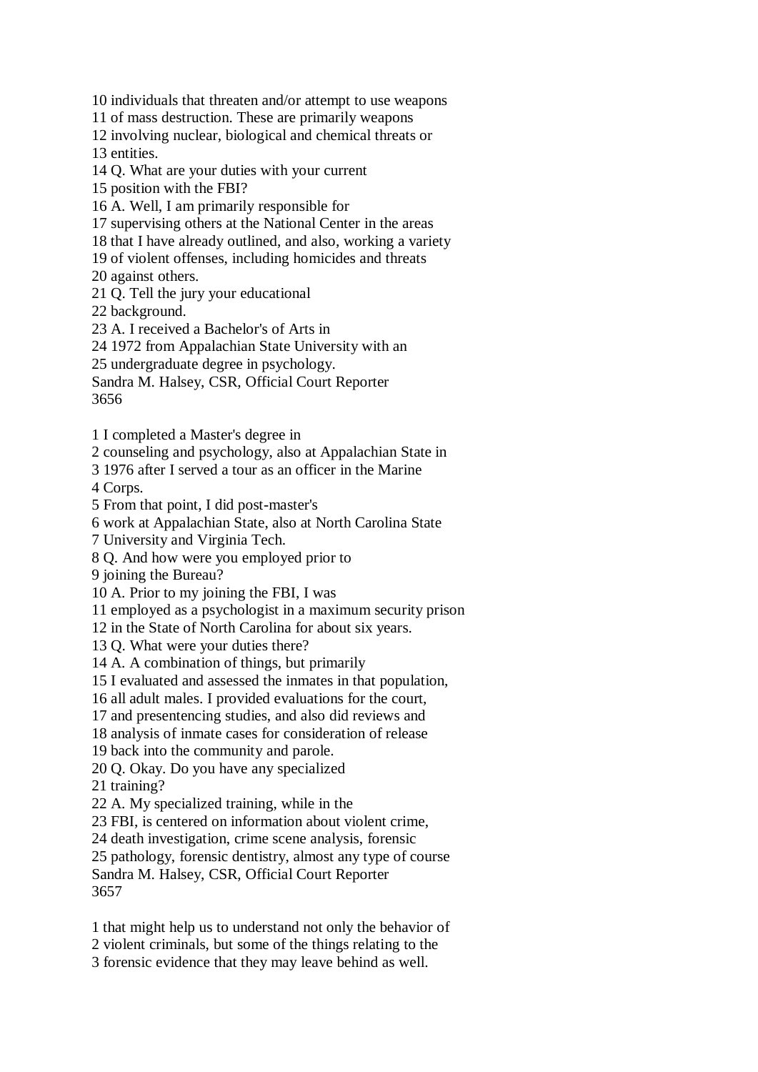10 individuals that threaten and/or attempt to use weapons
11 of mass destruction. These are primarily weapons
12 involving nuclear, biological and chemical threats or
13 entities.
14 Q. What are your duties with your current
15 position with the FBI?
16 A. Well, I am primarily responsible for
17 supervising others at the National Center in the areas
18 that I have already outlined, and also, working a variety
19 of violent offenses, including homicides and threats
20 against others.
21 Q. Tell the jury your educational
22 background.
23 A. I received a Bachelor's of Arts in
24 1972 from Appalachian State University with an
25 undergraduate degree in psychology.
Sandra M. Halsey, CSR, Official Court Reporter
3656

1 I completed a Master's degree in
2 counseling and psychology, also at Appalachian State in
3 1976 after I served a tour as an officer in the Marine
4 Corps.
5 From that point, I did post-master's
6 work at Appalachian State, also at North Carolina State
7 University and Virginia Tech.
8 Q. And how were you employed prior to
9 joining the Bureau?
10 A. Prior to my joining the FBI, I was
11 employed as a psychologist in a maximum security prison
12 in the State of North Carolina for about six years.
13 Q. What were your duties there?
14 A. A combination of things, but primarily
15 I evaluated and assessed the inmates in that population,
16 all adult males. I provided evaluations for the court,
17 and presentencing studies, and also did reviews and
18 analysis of inmate cases for consideration of release
19 back into the community and parole.
20 Q. Okay. Do you have any specialized
21 training?
22 A. My specialized training, while in the
23 FBI, is centered on information about violent crime,
24 death investigation, crime scene analysis, forensic
25 pathology, forensic dentistry, almost any type of course
Sandra M. Halsey, CSR, Official Court Reporter
3657

1 that might help us to understand not only the behavior of
2 violent criminals, but some of the things relating to the
3 forensic evidence that they may leave behind as well.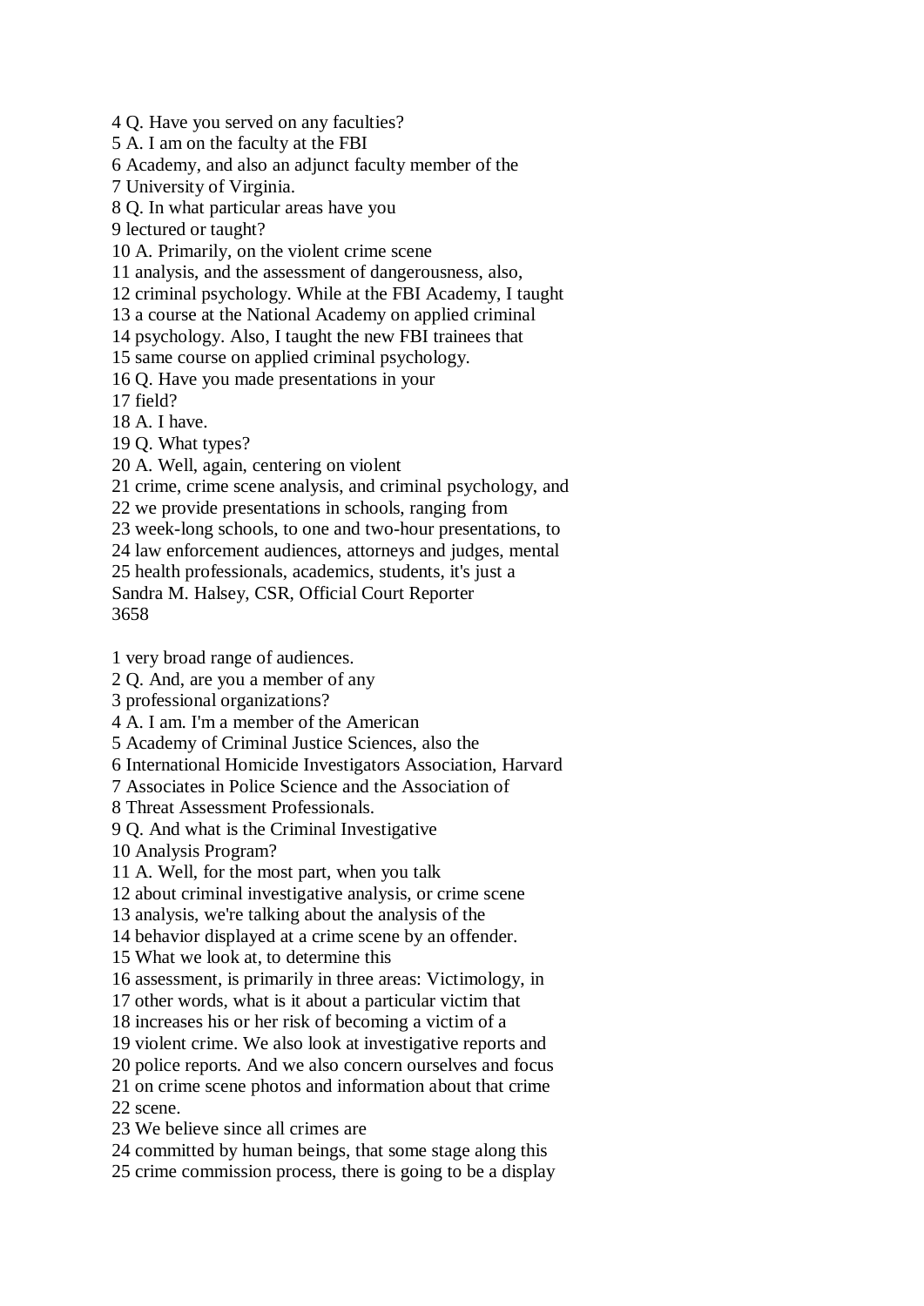4 Q. Have you served on any faculties?
5 A. I am on the faculty at the FBI
6 Academy, and also an adjunct faculty member of the
7 University of Virginia.
8 Q. In what particular areas have you
9 lectured or taught?
10 A. Primarily, on the violent crime scene
11 analysis, and the assessment of dangerousness, also,
12 criminal psychology. While at the FBI Academy, I taught
13 a course at the National Academy on applied criminal
14 psychology. Also, I taught the new FBI trainees that
15 same course on applied criminal psychology.
16 Q. Have you made presentations in your
17 field?
18 A. I have.
19 Q. What types?
20 A. Well, again, centering on violent
21 crime, crime scene analysis, and criminal psychology, and
22 we provide presentations in schools, ranging from
23 week-long schools, to one and two-hour presentations, to
24 law enforcement audiences, attorneys and judges, mental
25 health professionals, academics, students, it's just a
Sandra M. Halsey, CSR, Official Court Reporter
3658

1 very broad range of audiences.
2 Q. And, are you a member of any
3 professional organizations?
4 A. I am. I'm a member of the American
5 Academy of Criminal Justice Sciences, also the
6 International Homicide Investigators Association, Harvard
7 Associates in Police Science and the Association of
8 Threat Assessment Professionals.
9 Q. And what is the Criminal Investigative
10 Analysis Program?
11 A. Well, for the most part, when you talk
12 about criminal investigative analysis, or crime scene
13 analysis, we're talking about the analysis of the
14 behavior displayed at a crime scene by an offender.
15 What we look at, to determine this
16 assessment, is primarily in three areas: Victimology, in
17 other words, what is it about a particular victim that
18 increases his or her risk of becoming a victim of a
19 violent crime. We also look at investigative reports and
20 police reports. And we also concern ourselves and focus
21 on crime scene photos and information about that crime
22 scene.
23 We believe since all crimes are
24 committed by human beings, that some stage along this
25 crime commission process, there is going to be a display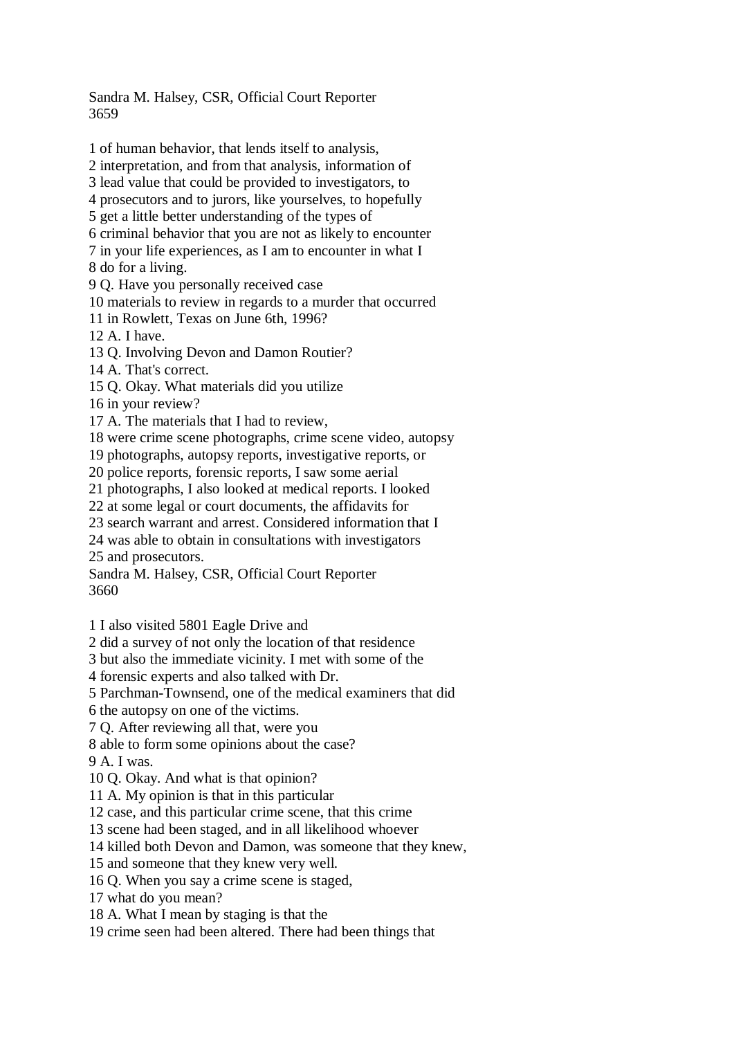1 of human behavior, that lends itself to analysis,
2 interpretation, and from that analysis, information of
3 lead value that could be provided to investigators, to
4 prosecutors and to jurors, like yourselves, to hopefully
5 get a little better understanding of the types of
6 criminal behavior that you are not as likely to encounter
7 in your life experiences, as I am to encounter in what I
8 do for a living.
9 Q. Have you personally received case
10 materials to review in regards to a murder that occurred
11 in Rowlett, Texas on June 6th, 1996?
12 A. I have.
13 Q. Involving Devon and Damon Routier?
14 A. That's correct.
15 Q. Okay. What materials did you utilize
16 in your review?
17 A. The materials that I had to review,
18 were crime scene photographs, crime scene video, autopsy
19 photographs, autopsy reports, investigative reports, or
20 police reports, forensic reports, I saw some aerial
21 photographs, I also looked at medical reports. I looked
22 at some legal or court documents, the affidavits for
23 search warrant and arrest. Considered information that I
24 was able to obtain in consultations with investigators
25 and prosecutors.

1 I also visited 5801 Eagle Drive and
2 did a survey of not only the location of that residence
3 but also the immediate vicinity. I met with some of the
4 forensic experts and also talked with Dr.
5 Parchman-Townsend, one of the medical examiners that did
6 the autopsy on one of the victims.
7 Q. After reviewing all that, were you
8 able to form some opinions about the case?
9 A. I was.
10 Q. Okay. And what is that opinion?
11 A. My opinion is that in this particular
12 case, and this particular crime scene, that this crime
13 scene had been staged, and in all likelihood whoever
14 killed both Devon and Damon, was someone that they knew,
15 and someone that they knew very well.
16 Q. When you say a crime scene is staged,
17 what do you mean?
18 A. What I mean by staging is that the
19 crime seen had been altered. There had been things that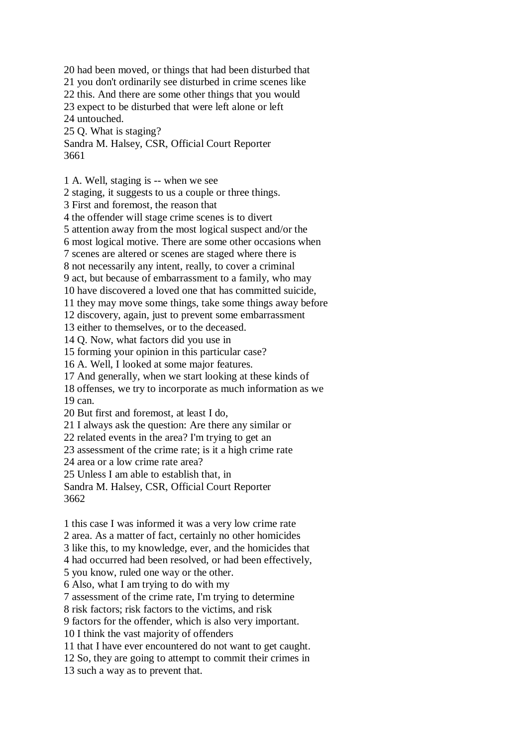20 had been moved, or things that had been disturbed that
21 you don't ordinarily see disturbed in crime scenes like
22 this. And there are some other things that you would
23 expect to be disturbed that were left alone or left
24 untouched.
25 Q. What is staging?

1 A. Well, staging is -- when we see
2 staging, it suggests to us a couple or three things.
3 First and foremost, the reason that
4 the offender will stage crime scenes is to divert
5 attention away from the most logical suspect and/or the
6 most logical motive. There are some other occasions when
7 scenes are altered or scenes are staged where there is
8 not necessarily any intent, really, to cover a criminal
9 act, but because of embarrassment to a family, who may
10 have discovered a loved one that has committed suicide,
11 they may move some things, take some things away before
12 discovery, again, just to prevent some embarrassment
13 either to themselves, or to the deceased.
14 Q. Now, what factors did you use in
15 forming your opinion in this particular case?
16 A. Well, I looked at some major features.
17 And generally, when we start looking at these kinds of
18 offenses, we try to incorporate as much information as we
19 can.
20 But first and foremost, at least I do,
21 I always ask the question: Are there any similar or
22 related events in the area? I'm trying to get an
23 assessment of the crime rate; is it a high crime rate
24 area or a low crime rate area?
25 Unless I am able to establish that, in

1 this case I was informed it was a very low crime rate
2 area. As a matter of fact, certainly no other homicides
3 like this, to my knowledge, ever, and the homicides that
4 had occurred had been resolved, or had been effectively,
5 you know, ruled one way or the other.
6 Also, what I am trying to do with my
7 assessment of the crime rate, I'm trying to determine
8 risk factors; risk factors to the victims, and risk
9 factors for the offender, which is also very important.
10 I think the vast majority of offenders
11 that I have ever encountered do not want to get caught.
12 So, they are going to attempt to commit their crimes in
13 such a way as to prevent that.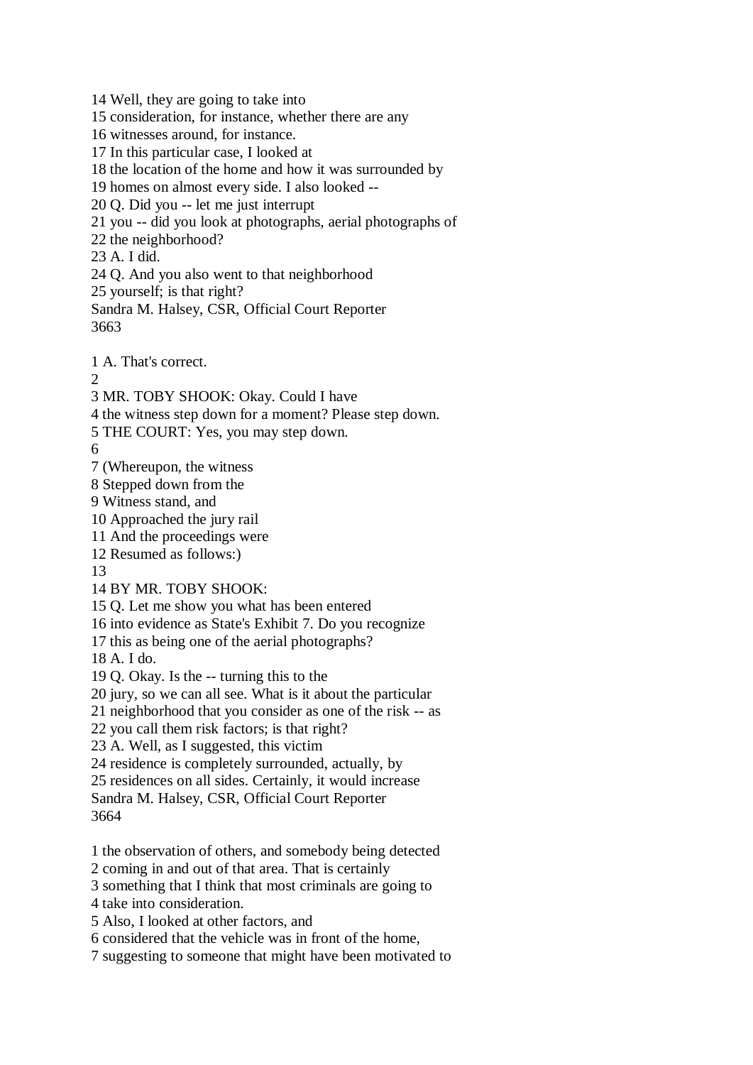14 Well, they are going to take into
15 consideration, for instance, whether there are any
16 witnesses around, for instance.
17 In this particular case, I looked at
18 the location of the home and how it was surrounded by
19 homes on almost every side. I also looked --
20 Q. Did you -- let me just interrupt
21 you -- did you look at photographs, aerial photographs of
22 the neighborhood?
23 A. I did.
24 Q. And you also went to that neighborhood
25 yourself; is that right?
Sandra M. Halsey, CSR, Official Court Reporter
3663

1 A. That's correct.
2
3 MR. TOBY SHOOK: Okay. Could I have
4 the witness step down for a moment? Please step down.
5 THE COURT: Yes, you may step down.
6
7 (Whereupon, the witness
8 Stepped down from the
9 Witness stand, and
10 Approached the jury rail
11 And the proceedings were
12 Resumed as follows:)
13
14 BY MR. TOBY SHOOK:
15 Q. Let me show you what has been entered
16 into evidence as State's Exhibit 7. Do you recognize
17 this as being one of the aerial photographs?
18 A. I do.
19 Q. Okay. Is the -- turning this to the
20 jury, so we can all see. What is it about the particular
21 neighborhood that you consider as one of the risk -- as
22 you call them risk factors; is that right?
23 A. Well, as I suggested, this victim
24 residence is completely surrounded, actually, by
25 residences on all sides. Certainly, it would increase
Sandra M. Halsey, CSR, Official Court Reporter
3664

1 the observation of others, and somebody being detected
2 coming in and out of that area. That is certainly
3 something that I think that most criminals are going to
4 take into consideration.
5 Also, I looked at other factors, and
6 considered that the vehicle was in front of the home,
7 suggesting to someone that might have been motivated to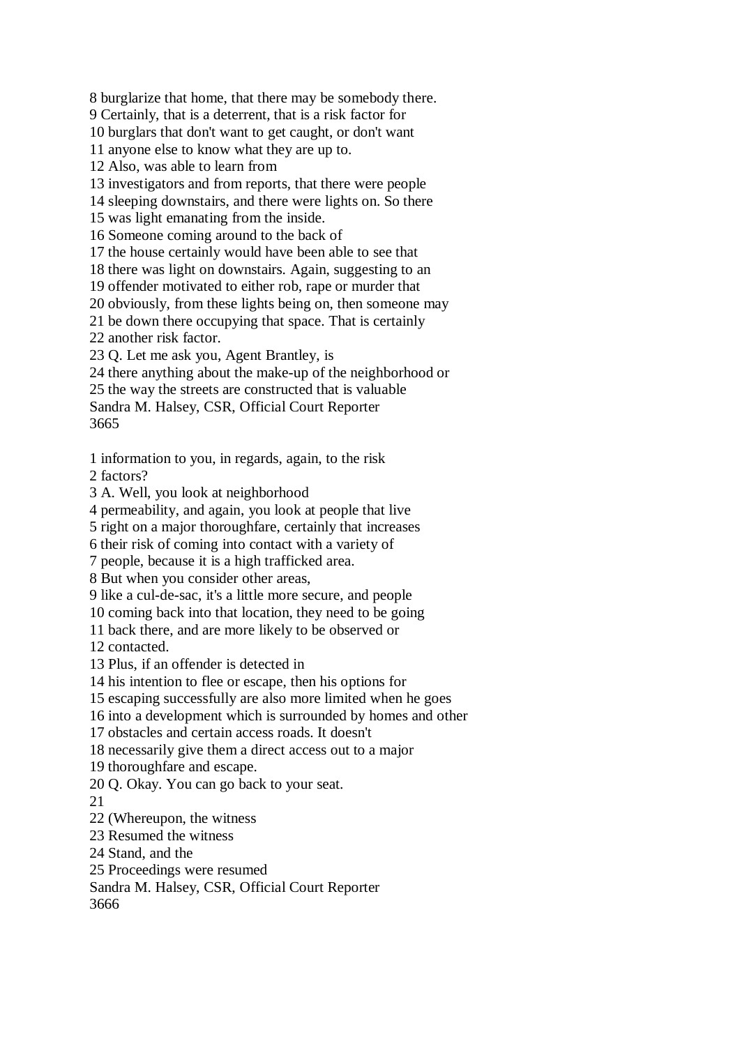8 burglarize that home, that there may be somebody there.
9 Certainly, that is a deterrent, that is a risk factor for
10 burglars that don't want to get caught, or don't want
11 anyone else to know what they are up to.
12 Also, was able to learn from
13 investigators and from reports, that there were people
14 sleeping downstairs, and there were lights on. So there
15 was light emanating from the inside.
16 Someone coming around to the back of
17 the house certainly would have been able to see that
18 there was light on downstairs. Again, suggesting to an
19 offender motivated to either rob, rape or murder that
20 obviously, from these lights being on, then someone may
21 be down there occupying that space. That is certainly
22 another risk factor.
23 Q. Let me ask you, Agent Brantley, is
24 there anything about the make-up of the neighborhood or
25 the way the streets are constructed that is valuable
Sandra M. Halsey, CSR, Official Court Reporter
3665

1 information to you, in regards, again, to the risk
2 factors?
3 A. Well, you look at neighborhood
4 permeability, and again, you look at people that live
5 right on a major thoroughfare, certainly that increases
6 their risk of coming into contact with a variety of
7 people, because it is a high trafficked area.
8 But when you consider other areas,
9 like a cul-de-sac, it's a little more secure, and people
10 coming back into that location, they need to be going
11 back there, and are more likely to be observed or
12 contacted.
13 Plus, if an offender is detected in
14 his intention to flee or escape, then his options for
15 escaping successfully are also more limited when he goes
16 into a development which is surrounded by homes and other
17 obstacles and certain access roads. It doesn't
18 necessarily give them a direct access out to a major
19 thoroughfare and escape.
20 Q. Okay. You can go back to your seat.
21
22 (Whereupon, the witness
23 Resumed the witness
24 Stand, and the
25 Proceedings were resumed
Sandra M. Halsey, CSR, Official Court Reporter
3666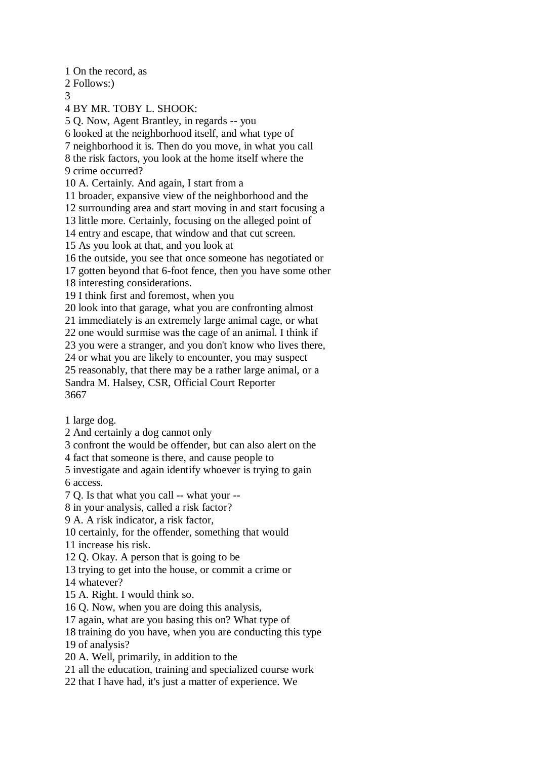1 On the record, as
2 Follows:)
3
4 BY MR. TOBY L. SHOOK:
5 Q. Now, Agent Brantley, in regards -- you
6 looked at the neighborhood itself, and what type of
7 neighborhood it is. Then do you move, in what you call
8 the risk factors, you look at the home itself where the
9 crime occurred?
10 A. Certainly. And again, I start from a
11 broader, expansive view of the neighborhood and the
12 surrounding area and start moving in and start focusing a
13 little more. Certainly, focusing on the alleged point of
14 entry and escape, that window and that cut screen.
15 As you look at that, and you look at
16 the outside, you see that once someone has negotiated or
17 gotten beyond that 6-foot fence, then you have some other
18 interesting considerations.
19 I think first and foremost, when you
20 look into that garage, what you are confronting almost
21 immediately is an extremely large animal cage, or what
22 one would surmise was the cage of an animal. I think if
23 you were a stranger, and you don't know who lives there,
24 or what you are likely to encounter, you may suspect
25 reasonably, that there may be a rather large animal, or a
Sandra M. Halsey, CSR, Official Court Reporter
3667

1 large dog.
2 And certainly a dog cannot only
3 confront the would be offender, but can also alert on the
4 fact that someone is there, and cause people to
5 investigate and again identify whoever is trying to gain
6 access.
7 Q. Is that what you call -- what your --
8 in your analysis, called a risk factor?
9 A. A risk indicator, a risk factor,
10 certainly, for the offender, something that would
11 increase his risk.
12 Q. Okay. A person that is going to be
13 trying to get into the house, or commit a crime or
14 whatever?
15 A. Right. I would think so.
16 Q. Now, when you are doing this analysis,
17 again, what are you basing this on? What type of
18 training do you have, when you are conducting this type
19 of analysis?
20 A. Well, primarily, in addition to the
21 all the education, training and specialized course work
22 that I have had, it's just a matter of experience. We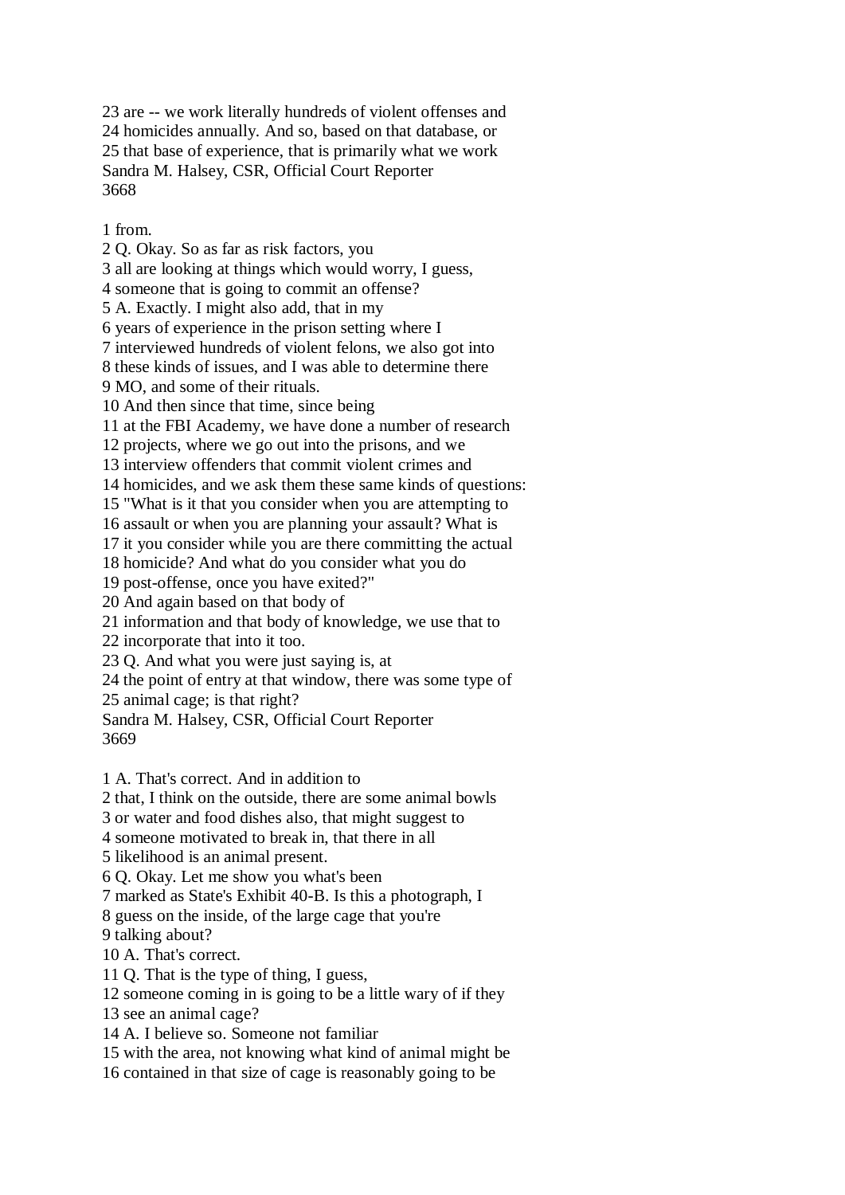23 are -- we work literally hundreds of violent offenses and
24 homicides annually. And so, based on that database, or
25 that base of experience, that is primarily what we work

1 from.
2 Q. Okay. So as far as risk factors, you
3 all are looking at things which would worry, I guess,
4 someone that is going to commit an offense?
5 A. Exactly. I might also add, that in my
6 years of experience in the prison setting where I
7 interviewed hundreds of violent felons, we also got into
8 these kinds of issues, and I was able to determine there
9 MO, and some of their rituals.
10 And then since that time, since being
11 at the FBI Academy, we have done a number of research
12 projects, where we go out into the prisons, and we
13 interview offenders that commit violent crimes and
14 homicides, and we ask them these same kinds of questions:
15 "What is it that you consider when you are attempting to
16 assault or when you are planning your assault? What is
17 it you consider while you are there committing the actual
18 homicide? And what do you consider what you do
19 post-offense, once you have exited?"
20 And again based on that body of
21 information and that body of knowledge, we use that to
22 incorporate that into it too.
23 Q. And what you were just saying is, at
24 the point of entry at that window, there was some type of
25 animal cage; is that right?

1 A. That's correct. And in addition to
2 that, I think on the outside, there are some animal bowls
3 or water and food dishes also, that might suggest to
4 someone motivated to break in, that there in all
5 likelihood is an animal present.
6 Q. Okay. Let me show you what's been
7 marked as State's Exhibit 40-B. Is this a photograph, I
8 guess on the inside, of the large cage that you're
9 talking about?
10 A. That's correct.
11 Q. That is the type of thing, I guess,
12 someone coming in is going to be a little wary of if they
13 see an animal cage?
14 A. I believe so. Someone not familiar
15 with the area, not knowing what kind of animal might be
16 contained in that size of cage is reasonably going to be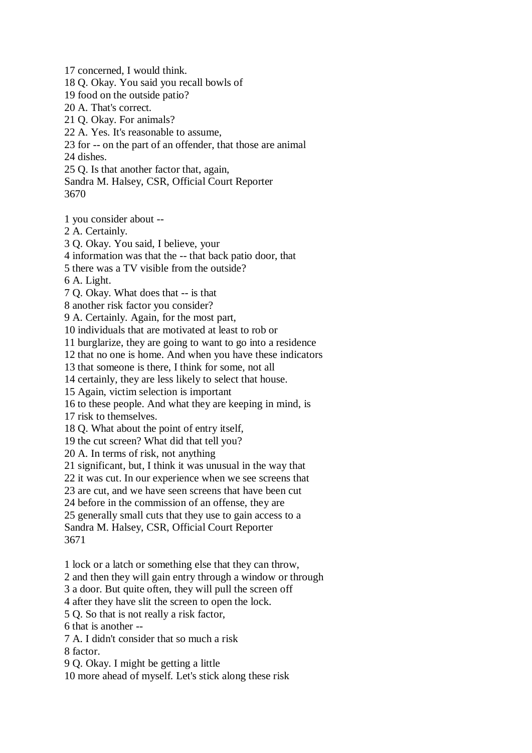17 concerned, I would think.
18 Q. Okay. You said you recall bowls of
19 food on the outside patio?
20 A. That's correct.
21 Q. Okay. For animals?
22 A. Yes. It's reasonable to assume,
23 for -- on the part of an offender, that those are animal
24 dishes.
25 Q. Is that another factor that, again,

1 you consider about --
2 A. Certainly.
3 Q. Okay. You said, I believe, your
4 information was that the -- that back patio door, that
5 there was a TV visible from the outside?
6 A. Light.
7 Q. Okay. What does that -- is that
8 another risk factor you consider?
9 A. Certainly. Again, for the most part,
10 individuals that are motivated at least to rob or
11 burglarize, they are going to want to go into a residence
12 that no one is home. And when you have these indicators
13 that someone is there, I think for some, not all
14 certainly, they are less likely to select that house.
15 Again, victim selection is important
16 to these people. And what they are keeping in mind, is
17 risk to themselves.
18 Q. What about the point of entry itself,
19 the cut screen? What did that tell you?
20 A. In terms of risk, not anything
21 significant, but, I think it was unusual in the way that
22 it was cut. In our experience when we see screens that
23 are cut, and we have seen screens that have been cut
24 before in the commission of an offense, they are
25 generally small cuts that they use to gain access to a

1 lock or a latch or something else that they can throw,
2 and then they will gain entry through a window or through
3 a door. But quite often, they will pull the screen off
4 after they have slit the screen to open the lock.
5 Q. So that is not really a risk factor,
6 that is another --
7 A. I didn't consider that so much a risk
8 factor.
9 Q. Okay. I might be getting a little
10 more ahead of myself. Let's stick along these risk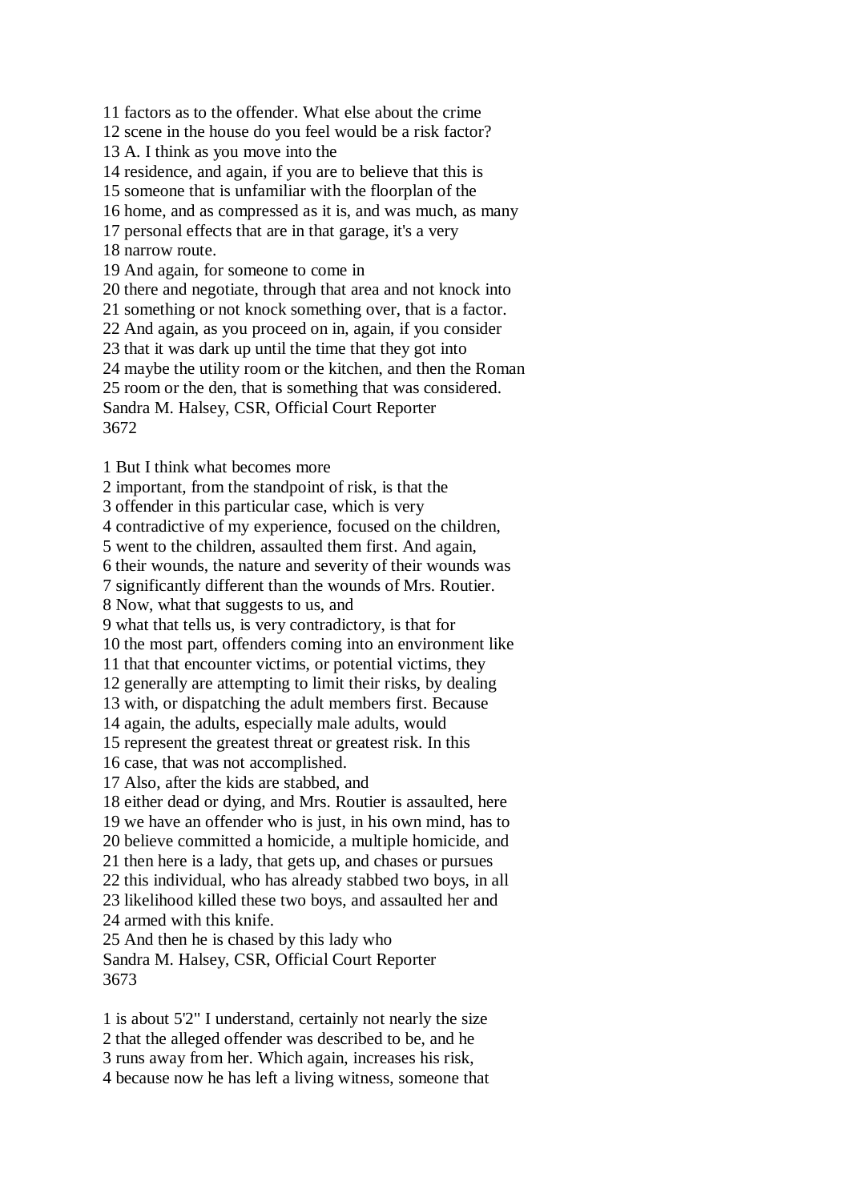11 factors as to the offender. What else about the crime
12 scene in the house do you feel would be a risk factor?
13 A. I think as you move into the
14 residence, and again, if you are to believe that this is
15 someone that is unfamiliar with the floorplan of the
16 home, and as compressed as it is, and was much, as many
17 personal effects that are in that garage, it's a very
18 narrow route.
19 And again, for someone to come in
20 there and negotiate, through that area and not knock into
21 something or not knock something over, that is a factor.
22 And again, as you proceed on in, again, if you consider
23 that it was dark up until the time that they got into
24 maybe the utility room or the kitchen, and then the Roman
25 room or the den, that is something that was considered.
Sandra M. Halsey, CSR, Official Court Reporter
3672

1 But I think what becomes more
2 important, from the standpoint of risk, is that the
3 offender in this particular case, which is very
4 contradictive of my experience, focused on the children,
5 went to the children, assaulted them first. And again,
6 their wounds, the nature and severity of their wounds was
7 significantly different than the wounds of Mrs. Routier.
8 Now, what that suggests to us, and
9 what that tells us, is very contradictory, is that for
10 the most part, offenders coming into an environment like
11 that that encounter victims, or potential victims, they
12 generally are attempting to limit their risks, by dealing
13 with, or dispatching the adult members first. Because
14 again, the adults, especially male adults, would
15 represent the greatest threat or greatest risk. In this
16 case, that was not accomplished.
17 Also, after the kids are stabbed, and
18 either dead or dying, and Mrs. Routier is assaulted, here
19 we have an offender who is just, in his own mind, has to
20 believe committed a homicide, a multiple homicide, and
21 then here is a lady, that gets up, and chases or pursues
22 this individual, who has already stabbed two boys, in all
23 likelihood killed these two boys, and assaulted her and
24 armed with this knife.
25 And then he is chased by this lady who
Sandra M. Halsey, CSR, Official Court Reporter
3673

1 is about 5'2" I understand, certainly not nearly the size
2 that the alleged offender was described to be, and he
3 runs away from her. Which again, increases his risk,
4 because now he has left a living witness, someone that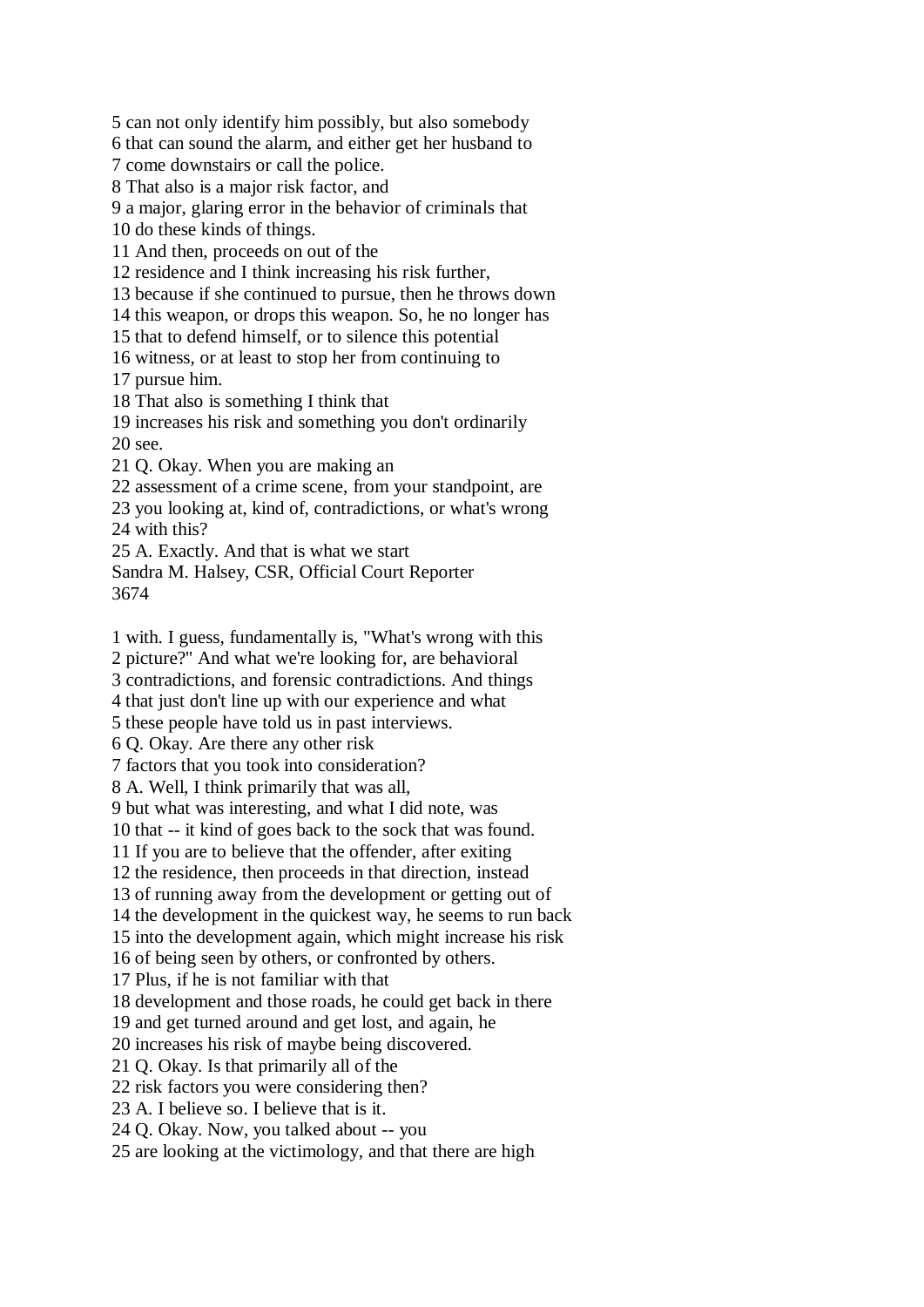5 can not only identify him possibly, but also somebody
6 that can sound the alarm, and either get her husband to
7 come downstairs or call the police.
8 That also is a major risk factor, and
9 a major, glaring error in the behavior of criminals that
10 do these kinds of things.
11 And then, proceeds on out of the
12 residence and I think increasing his risk further,
13 because if she continued to pursue, then he throws down
14 this weapon, or drops this weapon. So, he no longer has
15 that to defend himself, or to silence this potential
16 witness, or at least to stop her from continuing to
17 pursue him.
18 That also is something I think that
19 increases his risk and something you don't ordinarily
20 see.
21 Q. Okay. When you are making an
22 assessment of a crime scene, from your standpoint, are
23 you looking at, kind of, contradictions, or what's wrong
24 with this?
25 A. Exactly. And that is what we start
Sandra M. Halsey, CSR, Official Court Reporter
3674

1 with. I guess, fundamentally is, "What's wrong with this
2 picture?" And what we're looking for, are behavioral
3 contradictions, and forensic contradictions. And things
4 that just don't line up with our experience and what
5 these people have told us in past interviews.
6 Q. Okay. Are there any other risk
7 factors that you took into consideration?
8 A. Well, I think primarily that was all,
9 but what was interesting, and what I did note, was
10 that -- it kind of goes back to the sock that was found.
11 If you are to believe that the offender, after exiting
12 the residence, then proceeds in that direction, instead
13 of running away from the development or getting out of
14 the development in the quickest way, he seems to run back
15 into the development again, which might increase his risk
16 of being seen by others, or confronted by others.
17 Plus, if he is not familiar with that
18 development and those roads, he could get back in there
19 and get turned around and get lost, and again, he
20 increases his risk of maybe being discovered.
21 Q. Okay. Is that primarily all of the
22 risk factors you were considering then?
23 A. I believe so. I believe that is it.
24 Q. Okay. Now, you talked about -- you
25 are looking at the victimology, and that there are high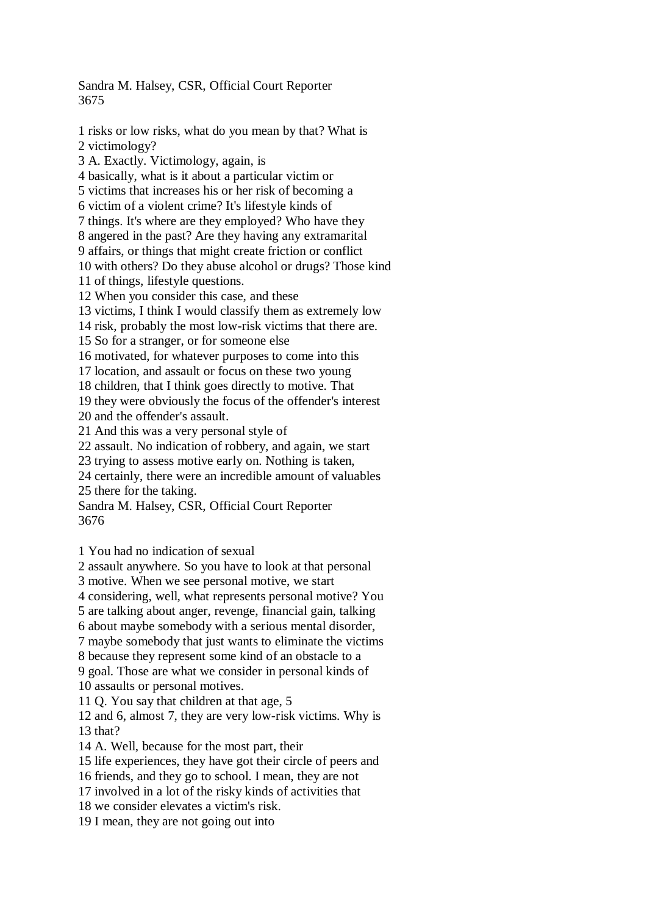1 risks or low risks, what do you mean by that? What is
2 victimology?
3 A. Exactly. Victimology, again, is
4 basically, what is it about a particular victim or
5 victims that increases his or her risk of becoming a
6 victim of a violent crime? It's lifestyle kinds of
7 things. It's where are they employed? Who have they
8 angered in the past? Are they having any extramarital
9 affairs, or things that might create friction or conflict
10 with others? Do they abuse alcohol or drugs? Those kind
11 of things, lifestyle questions.
12 When you consider this case, and these
13 victims, I think I would classify them as extremely low
14 risk, probably the most low-risk victims that there are.
15 So for a stranger, or for someone else
16 motivated, for whatever purposes to come into this
17 location, and assault or focus on these two young
18 children, that I think goes directly to motive. That
19 they were obviously the focus of the offender's interest
20 and the offender's assault.
21 And this was a very personal style of
22 assault. No indication of robbery, and again, we start
23 trying to assess motive early on. Nothing is taken,
24 certainly, there were an incredible amount of valuables
25 there for the taking.

1 You had no indication of sexual
2 assault anywhere. So you have to look at that personal
3 motive. When we see personal motive, we start
4 considering, well, what represents personal motive? You
5 are talking about anger, revenge, financial gain, talking
6 about maybe somebody with a serious mental disorder,
7 maybe somebody that just wants to eliminate the victims
8 because they represent some kind of an obstacle to a
9 goal. Those are what we consider in personal kinds of
10 assaults or personal motives.
11 Q. You say that children at that age, 5
12 and 6, almost 7, they are very low-risk victims. Why is
13 that?
14 A. Well, because for the most part, their
15 life experiences, they have got their circle of peers and
16 friends, and they go to school. I mean, they are not
17 involved in a lot of the risky kinds of activities that
18 we consider elevates a victim's risk.
19 I mean, they are not going out into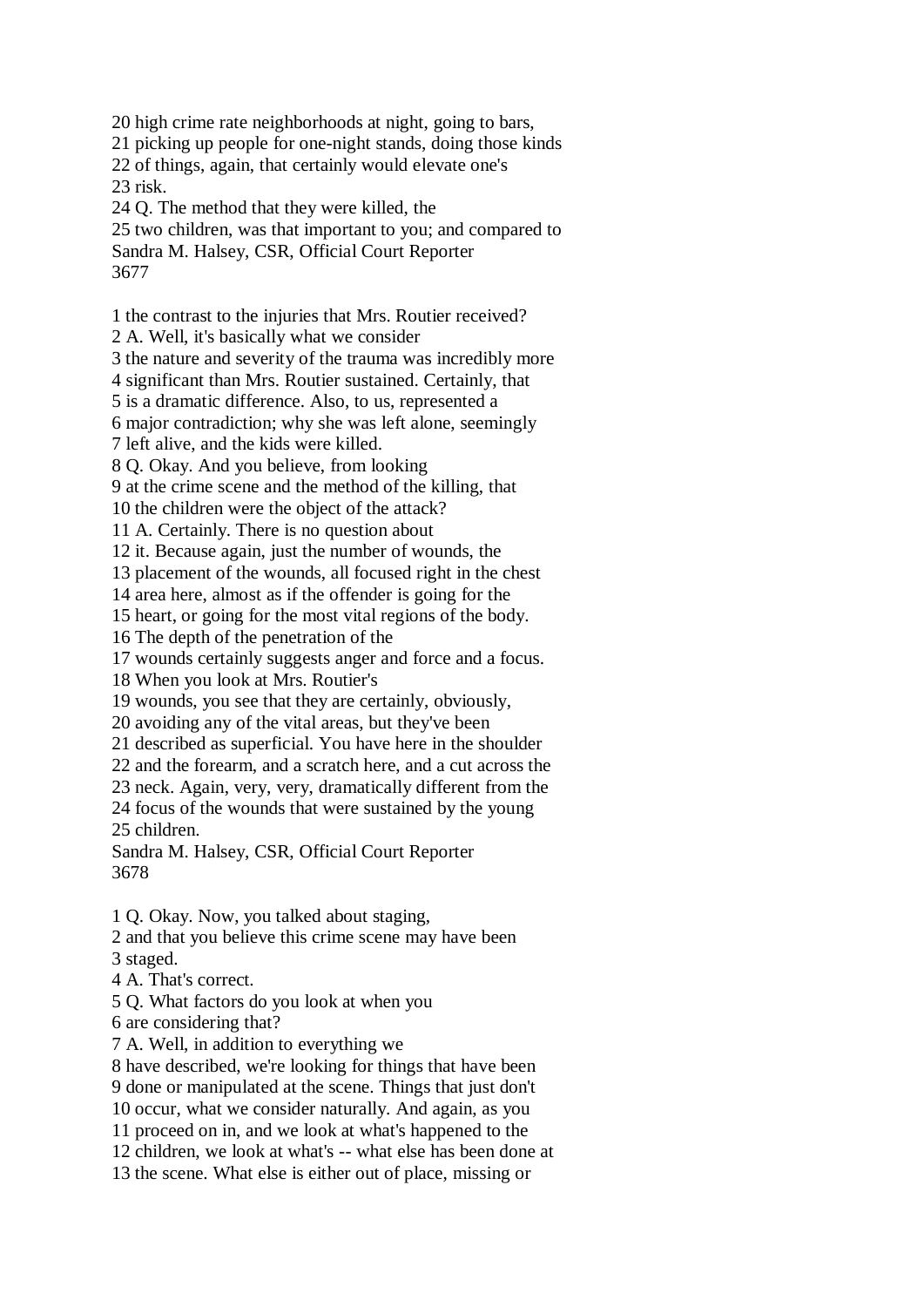20 high crime rate neighborhoods at night, going to bars,
21 picking up people for one-night stands, doing those kinds
22 of things, again, that certainly would elevate one's
23 risk.
24 Q. The method that they were killed, the
25 two children, was that important to you; and compared to

1 the contrast to the injuries that Mrs. Routier received?
2 A. Well, it's basically what we consider
3 the nature and severity of the trauma was incredibly more
4 significant than Mrs. Routier sustained. Certainly, that
5 is a dramatic difference. Also, to us, represented a
6 major contradiction; why she was left alone, seemingly
7 left alive, and the kids were killed.
8 Q. Okay. And you believe, from looking
9 at the crime scene and the method of the killing, that
10 the children were the object of the attack?
11 A. Certainly. There is no question about
12 it. Because again, just the number of wounds, the
13 placement of the wounds, all focused right in the chest
14 area here, almost as if the offender is going for the
15 heart, or going for the most vital regions of the body.
16 The depth of the penetration of the
17 wounds certainly suggests anger and force and a focus.
18 When you look at Mrs. Routier's
19 wounds, you see that they are certainly, obviously,
20 avoiding any of the vital areas, but they've been
21 described as superficial. You have here in the shoulder
22 and the forearm, and a scratch here, and a cut across the
23 neck. Again, very, very, dramatically different from the
24 focus of the wounds that were sustained by the young
25 children.

1 Q. Okay. Now, you talked about staging,
2 and that you believe this crime scene may have been
3 staged.
4 A. That's correct.
5 Q. What factors do you look at when you
6 are considering that?
7 A. Well, in addition to everything we
8 have described, we're looking for things that have been
9 done or manipulated at the scene. Things that just don't
10 occur, what we consider naturally. And again, as you
11 proceed on in, and we look at what's happened to the
12 children, we look at what's -- what else has been done at
13 the scene. What else is either out of place, missing or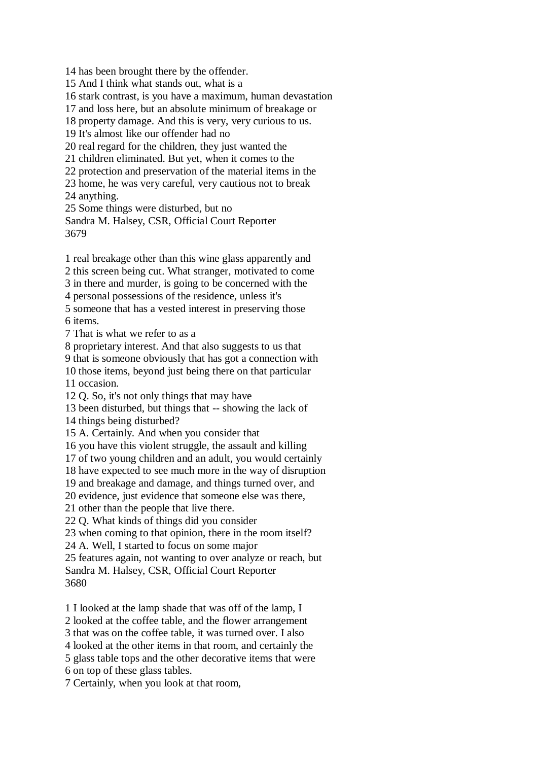14 has been brought there by the offender.
15 And I think what stands out, what is a
16 stark contrast, is you have a maximum, human devastation
17 and loss here, but an absolute minimum of breakage or
18 property damage. And this is very, very curious to us.
19 It's almost like our offender had no
20 real regard for the children, they just wanted the
21 children eliminated. But yet, when it comes to the
22 protection and preservation of the material items in the
23 home, he was very careful, very cautious not to break
24 anything.
25 Some things were disturbed, but no
Sandra M. Halsey, CSR, Official Court Reporter
3679

1 real breakage other than this wine glass apparently and
2 this screen being cut. What stranger, motivated to come
3 in there and murder, is going to be concerned with the
4 personal possessions of the residence, unless it's
5 someone that has a vested interest in preserving those
6 items.
7 That is what we refer to as a
8 proprietary interest. And that also suggests to us that
9 that is someone obviously that has got a connection with
10 those items, beyond just being there on that particular
11 occasion.
12 Q. So, it's not only things that may have
13 been disturbed, but things that -- showing the lack of
14 things being disturbed?
15 A. Certainly. And when you consider that
16 you have this violent struggle, the assault and killing
17 of two young children and an adult, you would certainly
18 have expected to see much more in the way of disruption
19 and breakage and damage, and things turned over, and
20 evidence, just evidence that someone else was there,
21 other than the people that live there.
22 Q. What kinds of things did you consider
23 when coming to that opinion, there in the room itself?
24 A. Well, I started to focus on some major
25 features again, not wanting to over analyze or reach, but
Sandra M. Halsey, CSR, Official Court Reporter
3680

1 I looked at the lamp shade that was off of the lamp, I
2 looked at the coffee table, and the flower arrangement
3 that was on the coffee table, it was turned over. I also
4 looked at the other items in that room, and certainly the
5 glass table tops and the other decorative items that were
6 on top of these glass tables.
7 Certainly, when you look at that room,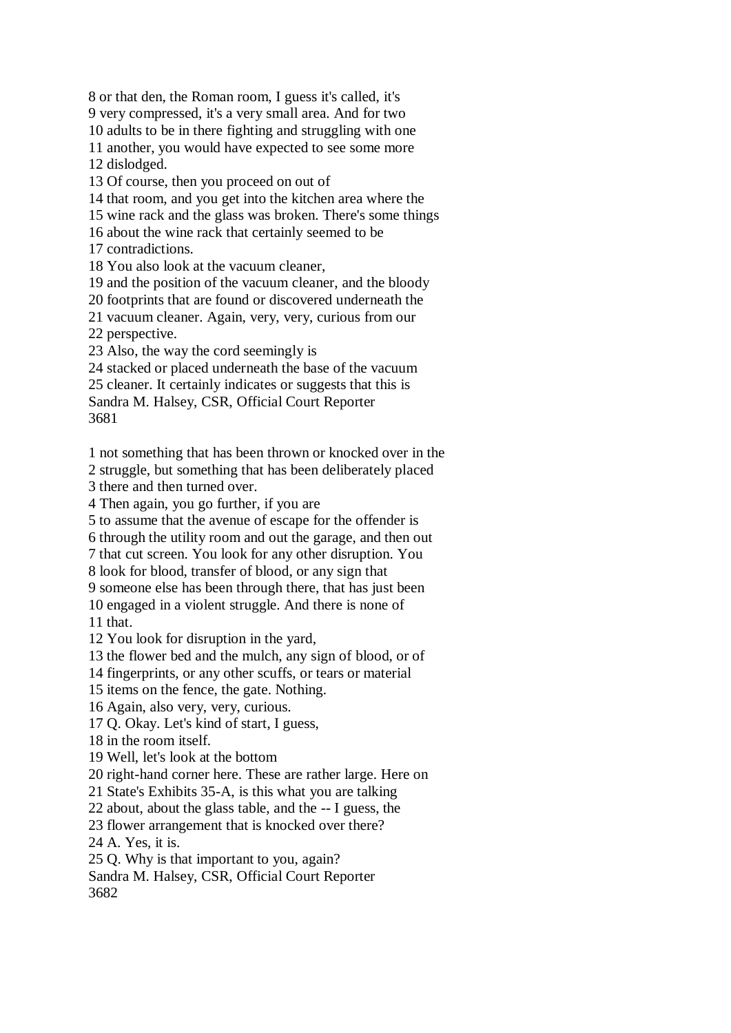8 or that den, the Roman room, I guess it's called, it's
9 very compressed, it's a very small area. And for two
10 adults to be in there fighting and struggling with one
11 another, you would have expected to see some more
12 dislodged.
13 Of course, then you proceed on out of
14 that room, and you get into the kitchen area where the
15 wine rack and the glass was broken. There's some things
16 about the wine rack that certainly seemed to be
17 contradictions.
18 You also look at the vacuum cleaner,
19 and the position of the vacuum cleaner, and the bloody
20 footprints that are found or discovered underneath the
21 vacuum cleaner. Again, very, very, curious from our
22 perspective.
23 Also, the way the cord seemingly is
24 stacked or placed underneath the base of the vacuum
25 cleaner. It certainly indicates or suggests that this is

1 not something that has been thrown or knocked over in the
2 struggle, but something that has been deliberately placed
3 there and then turned over.
4 Then again, you go further, if you are
5 to assume that the avenue of escape for the offender is
6 through the utility room and out the garage, and then out
7 that cut screen. You look for any other disruption. You
8 look for blood, transfer of blood, or any sign that
9 someone else has been through there, that has just been
10 engaged in a violent struggle. And there is none of
11 that.
12 You look for disruption in the yard,
13 the flower bed and the mulch, any sign of blood, or of
14 fingerprints, or any other scuffs, or tears or material
15 items on the fence, the gate. Nothing.
16 Again, also very, very, curious.
17 Q. Okay. Let's kind of start, I guess,
18 in the room itself.
19 Well, let's look at the bottom
20 right-hand corner here. These are rather large. Here on
21 State's Exhibits 35-A, is this what you are talking
22 about, about the glass table, and the -- I guess, the
23 flower arrangement that is knocked over there?
24 A. Yes, it is.
25 Q. Why is that important to you, again?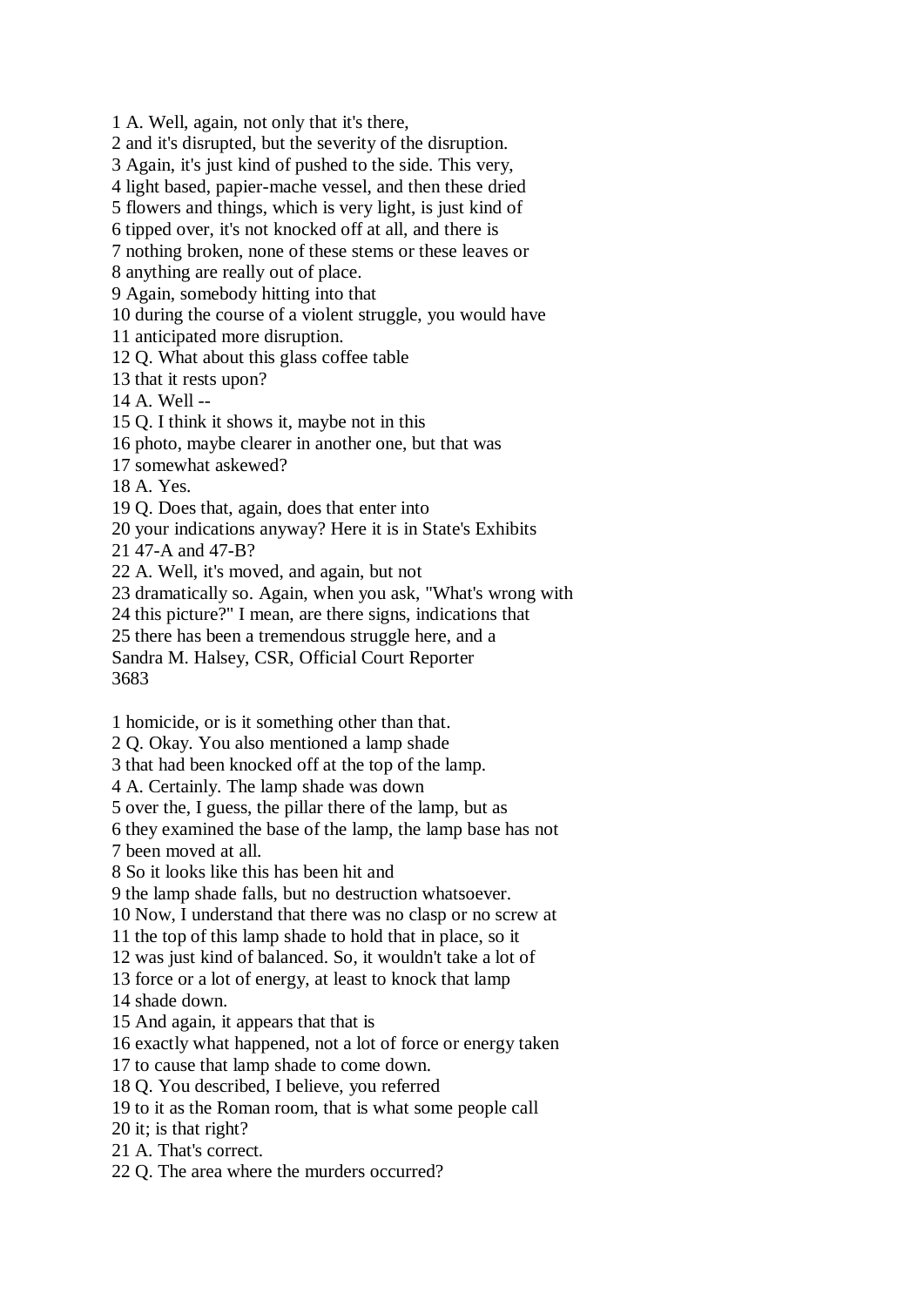1 A. Well, again, not only that it's there,
2 and it's disrupted, but the severity of the disruption.
3 Again, it's just kind of pushed to the side. This very,
4 light based, papier-mache vessel, and then these dried
5 flowers and things, which is very light, is just kind of
6 tipped over, it's not knocked off at all, and there is
7 nothing broken, none of these stems or these leaves or
8 anything are really out of place.
9 Again, somebody hitting into that
10 during the course of a violent struggle, you would have
11 anticipated more disruption.
12 Q. What about this glass coffee table
13 that it rests upon?
14 A. Well --
15 Q. I think it shows it, maybe not in this
16 photo, maybe clearer in another one, but that was
17 somewhat askewed?
18 A. Yes.
19 Q. Does that, again, does that enter into
20 your indications anyway? Here it is in State's Exhibits
21 47-A and 47-B?
22 A. Well, it's moved, and again, but not
23 dramatically so. Again, when you ask, "What's wrong with
24 this picture?" I mean, are there signs, indications that
25 there has been a tremendous struggle here, and a
Sandra M. Halsey, CSR, Official Court Reporter

1 homicide, or is it something other than that.
2 Q. Okay. You also mentioned a lamp shade
3 that had been knocked off at the top of the lamp.
4 A. Certainly. The lamp shade was down
5 over the, I guess, the pillar there of the lamp, but as
6 they examined the base of the lamp, the lamp base has not
7 been moved at all.
8 So it looks like this has been hit and
9 the lamp shade falls, but no destruction whatsoever.
10 Now, I understand that there was no clasp or no screw at
11 the top of this lamp shade to hold that in place, so it
12 was just kind of balanced. So, it wouldn't take a lot of
13 force or a lot of energy, at least to knock that lamp
14 shade down.
15 And again, it appears that that is
16 exactly what happened, not a lot of force or energy taken
17 to cause that lamp shade to come down.
18 Q. You described, I believe, you referred
19 to it as the Roman room, that is what some people call
20 it; is that right?
21 A. That's correct.
22 Q. The area where the murders occurred?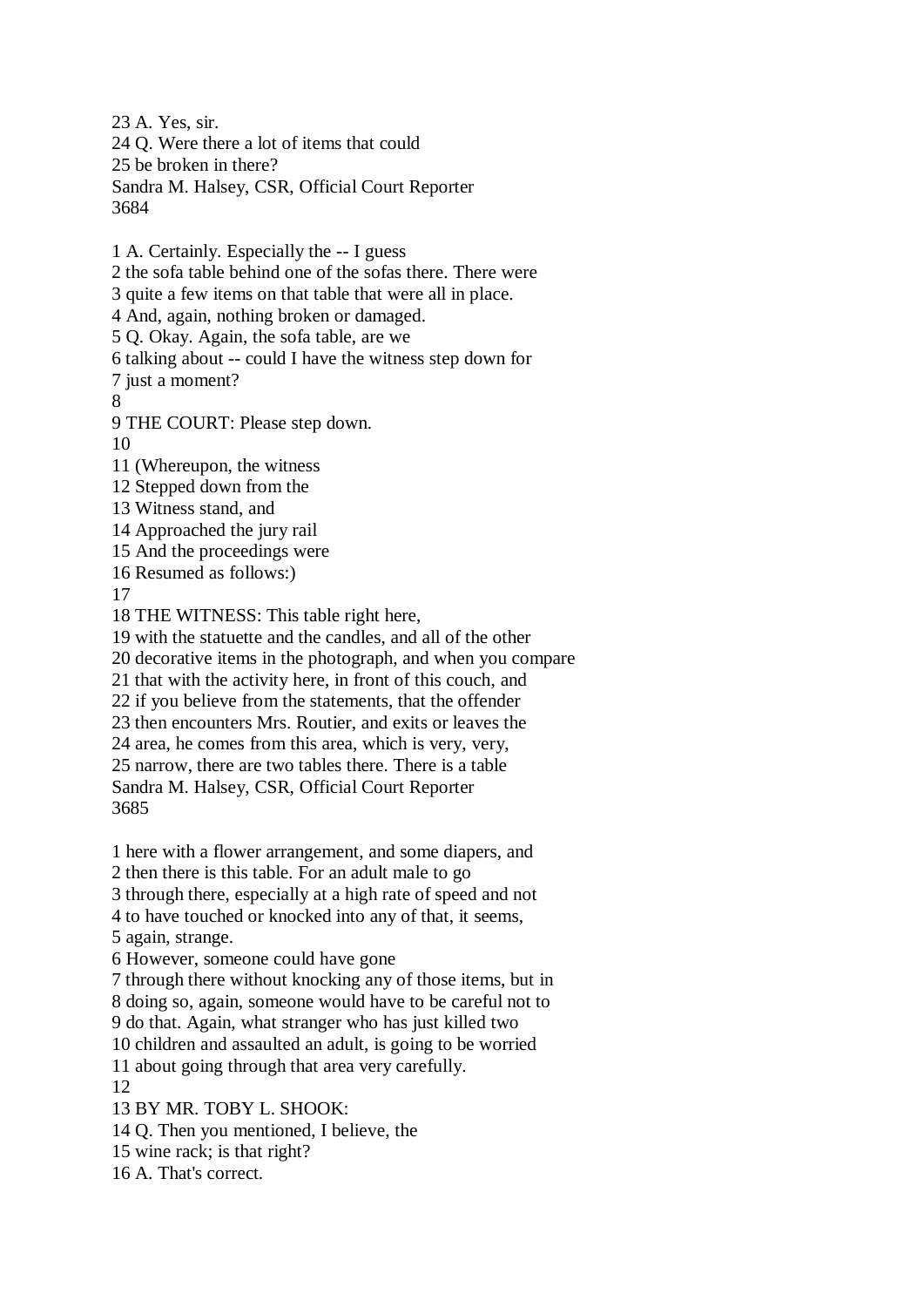23 A. Yes, sir.
24 Q. Were there a lot of items that could
25 be broken in there?

1 A. Certainly. Especially the -- I guess
2 the sofa table behind one of the sofas there. There were
3 quite a few items on that table that were all in place.
4 And, again, nothing broken or damaged.
5 Q. Okay. Again, the sofa table, are we
6 talking about -- could I have the witness step down for
7 just a moment?
8
9 THE COURT: Please step down.
10
11 (Whereupon, the witness
12 Stepped down from the
13 Witness stand, and
14 Approached the jury rail
15 And the proceedings were
16 Resumed as follows:)
17
18 THE WITNESS: This table right here,
19 with the statuette and the candles, and all of the other
20 decorative items in the photograph, and when you compare
21 that with the activity here, in front of this couch, and
22 if you believe from the statements, that the offender
23 then encounters Mrs. Routier, and exits or leaves the
24 area, he comes from this area, which is very, very,
25 narrow, there are two tables there. There is a table

1 here with a flower arrangement, and some diapers, and
2 then there is this table. For an adult male to go
3 through there, especially at a high rate of speed and not
4 to have touched or knocked into any of that, it seems,
5 again, strange.
6 However, someone could have gone
7 through there without knocking any of those items, but in
8 doing so, again, someone would have to be careful not to
9 do that. Again, what stranger who has just killed two
10 children and assaulted an adult, is going to be worried
11 about going through that area very carefully.
12
13 BY MR. TOBY L. SHOOK:
14 Q. Then you mentioned, I believe, the
15 wine rack; is that right?
16 A. That's correct.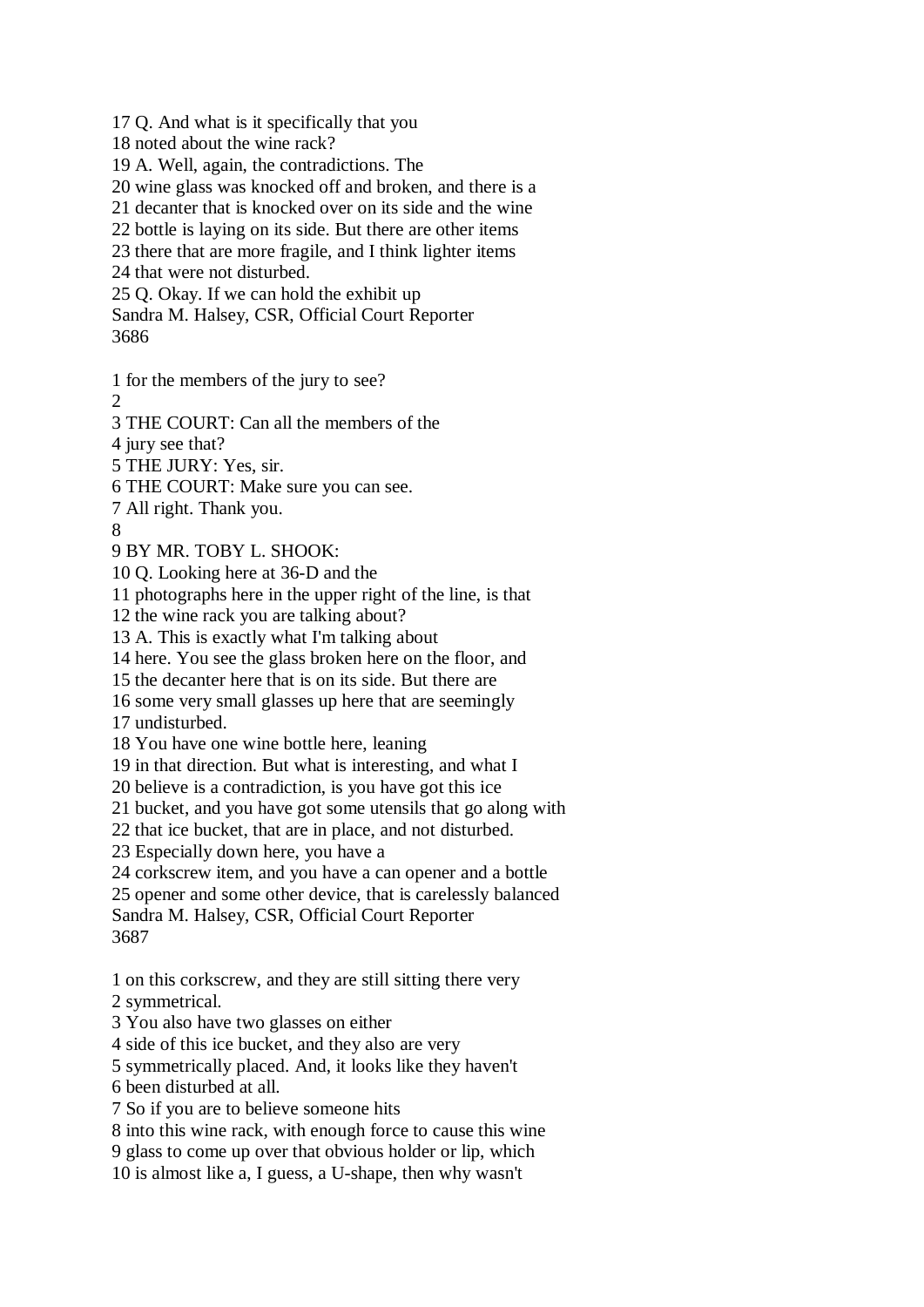17 Q. And what is it specifically that you
18 noted about the wine rack?
19 A. Well, again, the contradictions. The
20 wine glass was knocked off and broken, and there is a
21 decanter that is knocked over on its side and the wine
22 bottle is laying on its side. But there are other items
23 there that are more fragile, and I think lighter items
24 that were not disturbed.
25 Q. Okay. If we can hold the exhibit up

1 for the members of the jury to see?
2
3 THE COURT: Can all the members of the
4 jury see that?
5 THE JURY: Yes, sir.
6 THE COURT: Make sure you can see.
7 All right. Thank you.
8
9 BY MR. TOBY L. SHOOK:
10 Q. Looking here at 36-D and the
11 photographs here in the upper right of the line, is that
12 the wine rack you are talking about?
13 A. This is exactly what I'm talking about
14 here. You see the glass broken here on the floor, and
15 the decanter here that is on its side. But there are
16 some very small glasses up here that are seemingly
17 undisturbed.
18 You have one wine bottle here, leaning
19 in that direction. But what is interesting, and what I
20 believe is a contradiction, is you have got this ice
21 bucket, and you have got some utensils that go along with
22 that ice bucket, that are in place, and not disturbed.
23 Especially down here, you have a
24 corkscrew item, and you have a can opener and a bottle
25 opener and some other device, that is carelessly balanced

1 on this corkscrew, and they are still sitting there very
2 symmetrical.
3 You also have two glasses on either
4 side of this ice bucket, and they also are very
5 symmetrically placed. And, it looks like they haven't
6 been disturbed at all.
7 So if you are to believe someone hits
8 into this wine rack, with enough force to cause this wine
9 glass to come up over that obvious holder or lip, which
10 is almost like a, I guess, a U-shape, then why wasn't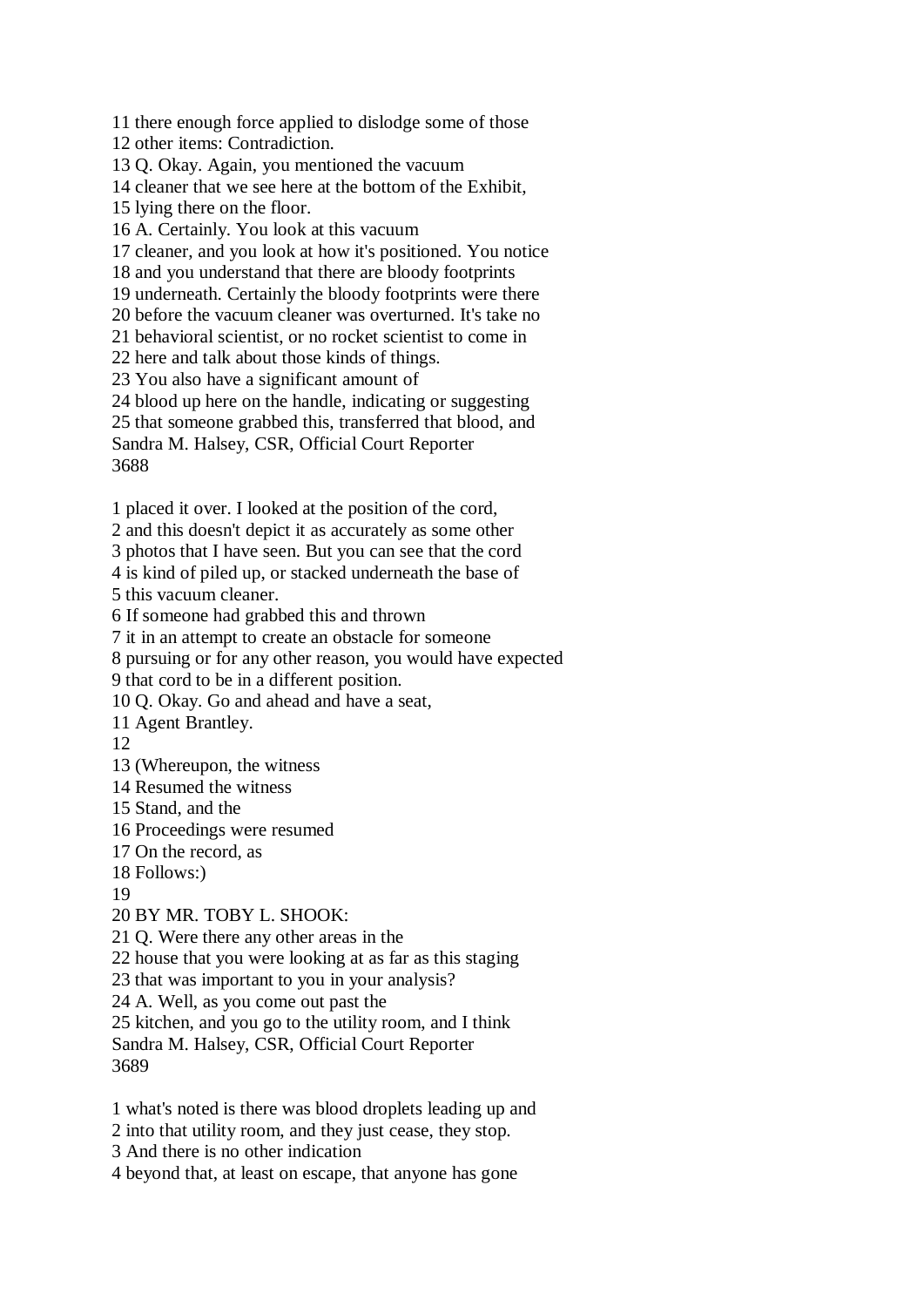11 there enough force applied to dislodge some of those
12 other items: Contradiction.
13 Q. Okay. Again, you mentioned the vacuum
14 cleaner that we see here at the bottom of the Exhibit,
15 lying there on the floor.
16 A. Certainly. You look at this vacuum
17 cleaner, and you look at how it's positioned. You notice
18 and you understand that there are bloody footprints
19 underneath. Certainly the bloody footprints were there
20 before the vacuum cleaner was overturned. It's take no
21 behavioral scientist, or no rocket scientist to come in
22 here and talk about those kinds of things.
23 You also have a significant amount of
24 blood up here on the handle, indicating or suggesting
25 that someone grabbed this, transferred that blood, and
Sandra M. Halsey, CSR, Official Court Reporter
3688

1 placed it over. I looked at the position of the cord,
2 and this doesn't depict it as accurately as some other
3 photos that I have seen. But you can see that the cord
4 is kind of piled up, or stacked underneath the base of
5 this vacuum cleaner.
6 If someone had grabbed this and thrown
7 it in an attempt to create an obstacle for someone
8 pursuing or for any other reason, you would have expected
9 that cord to be in a different position.
10 Q. Okay. Go and ahead and have a seat,
11 Agent Brantley.
12
13 (Whereupon, the witness
14 Resumed the witness
15 Stand, and the
16 Proceedings were resumed
17 On the record, as
18 Follows:)
19
20 BY MR. TOBY L. SHOOK:
21 Q. Were there any other areas in the
22 house that you were looking at as far as this staging
23 that was important to you in your analysis?
24 A. Well, as you come out past the
25 kitchen, and you go to the utility room, and I think
Sandra M. Halsey, CSR, Official Court Reporter
3689

1 what's noted is there was blood droplets leading up and
2 into that utility room, and they just cease, they stop.
3 And there is no other indication
4 beyond that, at least on escape, that anyone has gone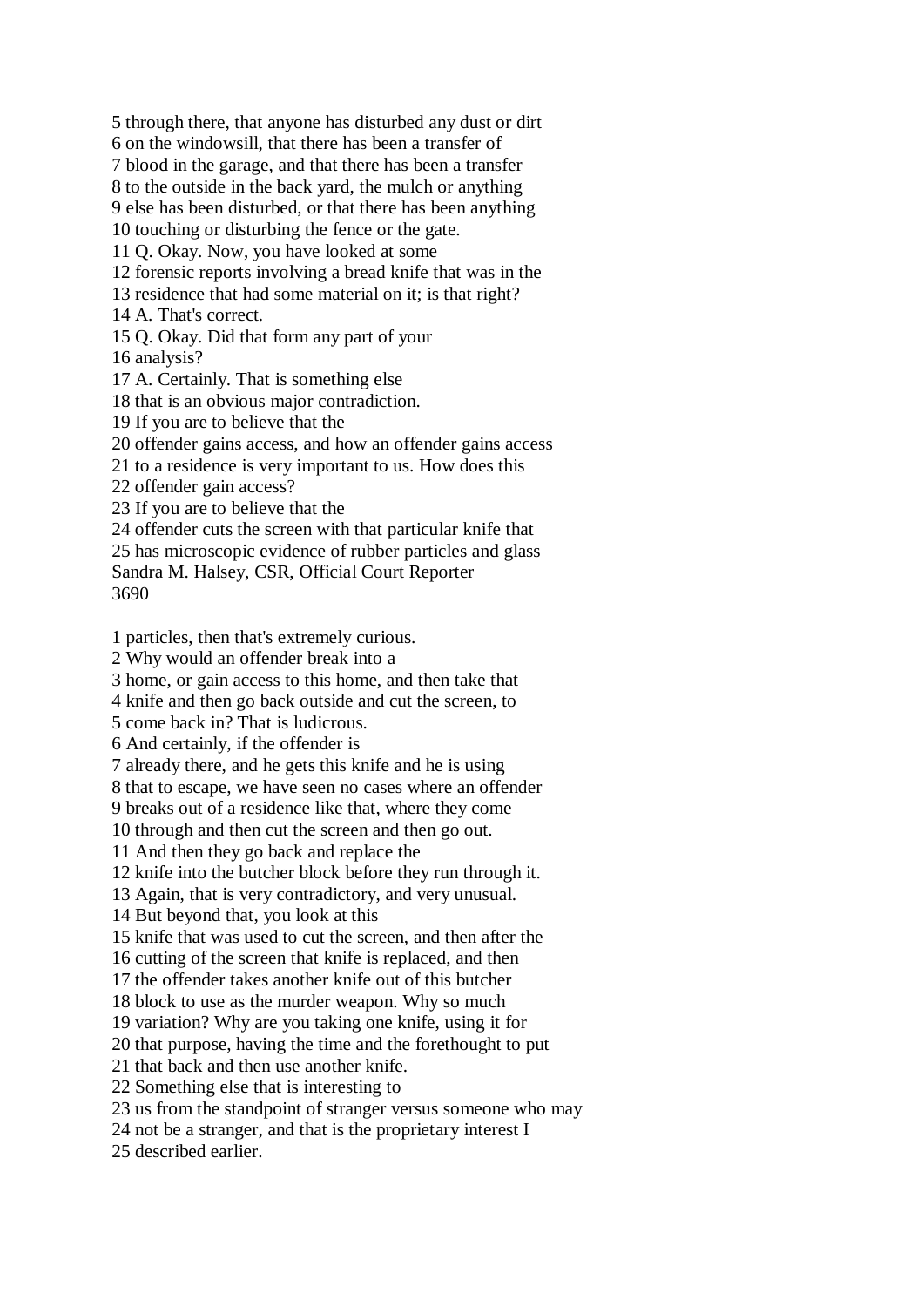5 through there, that anyone has disturbed any dust or dirt
6 on the windowsill, that there has been a transfer of
7 blood in the garage, and that there has been a transfer
8 to the outside in the back yard, the mulch or anything
9 else has been disturbed, or that there has been anything
10 touching or disturbing the fence or the gate.
11 Q. Okay. Now, you have looked at some
12 forensic reports involving a bread knife that was in the
13 residence that had some material on it; is that right?
14 A. That's correct.
15 Q. Okay. Did that form any part of your
16 analysis?
17 A. Certainly. That is something else
18 that is an obvious major contradiction.
19 If you are to believe that the
20 offender gains access, and how an offender gains access
21 to a residence is very important to us. How does this
22 offender gain access?
23 If you are to believe that the
24 offender cuts the screen with that particular knife that
25 has microscopic evidence of rubber particles and glass
Sandra M. Halsey, CSR, Official Court Reporter
3690

1 particles, then that's extremely curious.
2 Why would an offender break into a
3 home, or gain access to this home, and then take that
4 knife and then go back outside and cut the screen, to
5 come back in? That is ludicrous.
6 And certainly, if the offender is
7 already there, and he gets this knife and he is using
8 that to escape, we have seen no cases where an offender
9 breaks out of a residence like that, where they come
10 through and then cut the screen and then go out.
11 And then they go back and replace the
12 knife into the butcher block before they run through it.
13 Again, that is very contradictory, and very unusual.
14 But beyond that, you look at this
15 knife that was used to cut the screen, and then after the
16 cutting of the screen that knife is replaced, and then
17 the offender takes another knife out of this butcher
18 block to use as the murder weapon. Why so much
19 variation? Why are you taking one knife, using it for
20 that purpose, having the time and the forethought to put
21 that back and then use another knife.
22 Something else that is interesting to
23 us from the standpoint of stranger versus someone who may
24 not be a stranger, and that is the proprietary interest I
25 described earlier.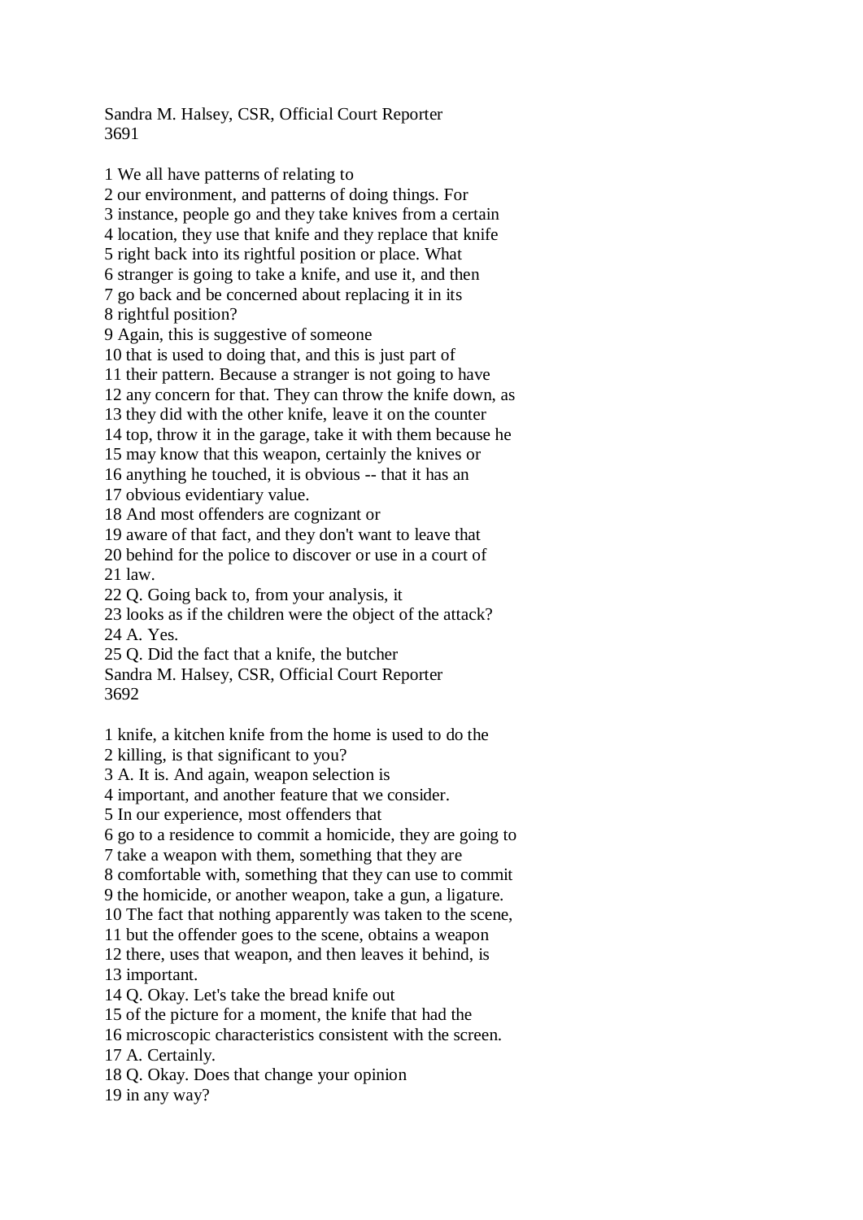1 We all have patterns of relating to
2 our environment, and patterns of doing things. For
3 instance, people go and they take knives from a certain
4 location, they use that knife and they replace that knife
5 right back into its rightful position or place. What
6 stranger is going to take a knife, and use it, and then
7 go back and be concerned about replacing it in its
8 rightful position?
9 Again, this is suggestive of someone
10 that is used to doing that, and this is just part of
11 their pattern. Because a stranger is not going to have
12 any concern for that. They can throw the knife down, as
13 they did with the other knife, leave it on the counter
14 top, throw it in the garage, take it with them because he
15 may know that this weapon, certainly the knives or
16 anything he touched, it is obvious -- that it has an
17 obvious evidentiary value.
18 And most offenders are cognizant or
19 aware of that fact, and they don't want to leave that
20 behind for the police to discover or use in a court of
21 law.
22 Q. Going back to, from your analysis, it
23 looks as if the children were the object of the attack?
24 A. Yes.
25 Q. Did the fact that a knife, the butcher

Sandra M. Halsey, CSR, Official Court Reporter
3692

1 knife, a kitchen knife from the home is used to do the
2 killing, is that significant to you?
3 A. It is. And again, weapon selection is
4 important, and another feature that we consider.
5 In our experience, most offenders that
6 go to a residence to commit a homicide, they are going to
7 take a weapon with them, something that they are
8 comfortable with, something that they can use to commit
9 the homicide, or another weapon, take a gun, a ligature.
10 The fact that nothing apparently was taken to the scene,
11 but the offender goes to the scene, obtains a weapon
12 there, uses that weapon, and then leaves it behind, is
13 important.
14 Q. Okay. Let's take the bread knife out
15 of the picture for a moment, the knife that had the
16 microscopic characteristics consistent with the screen.
17 A. Certainly.
18 Q. Okay. Does that change your opinion
19 in any way?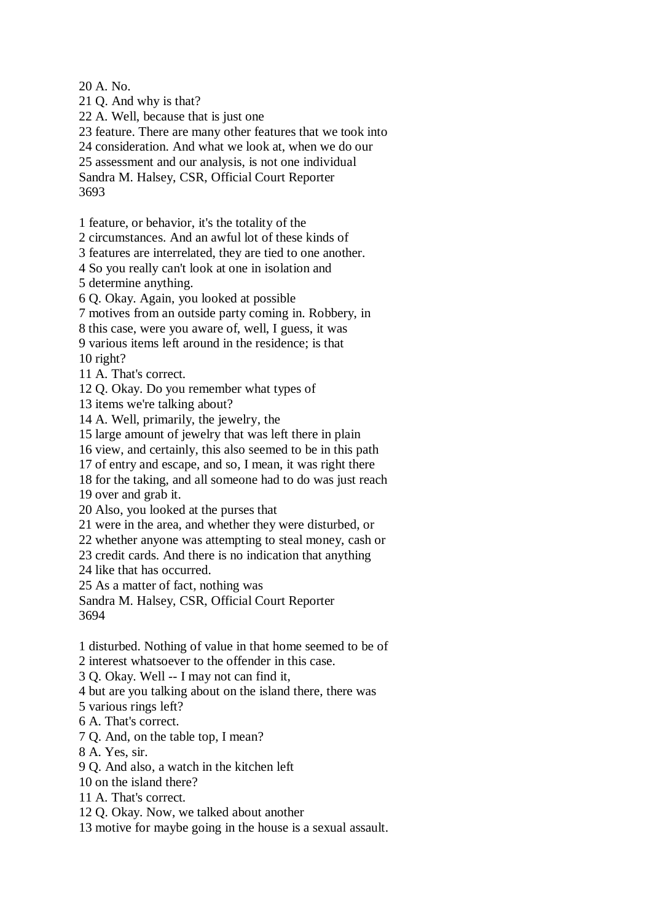20 A. No.
21 Q. And why is that?
22 A. Well, because that is just one
23 feature. There are many other features that we took into
24 consideration. And what we look at, when we do our
25 assessment and our analysis, is not one individual

1 feature, or behavior, it's the totality of the
2 circumstances. And an awful lot of these kinds of
3 features are interrelated, they are tied to one another.
4 So you really can't look at one in isolation and
5 determine anything.
6 Q. Okay. Again, you looked at possible
7 motives from an outside party coming in. Robbery, in
8 this case, were you aware of, well, I guess, it was
9 various items left around in the residence; is that
10 right?
11 A. That's correct.
12 Q. Okay. Do you remember what types of
13 items we're talking about?
14 A. Well, primarily, the jewelry, the
15 large amount of jewelry that was left there in plain
16 view, and certainly, this also seemed to be in this path
17 of entry and escape, and so, I mean, it was right there
18 for the taking, and all someone had to do was just reach
19 over and grab it.
20 Also, you looked at the purses that
21 were in the area, and whether they were disturbed, or
22 whether anyone was attempting to steal money, cash or
23 credit cards. And there is no indication that anything
24 like that has occurred.
25 As a matter of fact, nothing was

1 disturbed. Nothing of value in that home seemed to be of
2 interest whatsoever to the offender in this case.
3 Q. Okay. Well -- I may not can find it,
4 but are you talking about on the island there, there was
5 various rings left?
6 A. That's correct.
7 Q. And, on the table top, I mean?
8 A. Yes, sir.
9 Q. And also, a watch in the kitchen left
10 on the island there?
11 A. That's correct.
12 Q. Okay. Now, we talked about another
13 motive for maybe going in the house is a sexual assault.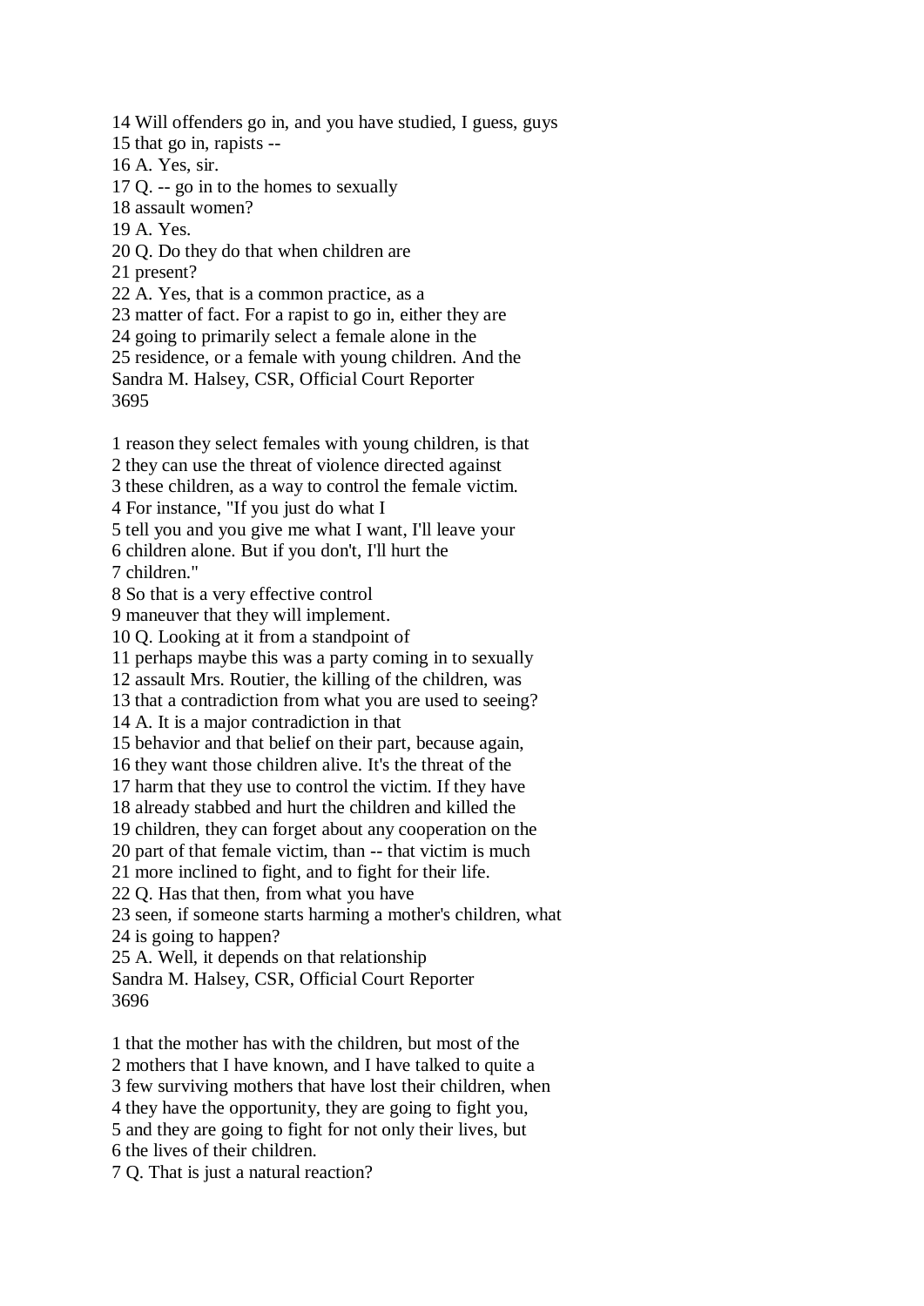14 Will offenders go in, and you have studied, I guess, guys
15 that go in, rapists --
16 A. Yes, sir.
17 Q. -- go in to the homes to sexually
18 assault women?
19 A. Yes.
20 Q. Do they do that when children are
21 present?
22 A. Yes, that is a common practice, as a
23 matter of fact. For a rapist to go in, either they are
24 going to primarily select a female alone in the
25 residence, or a female with young children. And the
Sandra M. Halsey, CSR, Official Court Reporter
3695

1 reason they select females with young children, is that
2 they can use the threat of violence directed against
3 these children, as a way to control the female victim.
4 For instance, "If you just do what I
5 tell you and you give me what I want, I'll leave your
6 children alone. But if you don't, I'll hurt the
7 children."
8 So that is a very effective control
9 maneuver that they will implement.
10 Q. Looking at it from a standpoint of
11 perhaps maybe this was a party coming in to sexually
12 assault Mrs. Routier, the killing of the children, was
13 that a contradiction from what you are used to seeing?
14 A. It is a major contradiction in that
15 behavior and that belief on their part, because again,
16 they want those children alive. It's the threat of the
17 harm that they use to control the victim. If they have
18 already stabbed and hurt the children and killed the
19 children, they can forget about any cooperation on the
20 part of that female victim, than -- that victim is much
21 more inclined to fight, and to fight for their life.
22 Q. Has that then, from what you have
23 seen, if someone starts harming a mother's children, what
24 is going to happen?
25 A. Well, it depends on that relationship
Sandra M. Halsey, CSR, Official Court Reporter
3696

1 that the mother has with the children, but most of the
2 mothers that I have known, and I have talked to quite a
3 few surviving mothers that have lost their children, when
4 they have the opportunity, they are going to fight you,
5 and they are going to fight for not only their lives, but
6 the lives of their children.
7 Q. That is just a natural reaction?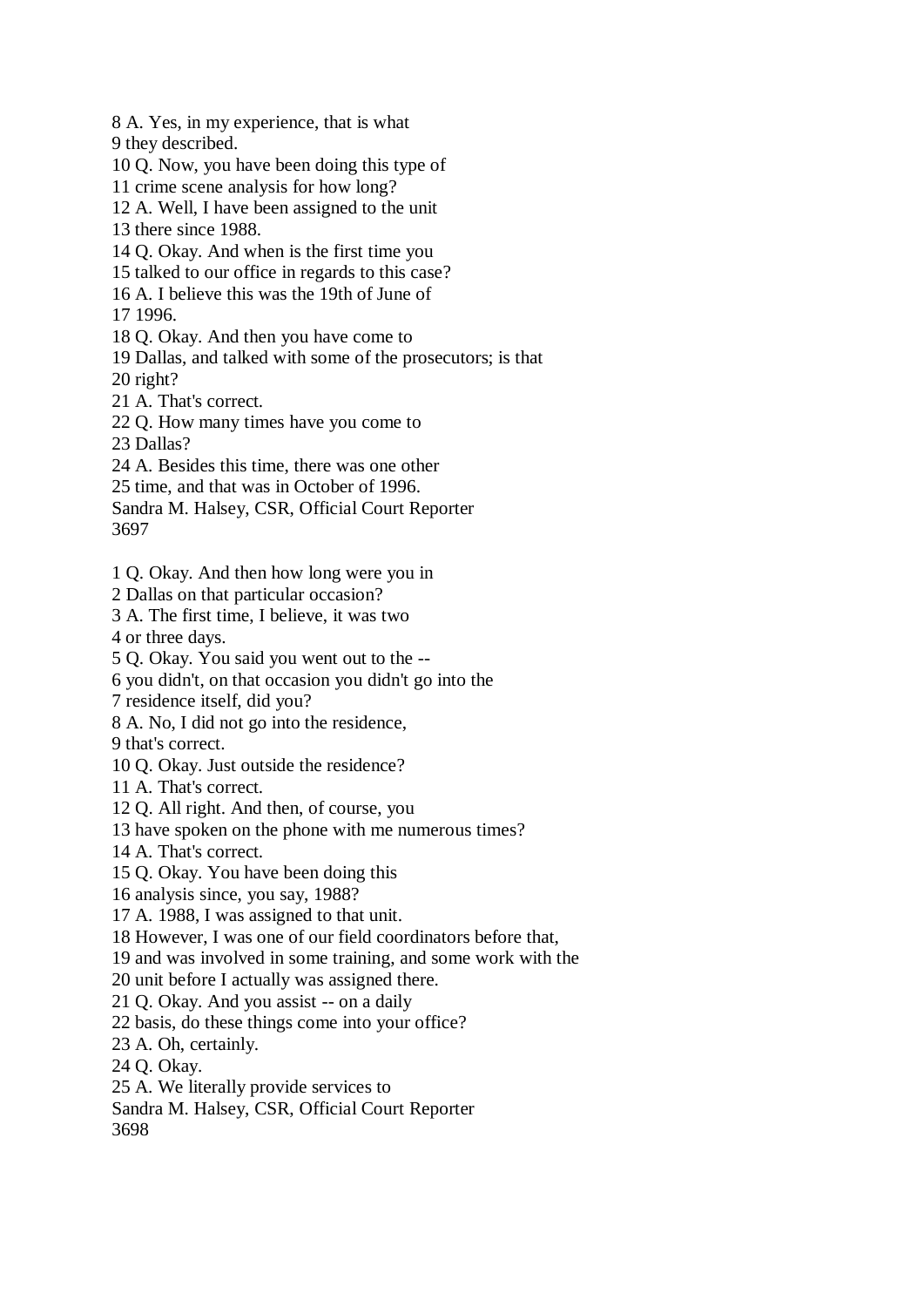8 A. Yes, in my experience, that is what
9 they described.
10 Q. Now, you have been doing this type of
11 crime scene analysis for how long?
12 A. Well, I have been assigned to the unit
13 there since 1988.
14 Q. Okay. And when is the first time you
15 talked to our office in regards to this case?
16 A. I believe this was the 19th of June of
17 1996.
18 Q. Okay. And then you have come to
19 Dallas, and talked with some of the prosecutors; is that
20 right?
21 A. That's correct.
22 Q. How many times have you come to
23 Dallas?
24 A. Besides this time, there was one other
25 time, and that was in October of 1996.
Sandra M. Halsey, CSR, Official Court Reporter

1 Q. Okay. And then how long were you in
2 Dallas on that particular occasion?
3 A. The first time, I believe, it was two
4 or three days.
5 Q. Okay. You said you went out to the --
6 you didn't, on that occasion you didn't go into the
7 residence itself, did you?
8 A. No, I did not go into the residence,
9 that's correct.
10 Q. Okay. Just outside the residence?
11 A. That's correct.
12 Q. All right. And then, of course, you
13 have spoken on the phone with me numerous times?
14 A. That's correct.
15 Q. Okay. You have been doing this
16 analysis since, you say, 1988?
17 A. 1988, I was assigned to that unit.
18 However, I was one of our field coordinators before that,
19 and was involved in some training, and some work with the
20 unit before I actually was assigned there.
21 Q. Okay. And you assist -- on a daily
22 basis, do these things come into your office?
23 A. Oh, certainly.
24 Q. Okay.
25 A. We literally provide services to
Sandra M. Halsey, CSR, Official Court Reporter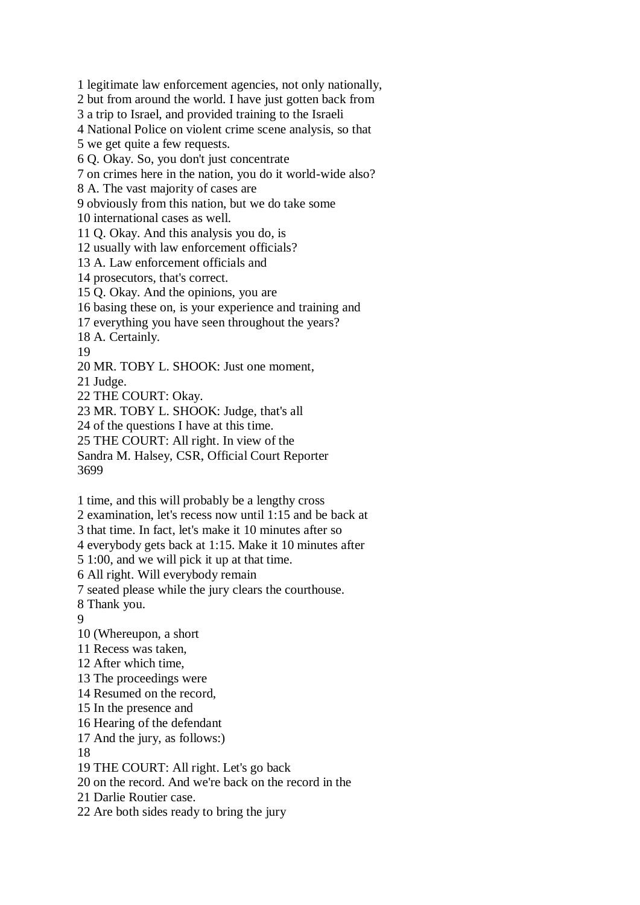1 legitimate law enforcement agencies, not only nationally,
2 but from around the world. I have just gotten back from
3 a trip to Israel, and provided training to the Israeli
4 National Police on violent crime scene analysis, so that
5 we get quite a few requests.
6 Q. Okay. So, you don't just concentrate
7 on crimes here in the nation, you do it world-wide also?
8 A. The vast majority of cases are
9 obviously from this nation, but we do take some
10 international cases as well.
11 Q. Okay. And this analysis you do, is
12 usually with law enforcement officials?
13 A. Law enforcement officials and
14 prosecutors, that's correct.
15 Q. Okay. And the opinions, you are
16 basing these on, is your experience and training and
17 everything you have seen throughout the years?
18 A. Certainly.
19
20 MR. TOBY L. SHOOK: Just one moment,
21 Judge.
22 THE COURT: Okay.
23 MR. TOBY L. SHOOK: Judge, that's all
24 of the questions I have at this time.
25 THE COURT: All right. In view of the
Sandra M. Halsey, CSR, Official Court Reporter

1 time, and this will probably be a lengthy cross
2 examination, let's recess now until 1:15 and be back at
3 that time. In fact, let's make it 10 minutes after so
4 everybody gets back at 1:15. Make it 10 minutes after
5 1:00, and we will pick it up at that time.
6 All right. Will everybody remain
7 seated please while the jury clears the courthouse.
8 Thank you.
9
10 (Whereupon, a short
11 Recess was taken,
12 After which time,
13 The proceedings were
14 Resumed on the record,
15 In the presence and
16 Hearing of the defendant
17 And the jury, as follows:)
18
19 THE COURT: All right. Let's go back
20 on the record. And we're back on the record in the
21 Darlie Routier case.
22 Are both sides ready to bring the jury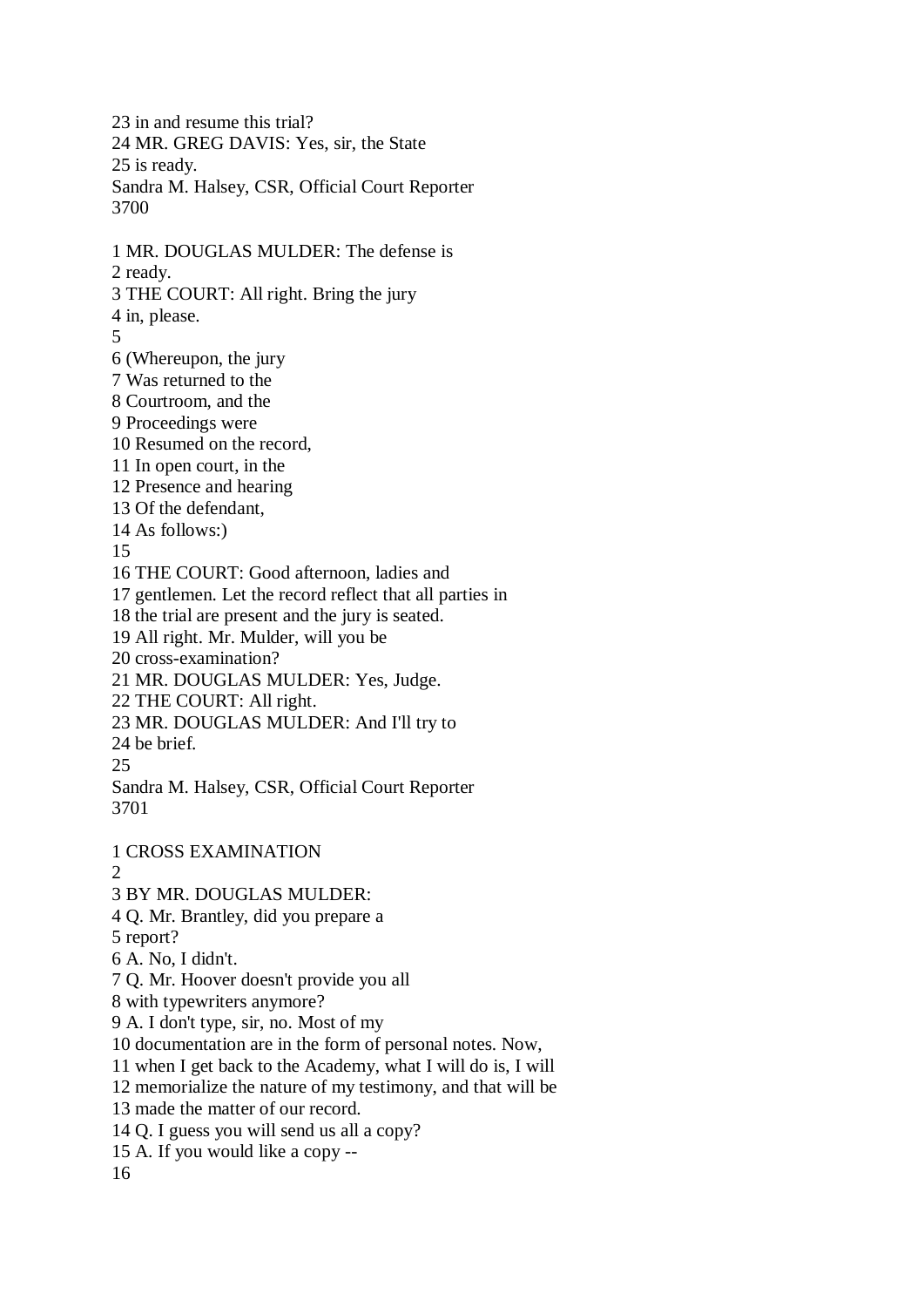23 in and resume this trial?
24 MR. GREG DAVIS: Yes, sir, the State
25 is ready.
Sandra M. Halsey, CSR, Official Court Reporter

1 MR. DOUGLAS MULDER: The defense is
2 ready.
3 THE COURT: All right. Bring the jury
4 in, please.
5
6 (Whereupon, the jury
7 Was returned to the
8 Courtroom, and the
9 Proceedings were
10 Resumed on the record,
11 In open court, in the
12 Presence and hearing
13 Of the defendant,
14 As follows:)
15
16 THE COURT: Good afternoon, ladies and
17 gentlemen. Let the record reflect that all parties in
18 the trial are present and the jury is seated.
19 All right. Mr. Mulder, will you be
20 cross-examination?
21 MR. DOUGLAS MULDER: Yes, Judge.
22 THE COURT: All right.
23 MR. DOUGLAS MULDER: And I'll try to
24 be brief.
25
Sandra M. Halsey, CSR, Official Court Reporter

1 CROSS EXAMINATION
2
3 BY MR. DOUGLAS MULDER:
4 Q. Mr. Brantley, did you prepare a
5 report?
6 A. No, I didn't.
7 Q. Mr. Hoover doesn't provide you all
8 with typewriters anymore?
9 A. I don't type, sir, no. Most of my
10 documentation are in the form of personal notes. Now,
11 when I get back to the Academy, what I will do is, I will
12 memorialize the nature of my testimony, and that will be
13 made the matter of our record.
14 Q. I guess you will send us all a copy?
15 A. If you would like a copy --
16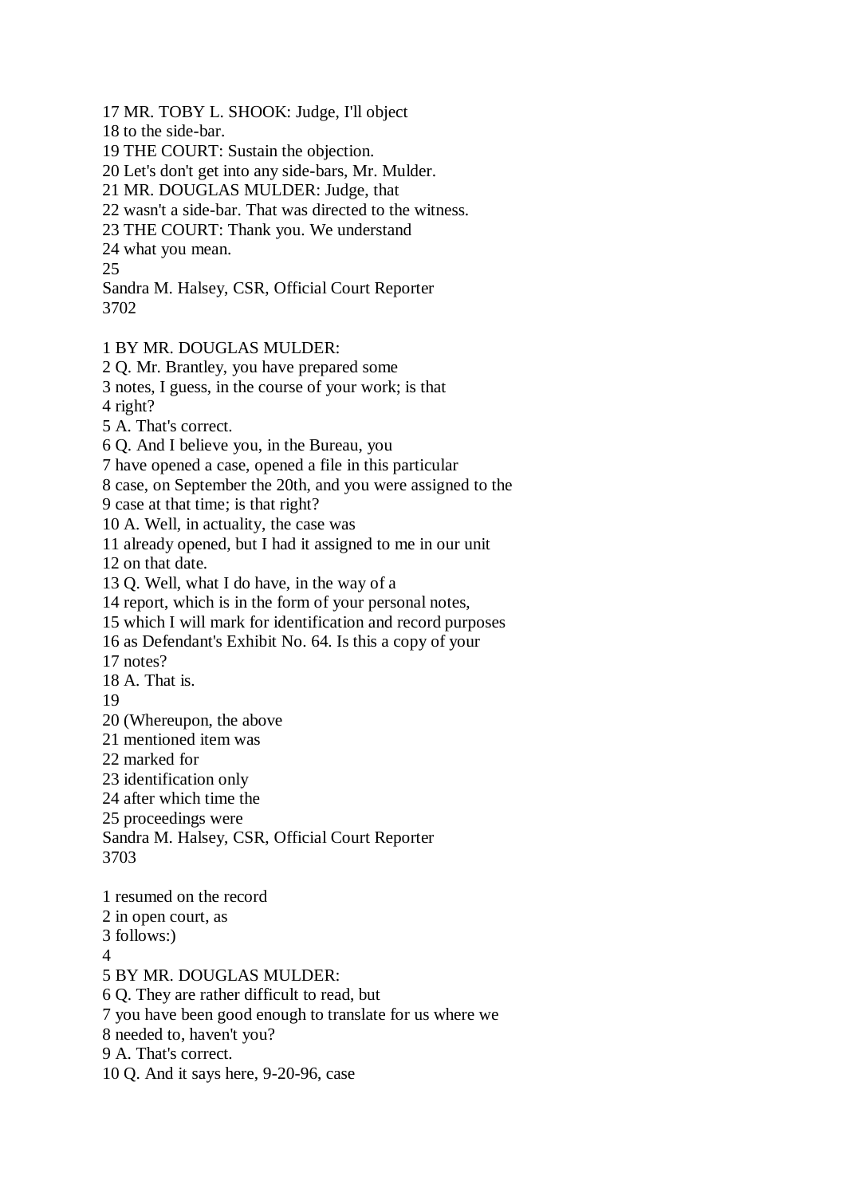17 MR. TOBY L. SHOOK: Judge, I'll object
18 to the side-bar.
19 THE COURT: Sustain the objection.
20 Let's don't get into any side-bars, Mr. Mulder.
21 MR. DOUGLAS MULDER: Judge, that
22 wasn't a side-bar. That was directed to the witness.
23 THE COURT: Thank you. We understand
24 what you mean.
25
Sandra M. Halsey, CSR, Official Court Reporter

1 BY MR. DOUGLAS MULDER:
2 Q. Mr. Brantley, you have prepared some
3 notes, I guess, in the course of your work; is that
4 right?
5 A. That's correct.
6 Q. And I believe you, in the Bureau, you
7 have opened a case, opened a file in this particular
8 case, on September the 20th, and you were assigned to the
9 case at that time; is that right?
10 A. Well, in actuality, the case was
11 already opened, but I had it assigned to me in our unit
12 on that date.
13 Q. Well, what I do have, in the way of a
14 report, which is in the form of your personal notes,
15 which I will mark for identification and record purposes
16 as Defendant's Exhibit No. 64. Is this a copy of your
17 notes?
18 A. That is.
19
20 (Whereupon, the above
21 mentioned item was
22 marked for
23 identification only
24 after which time the
25 proceedings were
Sandra M. Halsey, CSR, Official Court Reporter

1 resumed on the record
2 in open court, as
3 follows:)
4
5 BY MR. DOUGLAS MULDER:
6 Q. They are rather difficult to read, but
7 you have been good enough to translate for us where we
8 needed to, haven't you?
9 A. That's correct.
10 Q. And it says here, 9-20-96, case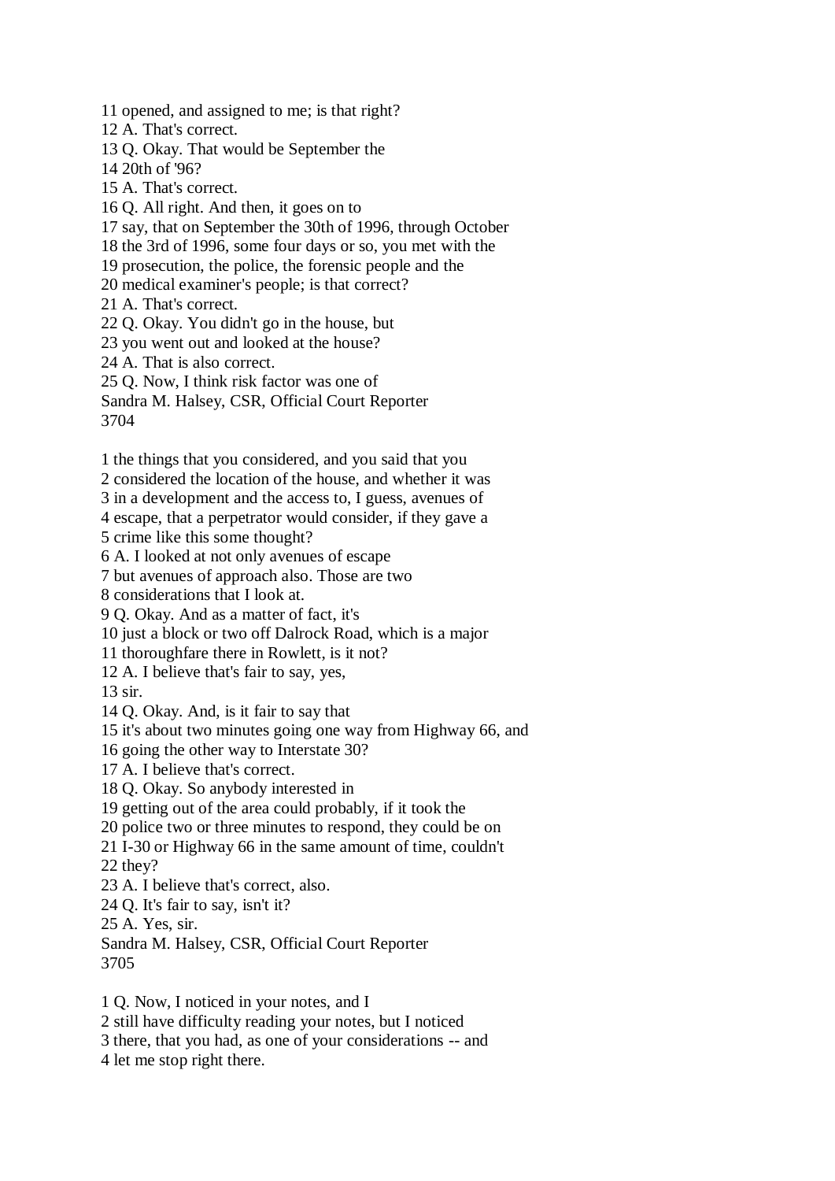11 opened, and assigned to me; is that right?
12 A. That's correct.
13 Q. Okay. That would be September the
14 20th of '96?
15 A. That's correct.
16 Q. All right. And then, it goes on to
17 say, that on September the 30th of 1996, through October
18 the 3rd of 1996, some four days or so, you met with the
19 prosecution, the police, the forensic people and the
20 medical examiner's people; is that correct?
21 A. That's correct.
22 Q. Okay. You didn't go in the house, but
23 you went out and looked at the house?
24 A. That is also correct.
25 Q. Now, I think risk factor was one of

1 the things that you considered, and you said that you
2 considered the location of the house, and whether it was
3 in a development and the access to, I guess, avenues of
4 escape, that a perpetrator would consider, if they gave a
5 crime like this some thought?
6 A. I looked at not only avenues of escape
7 but avenues of approach also. Those are two
8 considerations that I look at.
9 Q. Okay. And as a matter of fact, it's
10 just a block or two off Dalrock Road, which is a major
11 thoroughfare there in Rowlett, is it not?
12 A. I believe that's fair to say, yes,
13 sir.
14 Q. Okay. And, is it fair to say that
15 it's about two minutes going one way from Highway 66, and
16 going the other way to Interstate 30?
17 A. I believe that's correct.
18 Q. Okay. So anybody interested in
19 getting out of the area could probably, if it took the
20 police two or three minutes to respond, they could be on
21 I-30 or Highway 66 in the same amount of time, couldn't
22 they?
23 A. I believe that's correct, also.
24 Q. It's fair to say, isn't it?
25 A. Yes, sir.

1 Q. Now, I noticed in your notes, and I
2 still have difficulty reading your notes, but I noticed
3 there, that you had, as one of your considerations -- and
4 let me stop right there.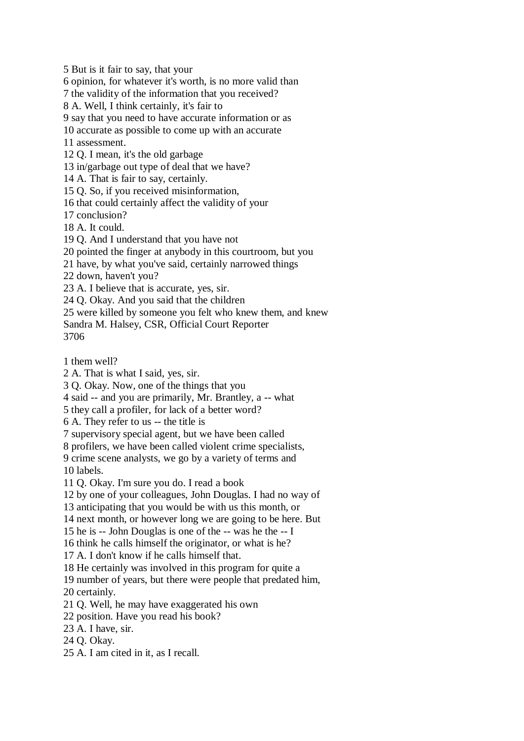5 But is it fair to say, that your
6 opinion, for whatever it's worth, is no more valid than
7 the validity of the information that you received?
8 A. Well, I think certainly, it's fair to
9 say that you need to have accurate information or as
10 accurate as possible to come up with an accurate
11 assessment.
12 Q. I mean, it's the old garbage
13 in/garbage out type of deal that we have?
14 A. That is fair to say, certainly.
15 Q. So, if you received misinformation,
16 that could certainly affect the validity of your
17 conclusion?
18 A. It could.
19 Q. And I understand that you have not
20 pointed the finger at anybody in this courtroom, but you
21 have, by what you've said, certainly narrowed things
22 down, haven't you?
23 A. I believe that is accurate, yes, sir.
24 Q. Okay. And you said that the children
25 were killed by someone you felt who knew them, and knew
Sandra M. Halsey, CSR, Official Court Reporter
3706

1 them well?
2 A. That is what I said, yes, sir.
3 Q. Okay. Now, one of the things that you
4 said -- and you are primarily, Mr. Brantley, a -- what
5 they call a profiler, for lack of a better word?
6 A. They refer to us -- the title is
7 supervisory special agent, but we have been called
8 profilers, we have been called violent crime specialists,
9 crime scene analysts, we go by a variety of terms and
10 labels.
11 Q. Okay. I'm sure you do. I read a book
12 by one of your colleagues, John Douglas. I had no way of
13 anticipating that you would be with us this month, or
14 next month, or however long we are going to be here. But
15 he is -- John Douglas is one of the -- was he the -- I
16 think he calls himself the originator, or what is he?
17 A. I don't know if he calls himself that.
18 He certainly was involved in this program for quite a
19 number of years, but there were people that predated him,
20 certainly.
21 Q. Well, he may have exaggerated his own
22 position. Have you read his book?
23 A. I have, sir.
24 Q. Okay.
25 A. I am cited in it, as I recall.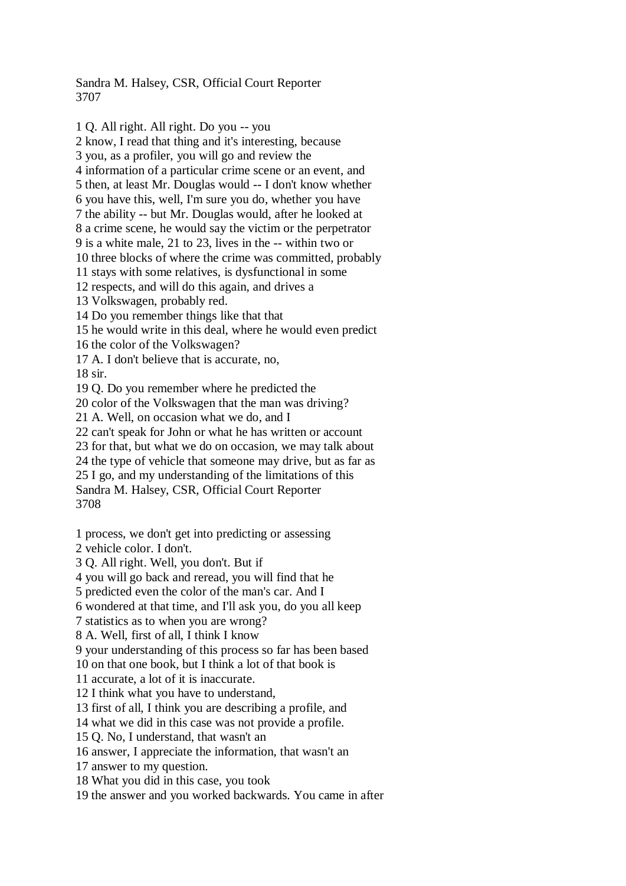1 Q. All right. All right. Do you -- you
2 know, I read that thing and it's interesting, because
3 you, as a profiler, you will go and review the
4 information of a particular crime scene or an event, and
5 then, at least Mr. Douglas would -- I don't know whether
6 you have this, well, I'm sure you do, whether you have
7 the ability -- but Mr. Douglas would, after he looked at
8 a crime scene, he would say the victim or the perpetrator
9 is a white male, 21 to 23, lives in the -- within two or
10 three blocks of where the crime was committed, probably
11 stays with some relatives, is dysfunctional in some
12 respects, and will do this again, and drives a
13 Volkswagen, probably red.
14 Do you remember things like that that
15 he would write in this deal, where he would even predict
16 the color of the Volkswagen?
17 A. I don't believe that is accurate, no,
18 sir.
19 Q. Do you remember where he predicted the
20 color of the Volkswagen that the man was driving?
21 A. Well, on occasion what we do, and I
22 can't speak for John or what he has written or account
23 for that, but what we do on occasion, we may talk about
24 the type of vehicle that someone may drive, but as far as
25 I go, and my understanding of the limitations of this

1 process, we don't get into predicting or assessing
2 vehicle color. I don't.
3 Q. All right. Well, you don't. But if
4 you will go back and reread, you will find that he
5 predicted even the color of the man's car. And I
6 wondered at that time, and I'll ask you, do you all keep
7 statistics as to when you are wrong?
8 A. Well, first of all, I think I know
9 your understanding of this process so far has been based
10 on that one book, but I think a lot of that book is
11 accurate, a lot of it is inaccurate.
12 I think what you have to understand,
13 first of all, I think you are describing a profile, and
14 what we did in this case was not provide a profile.
15 Q. No, I understand, that wasn't an
16 answer, I appreciate the information, that wasn't an
17 answer to my question.
18 What you did in this case, you took
19 the answer and you worked backwards. You came in after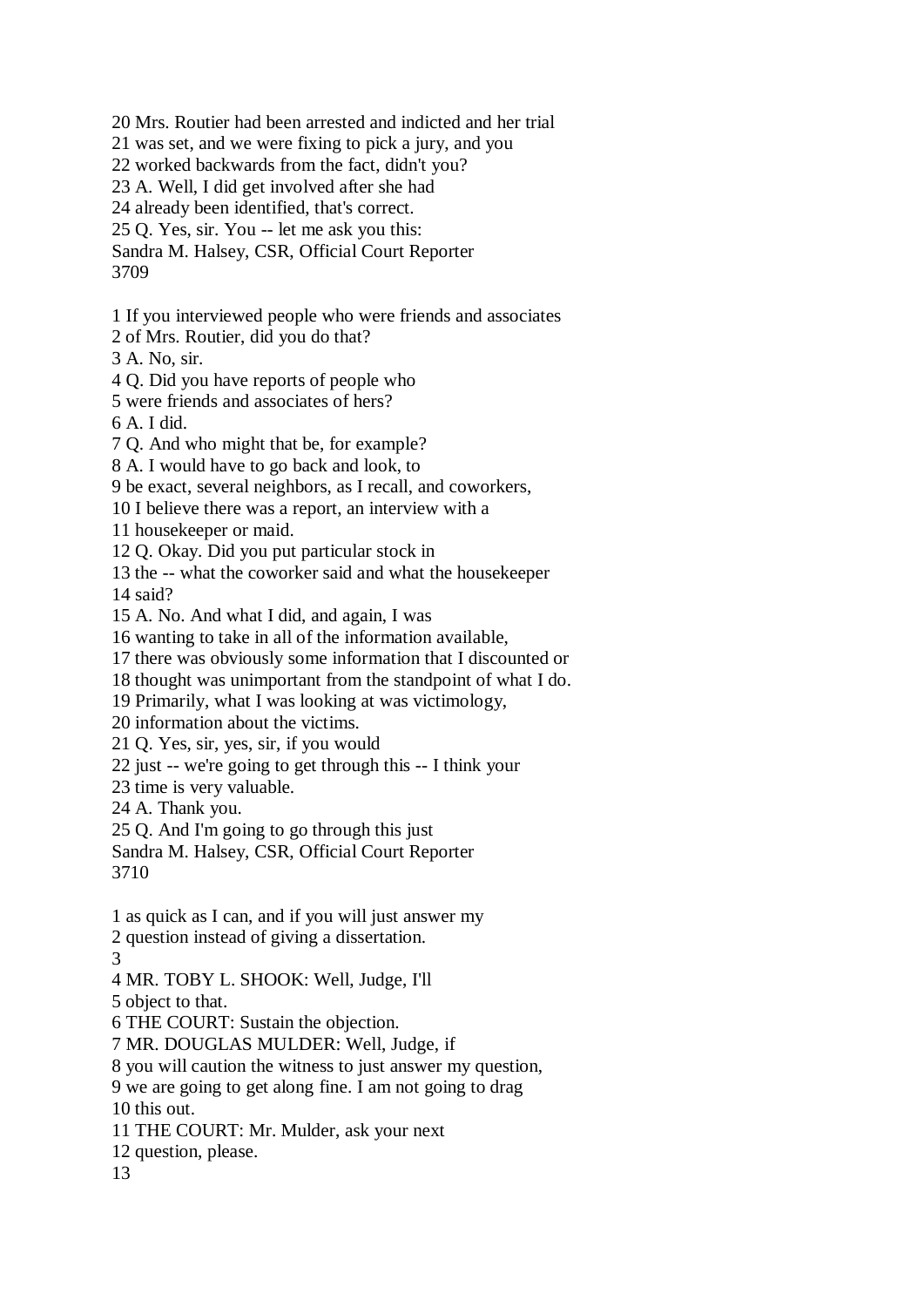20 Mrs. Routier had been arrested and indicted and her trial
21 was set, and we were fixing to pick a jury, and you
22 worked backwards from the fact, didn't you?
23 A. Well, I did get involved after she had
24 already been identified, that's correct.
25 Q. Yes, sir. You -- let me ask you this:
Sandra M. Halsey, CSR, Official Court Reporter

1 If you interviewed people who were friends and associates
2 of Mrs. Routier, did you do that?
3 A. No, sir.
4 Q. Did you have reports of people who
5 were friends and associates of hers?
6 A. I did.
7 Q. And who might that be, for example?
8 A. I would have to go back and look, to
9 be exact, several neighbors, as I recall, and coworkers,
10 I believe there was a report, an interview with a
11 housekeeper or maid.
12 Q. Okay. Did you put particular stock in
13 the -- what the coworker said and what the housekeeper
14 said?
15 A. No. And what I did, and again, I was
16 wanting to take in all of the information available,
17 there was obviously some information that I discounted or
18 thought was unimportant from the standpoint of what I do.
19 Primarily, what I was looking at was victimology,
20 information about the victims.
21 Q. Yes, sir, yes, sir, if you would
22 just -- we're going to get through this -- I think your
23 time is very valuable.
24 A. Thank you.
25 Q. And I'm going to go through this just
Sandra M. Halsey, CSR, Official Court Reporter

1 as quick as I can, and if you will just answer my
2 question instead of giving a dissertation.
3
4 MR. TOBY L. SHOOK: Well, Judge, I'll
5 object to that.
6 THE COURT: Sustain the objection.
7 MR. DOUGLAS MULDER: Well, Judge, if
8 you will caution the witness to just answer my question,
9 we are going to get along fine. I am not going to drag
10 this out.
11 THE COURT: Mr. Mulder, ask your next
12 question, please.
13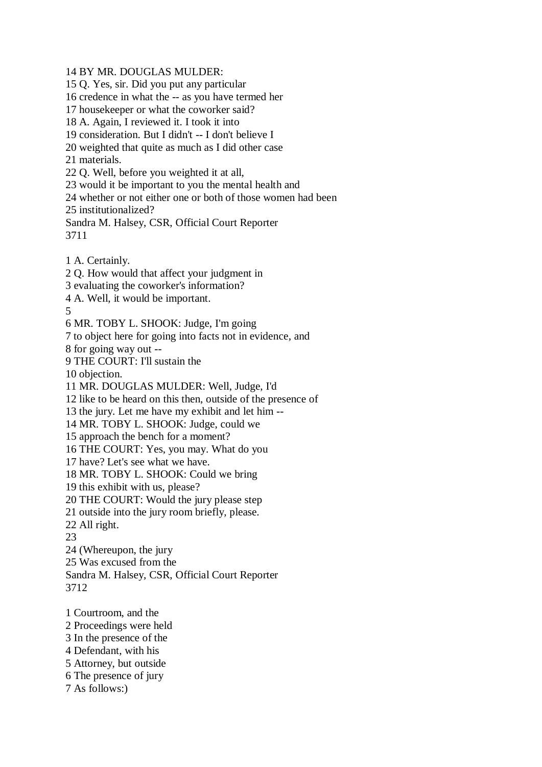14 BY MR. DOUGLAS MULDER:
15 Q. Yes, sir. Did you put any particular
16 credence in what the -- as you have termed her
17 housekeeper or what the coworker said?
18 A. Again, I reviewed it. I took it into
19 consideration. But I didn't -- I don't believe I
20 weighted that quite as much as I did other case
21 materials.
22 Q. Well, before you weighted it at all,
23 would it be important to you the mental health and
24 whether or not either one or both of those women had been
25 institutionalized?
Sandra M. Halsey, CSR, Official Court Reporter
3711

1 A. Certainly.
2 Q. How would that affect your judgment in
3 evaluating the coworker's information?
4 A. Well, it would be important.
5
6 MR. TOBY L. SHOOK: Judge, I'm going
7 to object here for going into facts not in evidence, and
8 for going way out --
9 THE COURT: I'll sustain the
10 objection.
11 MR. DOUGLAS MULDER: Well, Judge, I'd
12 like to be heard on this then, outside of the presence of
13 the jury. Let me have my exhibit and let him --
14 MR. TOBY L. SHOOK: Judge, could we
15 approach the bench for a moment?
16 THE COURT: Yes, you may. What do you
17 have? Let's see what we have.
18 MR. TOBY L. SHOOK: Could we bring
19 this exhibit with us, please?
20 THE COURT: Would the jury please step
21 outside into the jury room briefly, please.
22 All right.
23
24 (Whereupon, the jury
25 Was excused from the
Sandra M. Halsey, CSR, Official Court Reporter
3712

1 Courtroom, and the
2 Proceedings were held
3 In the presence of the
4 Defendant, with his
5 Attorney, but outside
6 The presence of jury
7 As follows:)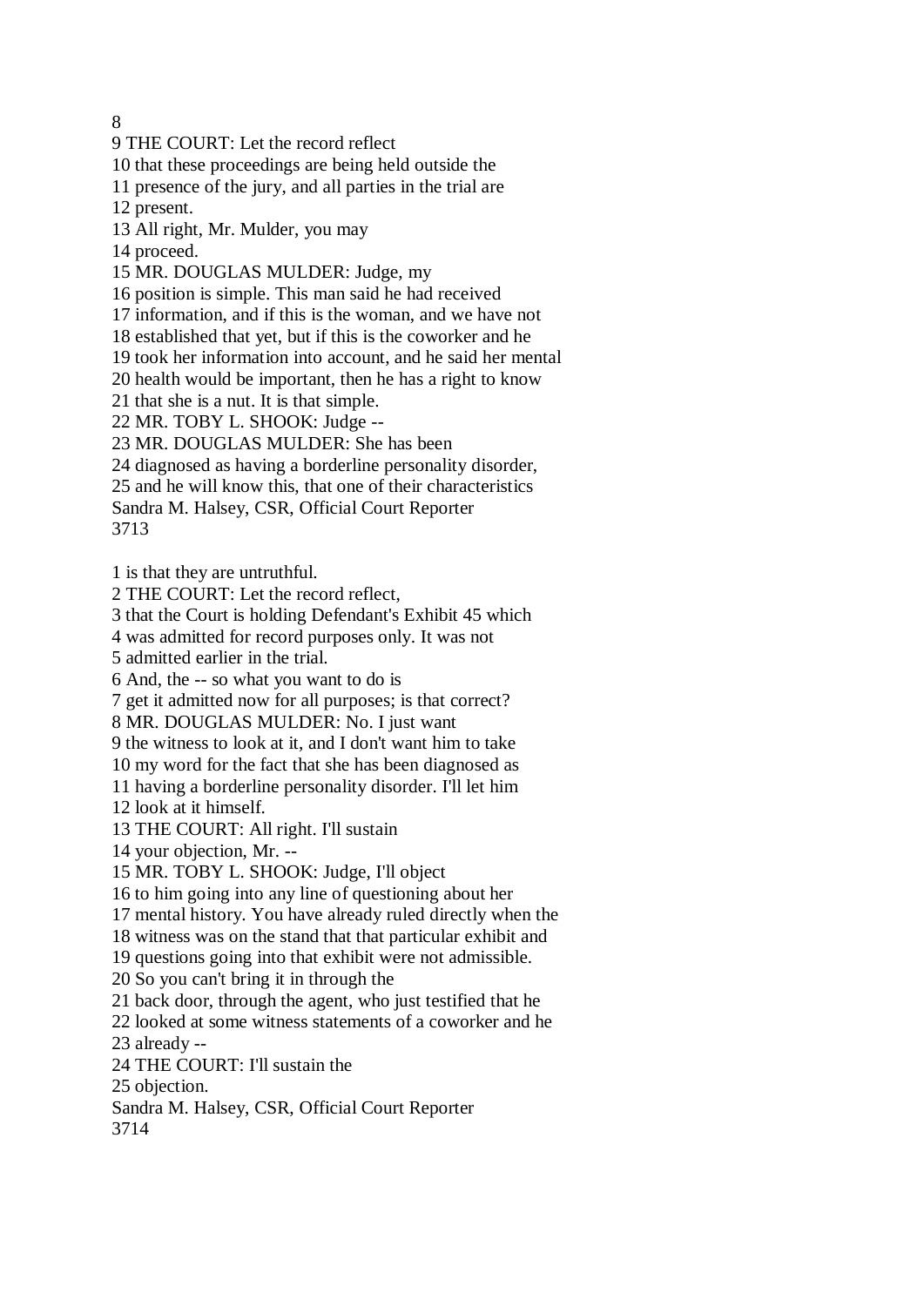8
9 THE COURT: Let the record reflect
10 that these proceedings are being held outside the
11 presence of the jury, and all parties in the trial are
12 present.
13 All right, Mr. Mulder, you may
14 proceed.
15 MR. DOUGLAS MULDER: Judge, my
16 position is simple. This man said he had received
17 information, and if this is the woman, and we have not
18 established that yet, but if this is the coworker and he
19 took her information into account, and he said her mental
20 health would be important, then he has a right to know
21 that she is a nut. It is that simple.
22 MR. TOBY L. SHOOK: Judge --
23 MR. DOUGLAS MULDER: She has been
24 diagnosed as having a borderline personality disorder,
25 and he will know this, that one of their characteristics
Sandra M. Halsey, CSR, Official Court Reporter
3713

1 is that they are untruthful.
2 THE COURT: Let the record reflect,
3 that the Court is holding Defendant's Exhibit 45 which
4 was admitted for record purposes only. It was not
5 admitted earlier in the trial.
6 And, the -- so what you want to do is
7 get it admitted now for all purposes; is that correct?
8 MR. DOUGLAS MULDER: No. I just want
9 the witness to look at it, and I don't want him to take
10 my word for the fact that she has been diagnosed as
11 having a borderline personality disorder. I'll let him
12 look at it himself.
13 THE COURT: All right. I'll sustain
14 your objection, Mr. --
15 MR. TOBY L. SHOOK: Judge, I'll object
16 to him going into any line of questioning about her
17 mental history. You have already ruled directly when the
18 witness was on the stand that that particular exhibit and
19 questions going into that exhibit were not admissible.
20 So you can't bring it in through the
21 back door, through the agent, who just testified that he
22 looked at some witness statements of a coworker and he
23 already --
24 THE COURT: I'll sustain the
25 objection.
Sandra M. Halsey, CSR, Official Court Reporter
3714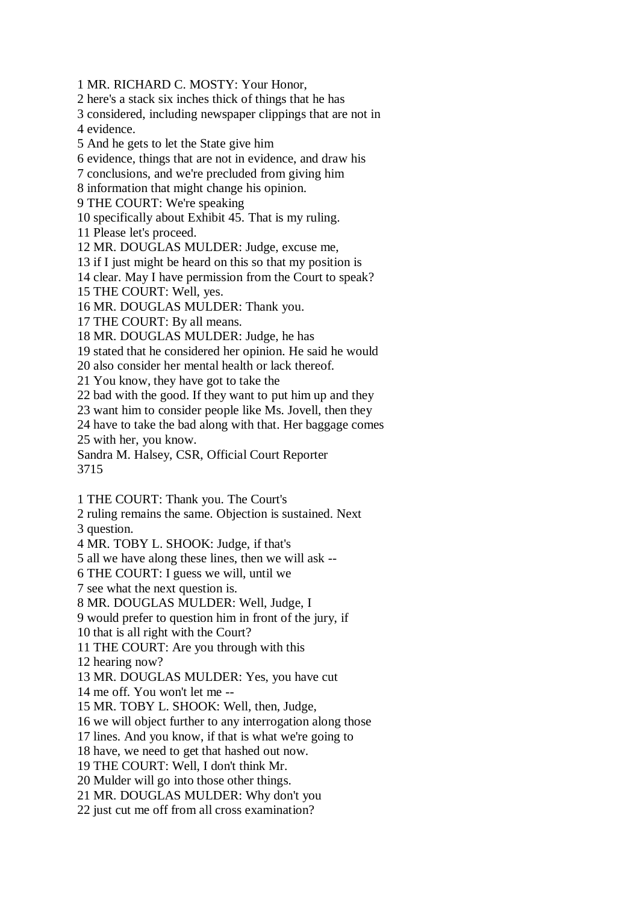1 MR. RICHARD C. MOSTY: Your Honor,
2 here's a stack six inches thick of things that he has
3 considered, including newspaper clippings that are not in
4 evidence.
5 And he gets to let the State give him
6 evidence, things that are not in evidence, and draw his
7 conclusions, and we're precluded from giving him
8 information that might change his opinion.
9 THE COURT: We're speaking
10 specifically about Exhibit 45. That is my ruling.
11 Please let's proceed.
12 MR. DOUGLAS MULDER: Judge, excuse me,
13 if I just might be heard on this so that my position is
14 clear. May I have permission from the Court to speak?
15 THE COURT: Well, yes.
16 MR. DOUGLAS MULDER: Thank you.
17 THE COURT: By all means.
18 MR. DOUGLAS MULDER: Judge, he has
19 stated that he considered her opinion. He said he would
20 also consider her mental health or lack thereof.
21 You know, they have got to take the
22 bad with the good. If they want to put him up and they
23 want him to consider people like Ms. Jovell, then they
24 have to take the bad along with that. Her baggage comes
25 with her, you know.
Sandra M. Halsey, CSR, Official Court Reporter
3715

1 THE COURT: Thank you. The Court's
2 ruling remains the same. Objection is sustained. Next
3 question.
4 MR. TOBY L. SHOOK: Judge, if that's
5 all we have along these lines, then we will ask --
6 THE COURT: I guess we will, until we
7 see what the next question is.
8 MR. DOUGLAS MULDER: Well, Judge, I
9 would prefer to question him in front of the jury, if
10 that is all right with the Court?
11 THE COURT: Are you through with this
12 hearing now?
13 MR. DOUGLAS MULDER: Yes, you have cut
14 me off. You won't let me --
15 MR. TOBY L. SHOOK: Well, then, Judge,
16 we will object further to any interrogation along those
17 lines. And you know, if that is what we're going to
18 have, we need to get that hashed out now.
19 THE COURT: Well, I don't think Mr.
20 Mulder will go into those other things.
21 MR. DOUGLAS MULDER: Why don't you
22 just cut me off from all cross examination?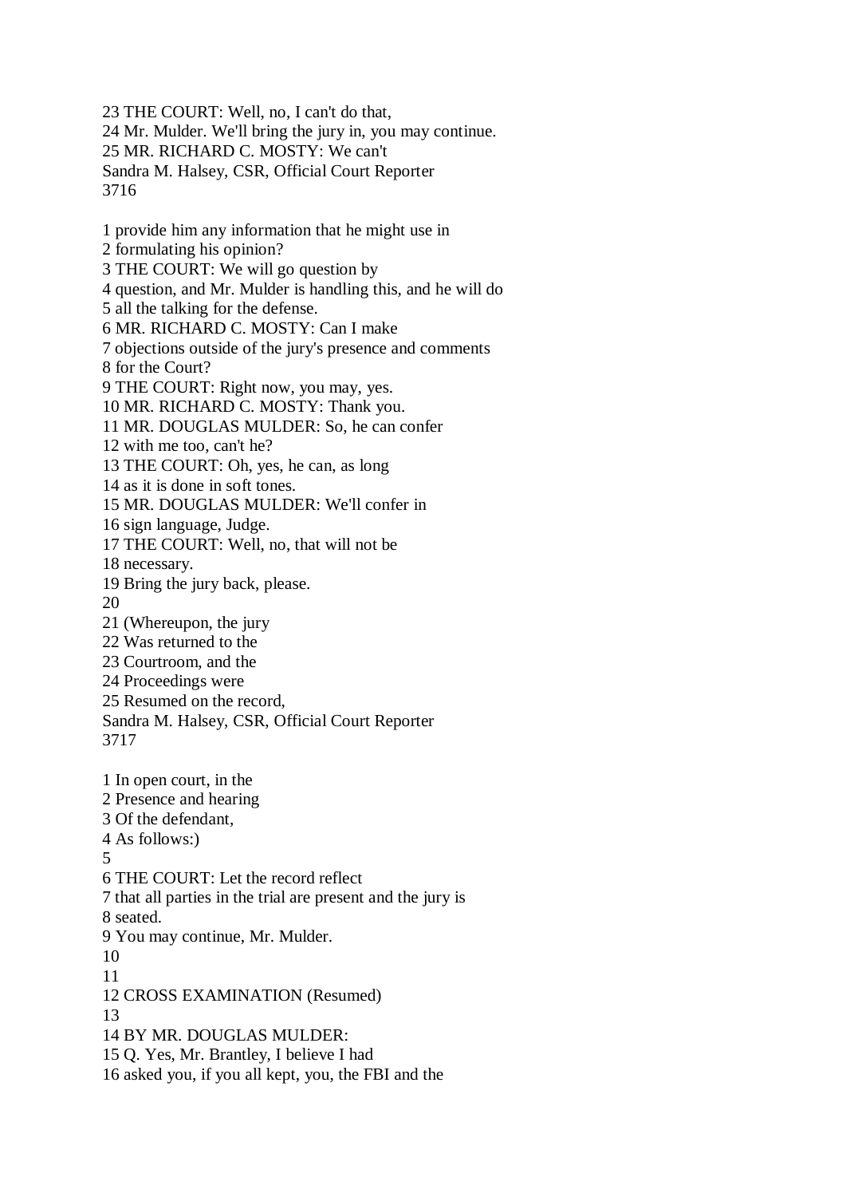23 THE COURT: Well, no, I can't do that,
24 Mr. Mulder. We'll bring the jury in, you may continue.
25 MR. RICHARD C. MOSTY: We can't
Sandra M. Halsey, CSR, Official Court Reporter
3716

1 provide him any information that he might use in
2 formulating his opinion?
3 THE COURT: We will go question by
4 question, and Mr. Mulder is handling this, and he will do
5 all the talking for the defense.
6 MR. RICHARD C. MOSTY: Can I make
7 objections outside of the jury's presence and comments
8 for the Court?
9 THE COURT: Right now, you may, yes.
10 MR. RICHARD C. MOSTY: Thank you.
11 MR. DOUGLAS MULDER: So, he can confer
12 with me too, can't he?
13 THE COURT: Oh, yes, he can, as long
14 as it is done in soft tones.
15 MR. DOUGLAS MULDER: We'll confer in
16 sign language, Judge.
17 THE COURT: Well, no, that will not be
18 necessary.
19 Bring the jury back, please.
20
21 (Whereupon, the jury
22 Was returned to the
23 Courtroom, and the
24 Proceedings were
25 Resumed on the record,
Sandra M. Halsey, CSR, Official Court Reporter
3717

1 In open court, in the
2 Presence and hearing
3 Of the defendant,
4 As follows:)
5
6 THE COURT: Let the record reflect
7 that all parties in the trial are present and the jury is
8 seated.
9 You may continue, Mr. Mulder.
10
11
12 CROSS EXAMINATION (Resumed)
13
14 BY MR. DOUGLAS MULDER:
15 Q. Yes, Mr. Brantley, I believe I had
16 asked you, if you all kept, you, the FBI and the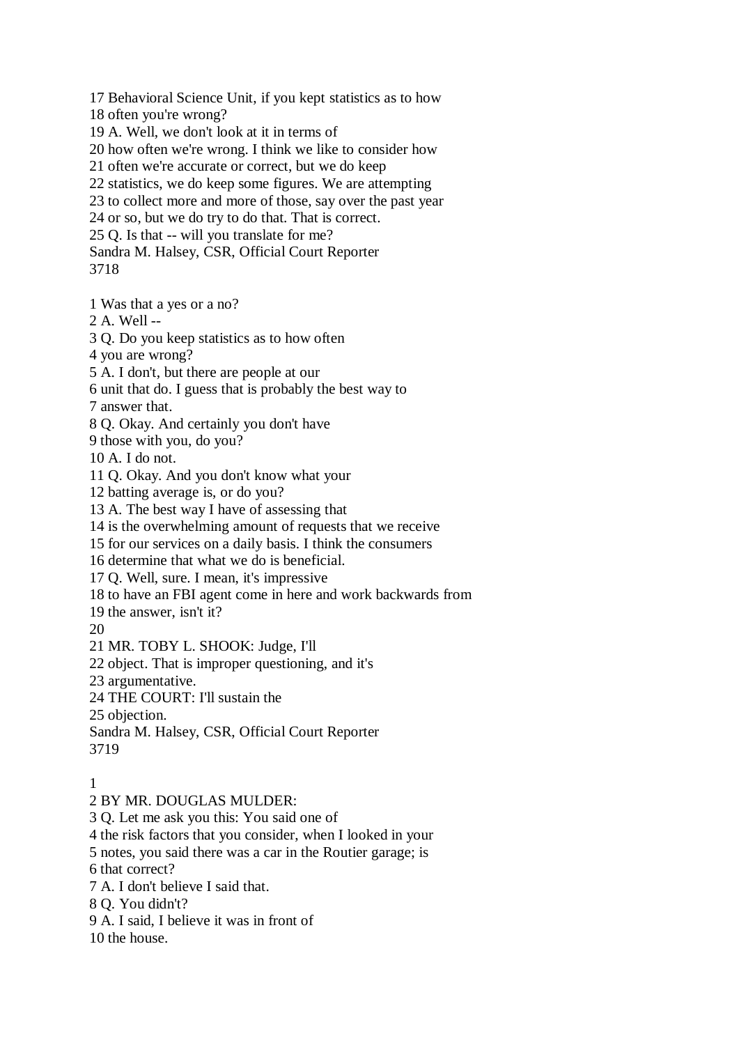17 Behavioral Science Unit, if you kept statistics as to how
18 often you're wrong?
19 A. Well, we don't look at it in terms of
20 how often we're wrong. I think we like to consider how
21 often we're accurate or correct, but we do keep
22 statistics, we do keep some figures. We are attempting
23 to collect more and more of those, say over the past year
24 or so, but we do try to do that. That is correct.
25 Q. Is that -- will you translate for me?
Sandra M. Halsey, CSR, Official Court Reporter
3718

1 Was that a yes or a no?
2 A. Well --
3 Q. Do you keep statistics as to how often
4 you are wrong?
5 A. I don't, but there are people at our
6 unit that do. I guess that is probably the best way to
7 answer that.
8 Q. Okay. And certainly you don't have
9 those with you, do you?
10 A. I do not.
11 Q. Okay. And you don't know what your
12 batting average is, or do you?
13 A. The best way I have of assessing that
14 is the overwhelming amount of requests that we receive
15 for our services on a daily basis. I think the consumers
16 determine that what we do is beneficial.
17 Q. Well, sure. I mean, it's impressive
18 to have an FBI agent come in here and work backwards from
19 the answer, isn't it?
20
21 MR. TOBY L. SHOOK: Judge, I'll
22 object. That is improper questioning, and it's
23 argumentative.
24 THE COURT: I'll sustain the
25 objection.
Sandra M. Halsey, CSR, Official Court Reporter
3719

1
2 BY MR. DOUGLAS MULDER:
3 Q. Let me ask you this: You said one of
4 the risk factors that you consider, when I looked in your
5 notes, you said there was a car in the Routier garage; is
6 that correct?
7 A. I don't believe I said that.
8 Q. You didn't?
9 A. I said, I believe it was in front of
10 the house.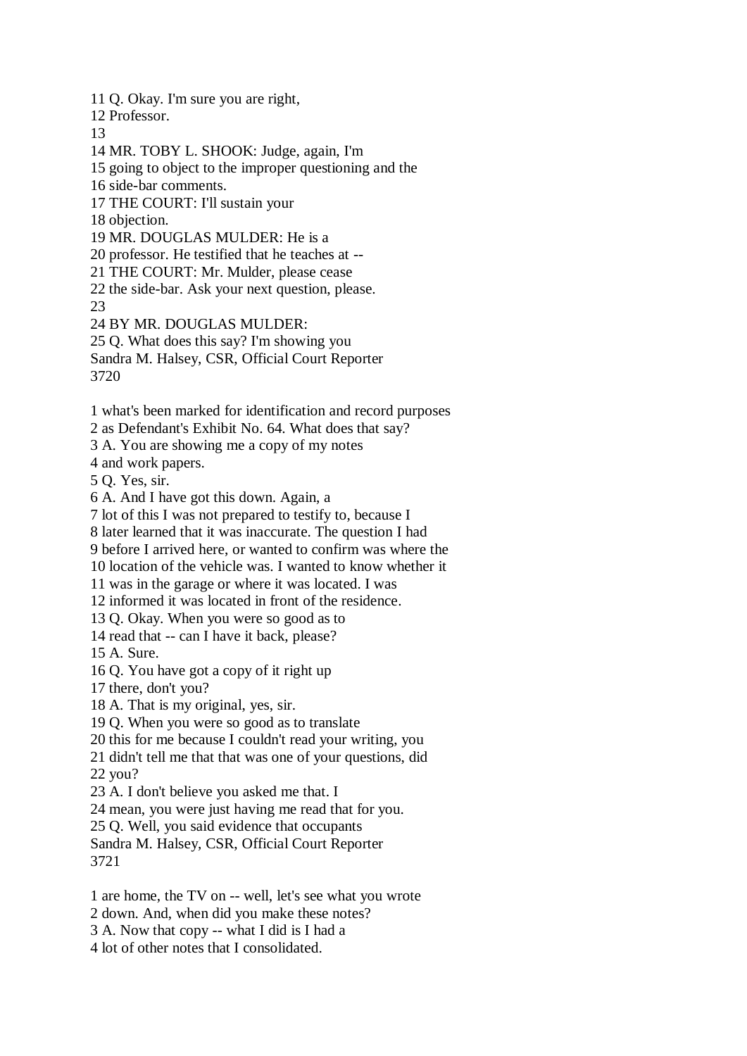11 Q. Okay. I'm sure you are right,
12 Professor.
13
14 MR. TOBY L. SHOOK: Judge, again, I'm
15 going to object to the improper questioning and the
16 side-bar comments.
17 THE COURT: I'll sustain your
18 objection.
19 MR. DOUGLAS MULDER: He is a
20 professor. He testified that he teaches at --
21 THE COURT: Mr. Mulder, please cease
22 the side-bar. Ask your next question, please.
23
24 BY MR. DOUGLAS MULDER:
25 Q. What does this say? I'm showing you
Sandra M. Halsey, CSR, Official Court Reporter

1 what's been marked for identification and record purposes
2 as Defendant's Exhibit No. 64. What does that say?
3 A. You are showing me a copy of my notes
4 and work papers.
5 Q. Yes, sir.
6 A. And I have got this down. Again, a
7 lot of this I was not prepared to testify to, because I
8 later learned that it was inaccurate. The question I had
9 before I arrived here, or wanted to confirm was where the
10 location of the vehicle was. I wanted to know whether it
11 was in the garage or where it was located. I was
12 informed it was located in front of the residence.
13 Q. Okay. When you were so good as to
14 read that -- can I have it back, please?
15 A. Sure.
16 Q. You have got a copy of it right up
17 there, don't you?
18 A. That is my original, yes, sir.
19 Q. When you were so good as to translate
20 this for me because I couldn't read your writing, you
21 didn't tell me that that was one of your questions, did
22 you?
23 A. I don't believe you asked me that. I
24 mean, you were just having me read that for you.
25 Q. Well, you said evidence that occupants
Sandra M. Halsey, CSR, Official Court Reporter

1 are home, the TV on -- well, let's see what you wrote
2 down. And, when did you make these notes?
3 A. Now that copy -- what I did is I had a
4 lot of other notes that I consolidated.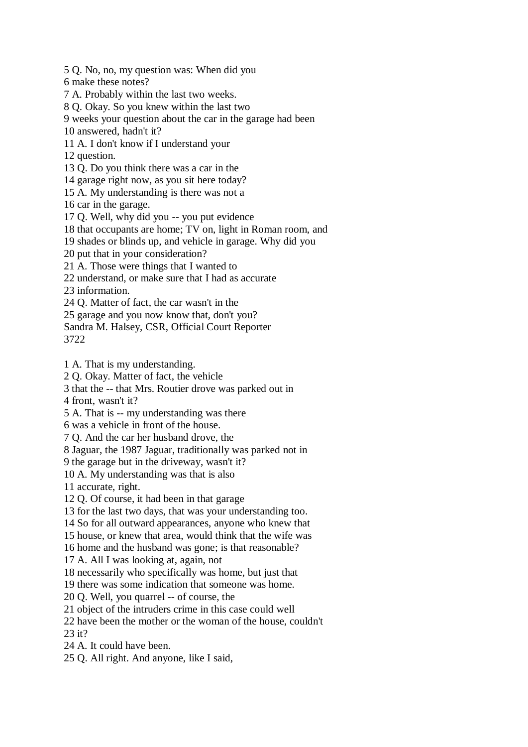5 Q. No, no, my question was: When did you
6 make these notes?
7 A. Probably within the last two weeks.
8 Q. Okay. So you knew within the last two
9 weeks your question about the car in the garage had been
10 answered, hadn't it?
11 A. I don't know if I understand your
12 question.
13 Q. Do you think there was a car in the
14 garage right now, as you sit here today?
15 A. My understanding is there was not a
16 car in the garage.
17 Q. Well, why did you -- you put evidence
18 that occupants are home; TV on, light in Roman room, and
19 shades or blinds up, and vehicle in garage. Why did you
20 put that in your consideration?
21 A. Those were things that I wanted to
22 understand, or make sure that I had as accurate
23 information.
24 Q. Matter of fact, the car wasn't in the
25 garage and you now know that, don't you?
Sandra M. Halsey, CSR, Official Court Reporter
3722

1 A. That is my understanding.
2 Q. Okay. Matter of fact, the vehicle
3 that the -- that Mrs. Routier drove was parked out in
4 front, wasn't it?
5 A. That is -- my understanding was there
6 was a vehicle in front of the house.
7 Q. And the car her husband drove, the
8 Jaguar, the 1987 Jaguar, traditionally was parked not in
9 the garage but in the driveway, wasn't it?
10 A. My understanding was that is also
11 accurate, right.
12 Q. Of course, it had been in that garage
13 for the last two days, that was your understanding too.
14 So for all outward appearances, anyone who knew that
15 house, or knew that area, would think that the wife was
16 home and the husband was gone; is that reasonable?
17 A. All I was looking at, again, not
18 necessarily who specifically was home, but just that
19 there was some indication that someone was home.
20 Q. Well, you quarrel -- of course, the
21 object of the intruders crime in this case could well
22 have been the mother or the woman of the house, couldn't
23 it?
24 A. It could have been.
25 Q. All right. And anyone, like I said,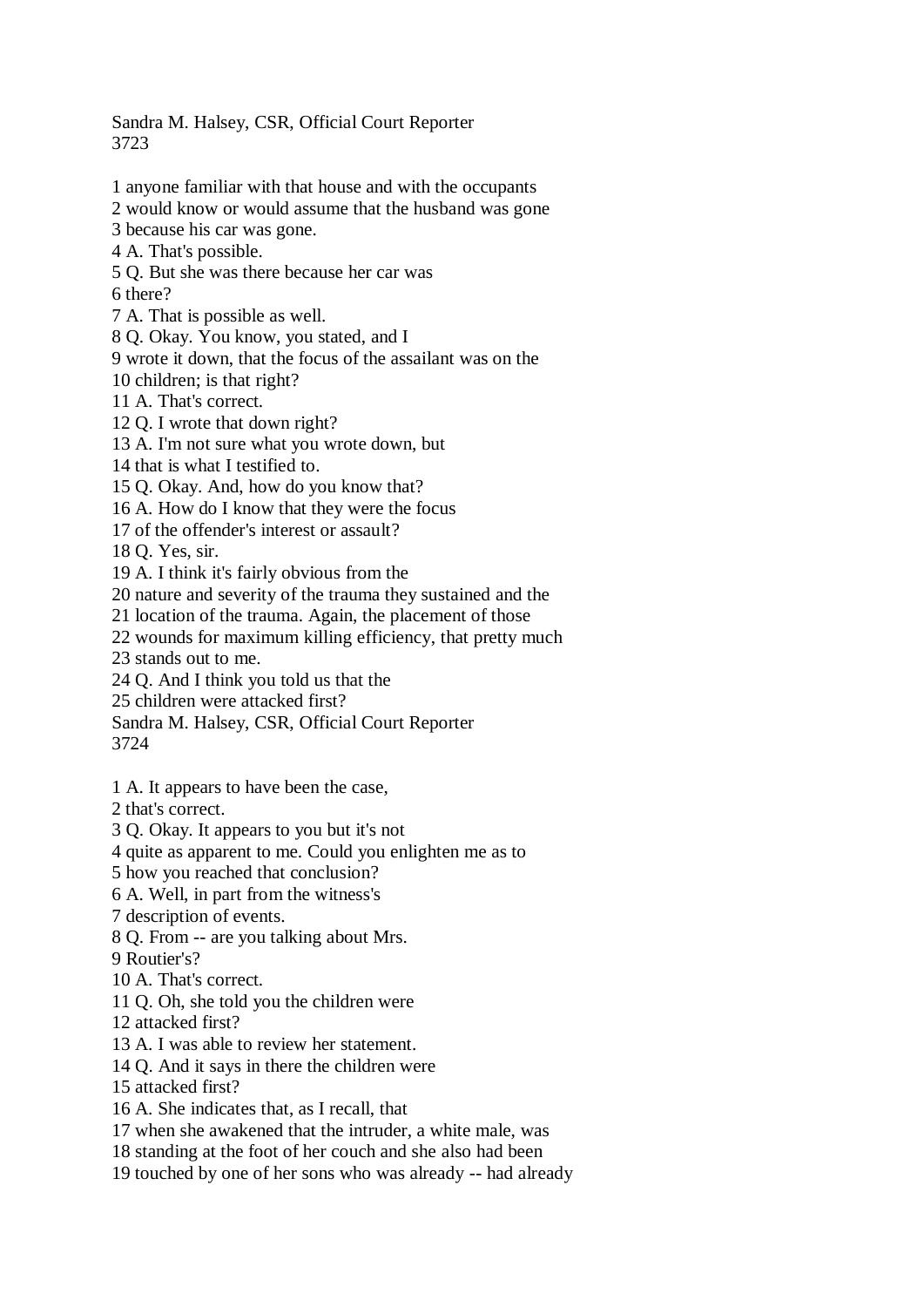1 anyone familiar with that house and with the occupants
2 would know or would assume that the husband was gone
3 because his car was gone.
4 A. That's possible.
5 Q. But she was there because her car was
6 there?
7 A. That is possible as well.
8 Q. Okay. You know, you stated, and I
9 wrote it down, that the focus of the assailant was on the
10 children; is that right?
11 A. That's correct.
12 Q. I wrote that down right?
13 A. I'm not sure what you wrote down, but
14 that is what I testified to.
15 Q. Okay. And, how do you know that?
16 A. How do I know that they were the focus
17 of the offender's interest or assault?
18 Q. Yes, sir.
19 A. I think it's fairly obvious from the
20 nature and severity of the trauma they sustained and the
21 location of the trauma. Again, the placement of those
22 wounds for maximum killing efficiency, that pretty much
23 stands out to me.
24 Q. And I think you told us that the
25 children were attacked first?

1 A. It appears to have been the case,
2 that's correct.
3 Q. Okay. It appears to you but it's not
4 quite as apparent to me. Could you enlighten me as to
5 how you reached that conclusion?
6 A. Well, in part from the witness's
7 description of events.
8 Q. From -- are you talking about Mrs.
9 Routier's?
10 A. That's correct.
11 Q. Oh, she told you the children were
12 attacked first?
13 A. I was able to review her statement.
14 Q. And it says in there the children were
15 attacked first?
16 A. She indicates that, as I recall, that
17 when she awakened that the intruder, a white male, was
18 standing at the foot of her couch and she also had been
19 touched by one of her sons who was already -- had already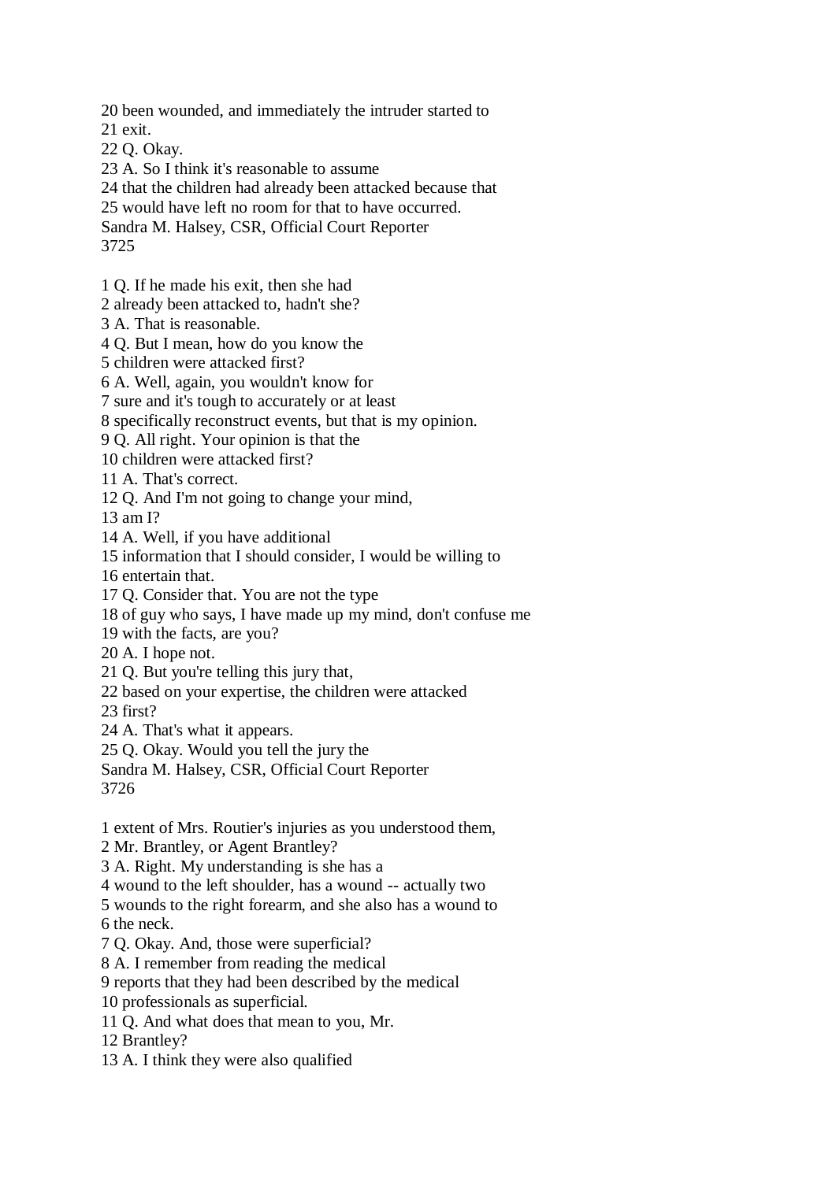20 been wounded, and immediately the intruder started to
21 exit.
22 Q. Okay.
23 A. So I think it's reasonable to assume
24 that the children had already been attacked because that
25 would have left no room for that to have occurred.
Sandra M. Halsey, CSR, Official Court Reporter

1 Q. If he made his exit, then she had
2 already been attacked to, hadn't she?
3 A. That is reasonable.
4 Q. But I mean, how do you know the
5 children were attacked first?
6 A. Well, again, you wouldn't know for
7 sure and it's tough to accurately or at least
8 specifically reconstruct events, but that is my opinion.
9 Q. All right. Your opinion is that the
10 children were attacked first?
11 A. That's correct.
12 Q. And I'm not going to change your mind,
13 am I?
14 A. Well, if you have additional
15 information that I should consider, I would be willing to
16 entertain that.
17 Q. Consider that. You are not the type
18 of guy who says, I have made up my mind, don't confuse me
19 with the facts, are you?
20 A. I hope not.
21 Q. But you're telling this jury that,
22 based on your expertise, the children were attacked
23 first?
24 A. That's what it appears.
25 Q. Okay. Would you tell the jury the
Sandra M. Halsey, CSR, Official Court Reporter

1 extent of Mrs. Routier's injuries as you understood them,
2 Mr. Brantley, or Agent Brantley?
3 A. Right. My understanding is she has a
4 wound to the left shoulder, has a wound -- actually two
5 wounds to the right forearm, and she also has a wound to
6 the neck.
7 Q. Okay. And, those were superficial?
8 A. I remember from reading the medical
9 reports that they had been described by the medical
10 professionals as superficial.
11 Q. And what does that mean to you, Mr.
12 Brantley?
13 A. I think they were also qualified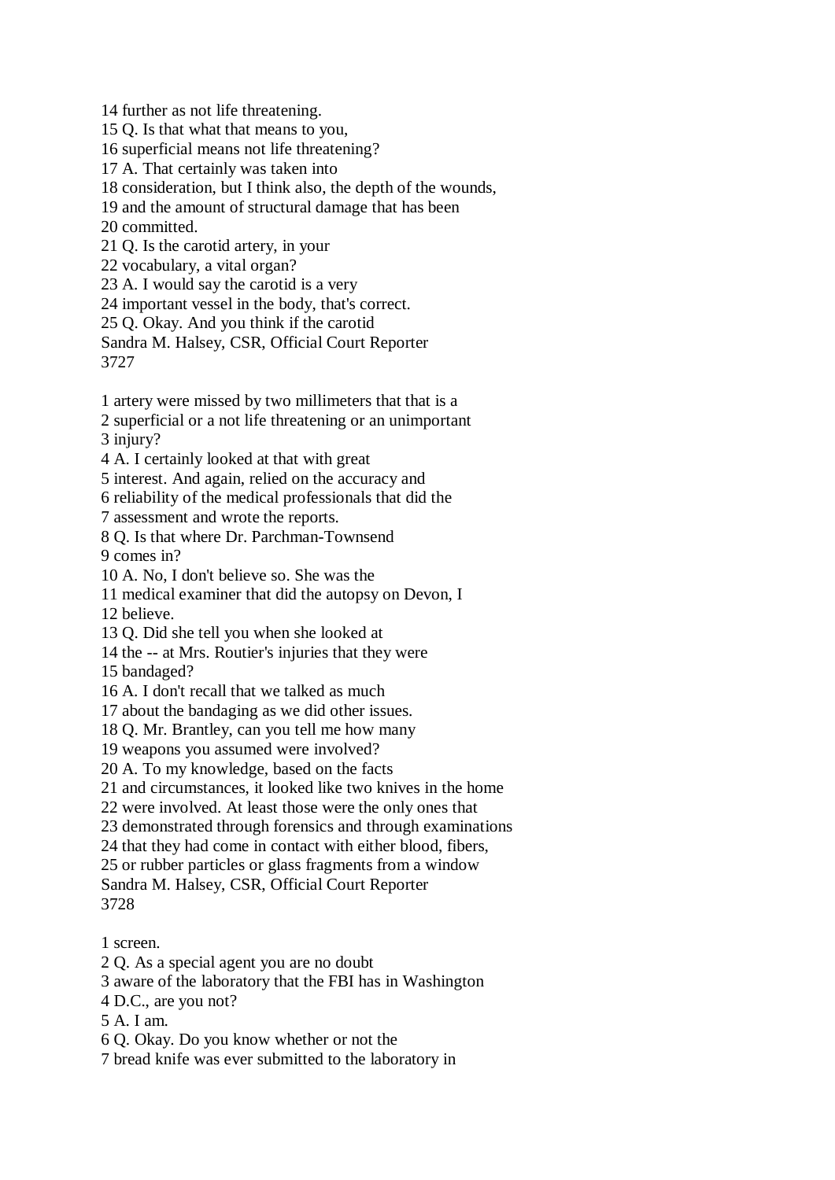14 further as not life threatening.
15 Q. Is that what that means to you,
16 superficial means not life threatening?
17 A. That certainly was taken into
18 consideration, but I think also, the depth of the wounds,
19 and the amount of structural damage that has been
20 committed.
21 Q. Is the carotid artery, in your
22 vocabulary, a vital organ?
23 A. I would say the carotid is a very
24 important vessel in the body, that's correct.
25 Q. Okay. And you think if the carotid
Sandra M. Halsey, CSR, Official Court Reporter
3727

1 artery were missed by two millimeters that that is a
2 superficial or a not life threatening or an unimportant
3 injury?
4 A. I certainly looked at that with great
5 interest. And again, relied on the accuracy and
6 reliability of the medical professionals that did the
7 assessment and wrote the reports.
8 Q. Is that where Dr. Parchman-Townsend
9 comes in?
10 A. No, I don't believe so. She was the
11 medical examiner that did the autopsy on Devon, I
12 believe.
13 Q. Did she tell you when she looked at
14 the -- at Mrs. Routier's injuries that they were
15 bandaged?
16 A. I don't recall that we talked as much
17 about the bandaging as we did other issues.
18 Q. Mr. Brantley, can you tell me how many
19 weapons you assumed were involved?
20 A. To my knowledge, based on the facts
21 and circumstances, it looked like two knives in the home
22 were involved. At least those were the only ones that
23 demonstrated through forensics and through examinations
24 that they had come in contact with either blood, fibers,
25 or rubber particles or glass fragments from a window
Sandra M. Halsey, CSR, Official Court Reporter
3728

1 screen.
2 Q. As a special agent you are no doubt
3 aware of the laboratory that the FBI has in Washington
4 D.C., are you not?
5 A. I am.
6 Q. Okay. Do you know whether or not the
7 bread knife was ever submitted to the laboratory in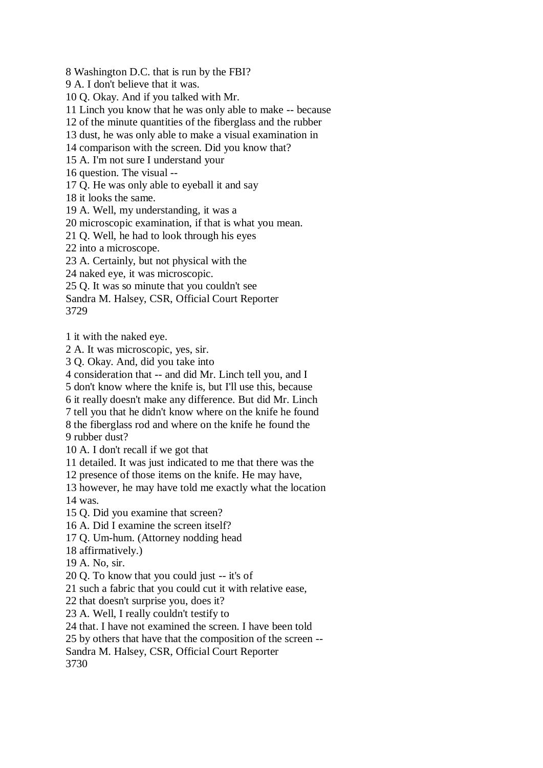8 Washington D.C. that is run by the FBI?
9 A. I don't believe that it was.
10 Q. Okay. And if you talked with Mr.
11 Linch you know that he was only able to make -- because
12 of the minute quantities of the fiberglass and the rubber
13 dust, he was only able to make a visual examination in
14 comparison with the screen. Did you know that?
15 A. I'm not sure I understand your
16 question. The visual --
17 Q. He was only able to eyeball it and say
18 it looks the same.
19 A. Well, my understanding, it was a
20 microscopic examination, if that is what you mean.
21 Q. Well, he had to look through his eyes
22 into a microscope.
23 A. Certainly, but not physical with the
24 naked eye, it was microscopic.
25 Q. It was so minute that you couldn't see
Sandra M. Halsey, CSR, Official Court Reporter
3729

1 it with the naked eye.
2 A. It was microscopic, yes, sir.
3 Q. Okay. And, did you take into
4 consideration that -- and did Mr. Linch tell you, and I
5 don't know where the knife is, but I'll use this, because
6 it really doesn't make any difference. But did Mr. Linch
7 tell you that he didn't know where on the knife he found
8 the fiberglass rod and where on the knife he found the
9 rubber dust?
10 A. I don't recall if we got that
11 detailed. It was just indicated to me that there was the
12 presence of those items on the knife. He may have,
13 however, he may have told me exactly what the location
14 was.
15 Q. Did you examine that screen?
16 A. Did I examine the screen itself?
17 Q. Um-hum. (Attorney nodding head
18 affirmatively.)
19 A. No, sir.
20 Q. To know that you could just -- it's of
21 such a fabric that you could cut it with relative ease,
22 that doesn't surprise you, does it?
23 A. Well, I really couldn't testify to
24 that. I have not examined the screen. I have been told
25 by others that have that the composition of the screen --
Sandra M. Halsey, CSR, Official Court Reporter
3730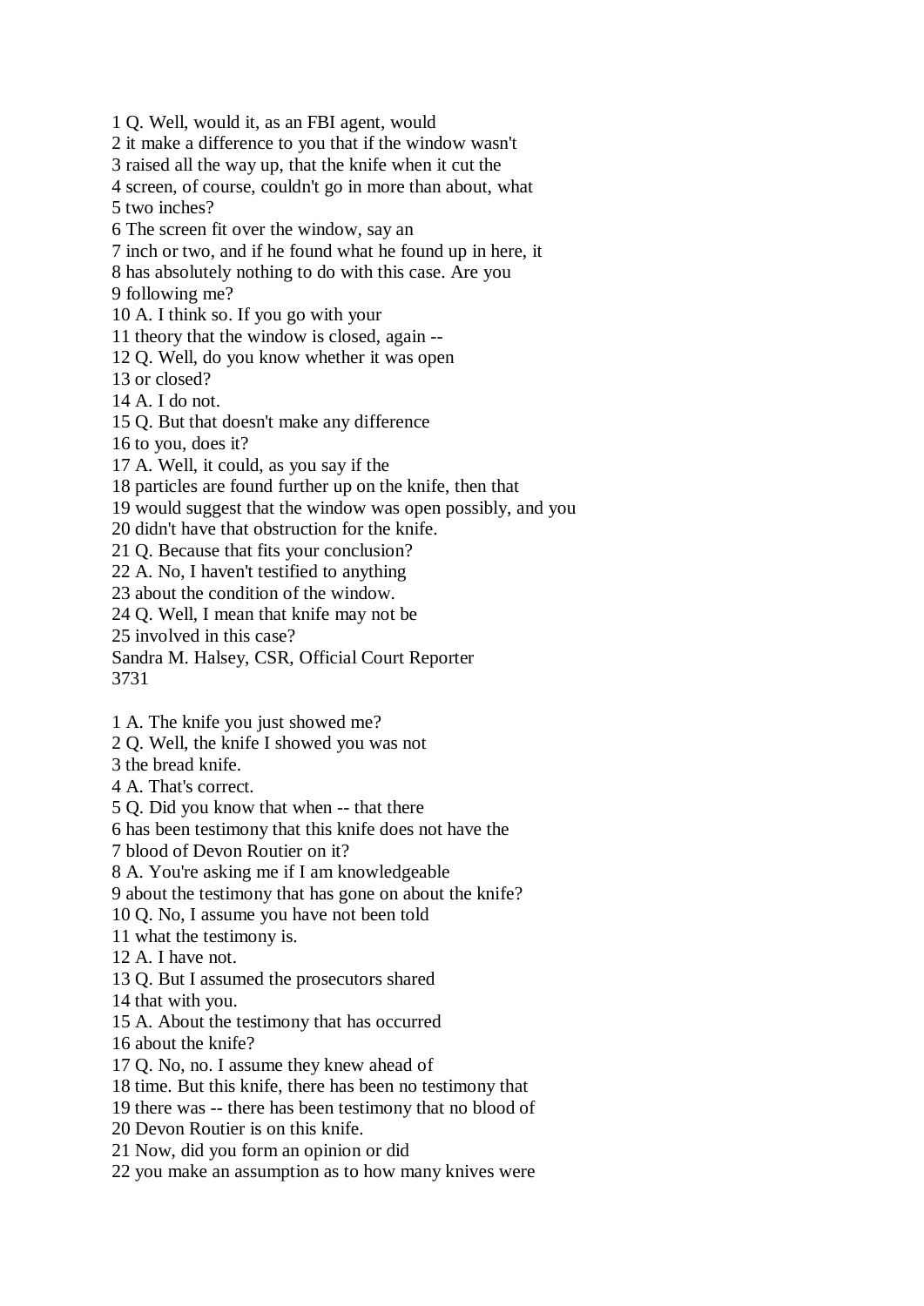1 Q. Well, would it, as an FBI agent, would
2 it make a difference to you that if the window wasn't
3 raised all the way up, that the knife when it cut the
4 screen, of course, couldn't go in more than about, what
5 two inches?
6 The screen fit over the window, say an
7 inch or two, and if he found what he found up in here, it
8 has absolutely nothing to do with this case. Are you
9 following me?
10 A. I think so. If you go with your
11 theory that the window is closed, again --
12 Q. Well, do you know whether it was open
13 or closed?
14 A. I do not.
15 Q. But that doesn't make any difference
16 to you, does it?
17 A. Well, it could, as you say if the
18 particles are found further up on the knife, then that
19 would suggest that the window was open possibly, and you
20 didn't have that obstruction for the knife.
21 Q. Because that fits your conclusion?
22 A. No, I haven't testified to anything
23 about the condition of the window.
24 Q. Well, I mean that knife may not be
25 involved in this case?
Sandra M. Halsey, CSR, Official Court Reporter
3731

1 A. The knife you just showed me?
2 Q. Well, the knife I showed you was not
3 the bread knife.
4 A. That's correct.
5 Q. Did you know that when -- that there
6 has been testimony that this knife does not have the
7 blood of Devon Routier on it?
8 A. You're asking me if I am knowledgeable
9 about the testimony that has gone on about the knife?
10 Q. No, I assume you have not been told
11 what the testimony is.
12 A. I have not.
13 Q. But I assumed the prosecutors shared
14 that with you.
15 A. About the testimony that has occurred
16 about the knife?
17 Q. No, no. I assume they knew ahead of
18 time. But this knife, there has been no testimony that
19 there was -- there has been testimony that no blood of
20 Devon Routier is on this knife.
21 Now, did you form an opinion or did
22 you make an assumption as to how many knives were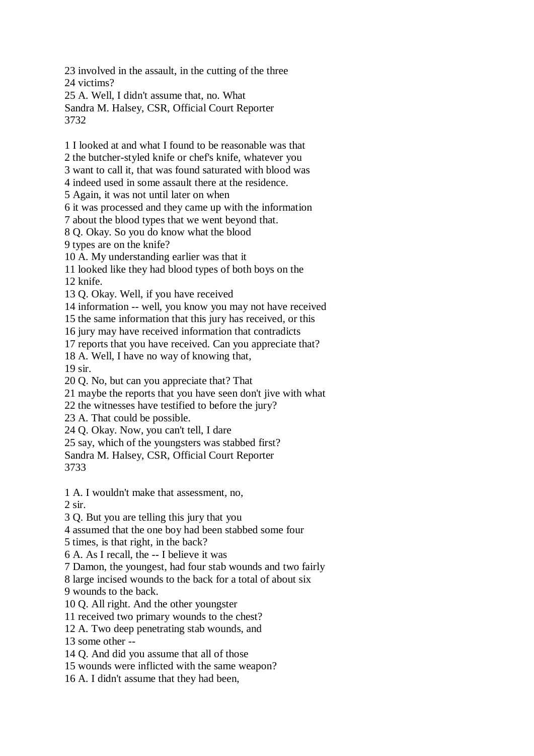23 involved in the assault, in the cutting of the three
24 victims?
25 A. Well, I didn't assume that, no. What
Sandra M. Halsey, CSR, Official Court Reporter
3732

1 I looked at and what I found to be reasonable was that
2 the butcher-styled knife or chef's knife, whatever you
3 want to call it, that was found saturated with blood was
4 indeed used in some assault there at the residence.
5 Again, it was not until later on when
6 it was processed and they came up with the information
7 about the blood types that we went beyond that.
8 Q. Okay. So you do know what the blood
9 types are on the knife?
10 A. My understanding earlier was that it
11 looked like they had blood types of both boys on the
12 knife.
13 Q. Okay. Well, if you have received
14 information -- well, you know you may not have received
15 the same information that this jury has received, or this
16 jury may have received information that contradicts
17 reports that you have received. Can you appreciate that?
18 A. Well, I have no way of knowing that,
19 sir.
20 Q. No, but can you appreciate that? That
21 maybe the reports that you have seen don't jive with what
22 the witnesses have testified to before the jury?
23 A. That could be possible.
24 Q. Okay. Now, you can't tell, I dare
25 say, which of the youngsters was stabbed first?
Sandra M. Halsey, CSR, Official Court Reporter
3733

1 A. I wouldn't make that assessment, no,
2 sir.
3 Q. But you are telling this jury that you
4 assumed that the one boy had been stabbed some four
5 times, is that right, in the back?
6 A. As I recall, the -- I believe it was
7 Damon, the youngest, had four stab wounds and two fairly
8 large incised wounds to the back for a total of about six
9 wounds to the back.
10 Q. All right. And the other youngster
11 received two primary wounds to the chest?
12 A. Two deep penetrating stab wounds, and
13 some other --
14 Q. And did you assume that all of those
15 wounds were inflicted with the same weapon?
16 A. I didn't assume that they had been,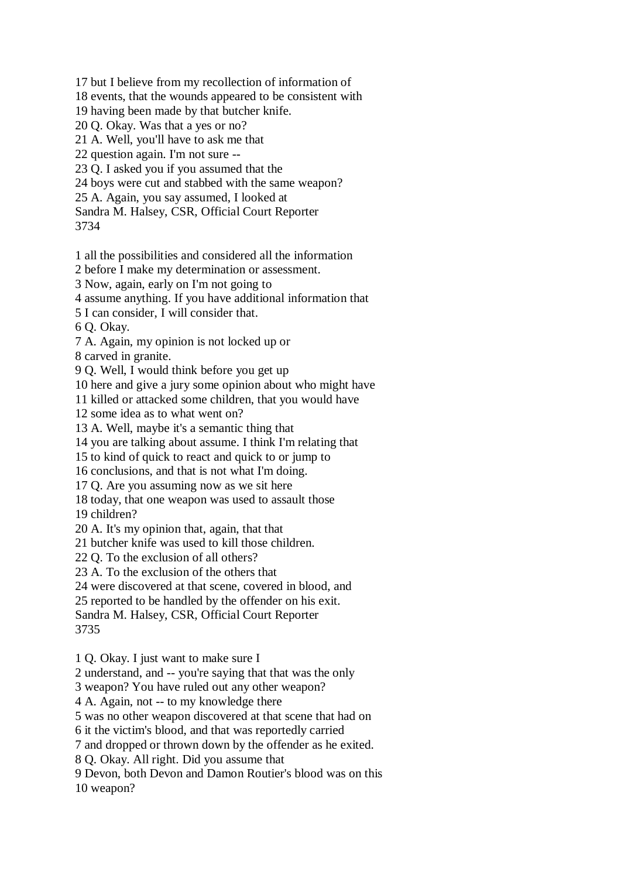17 but I believe from my recollection of information of
18 events, that the wounds appeared to be consistent with
19 having been made by that butcher knife.
20 Q. Okay. Was that a yes or no?
21 A. Well, you'll have to ask me that
22 question again. I'm not sure --
23 Q. I asked you if you assumed that the
24 boys were cut and stabbed with the same weapon?
25 A. Again, you say assumed, I looked at
Sandra M. Halsey, CSR, Official Court Reporter
3734

1 all the possibilities and considered all the information
2 before I make my determination or assessment.
3 Now, again, early on I'm not going to
4 assume anything. If you have additional information that
5 I can consider, I will consider that.
6 Q. Okay.
7 A. Again, my opinion is not locked up or
8 carved in granite.
9 Q. Well, I would think before you get up
10 here and give a jury some opinion about who might have
11 killed or attacked some children, that you would have
12 some idea as to what went on?
13 A. Well, maybe it's a semantic thing that
14 you are talking about assume. I think I'm relating that
15 to kind of quick to react and quick to or jump to
16 conclusions, and that is not what I'm doing.
17 Q. Are you assuming now as we sit here
18 today, that one weapon was used to assault those
19 children?
20 A. It's my opinion that, again, that that
21 butcher knife was used to kill those children.
22 Q. To the exclusion of all others?
23 A. To the exclusion of the others that
24 were discovered at that scene, covered in blood, and
25 reported to be handled by the offender on his exit.
Sandra M. Halsey, CSR, Official Court Reporter
3735

1 Q. Okay. I just want to make sure I
2 understand, and -- you're saying that that was the only
3 weapon? You have ruled out any other weapon?
4 A. Again, not -- to my knowledge there
5 was no other weapon discovered at that scene that had on
6 it the victim's blood, and that was reportedly carried
7 and dropped or thrown down by the offender as he exited.
8 Q. Okay. All right. Did you assume that
9 Devon, both Devon and Damon Routier's blood was on this
10 weapon?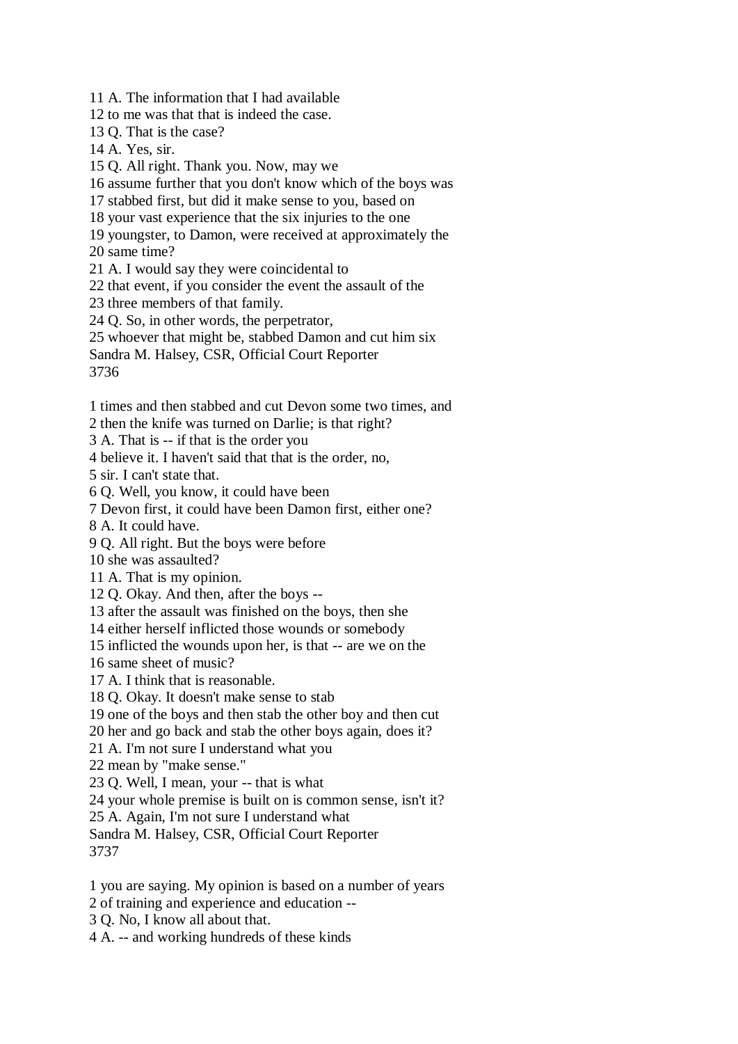11 A. The information that I had available
12 to me was that that is indeed the case.
13 Q. That is the case?
14 A. Yes, sir.
15 Q. All right. Thank you. Now, may we
16 assume further that you don't know which of the boys was
17 stabbed first, but did it make sense to you, based on
18 your vast experience that the six injuries to the one
19 youngster, to Damon, were received at approximately the
20 same time?
21 A. I would say they were coincidental to
22 that event, if you consider the event the assault of the
23 three members of that family.
24 Q. So, in other words, the perpetrator,
25 whoever that might be, stabbed Damon and cut him six
Sandra M. Halsey, CSR, Official Court Reporter
3736

1 times and then stabbed and cut Devon some two times, and
2 then the knife was turned on Darlie; is that right?
3 A. That is -- if that is the order you
4 believe it. I haven't said that that is the order, no,
5 sir. I can't state that.
6 Q. Well, you know, it could have been
7 Devon first, it could have been Damon first, either one?
8 A. It could have.
9 Q. All right. But the boys were before
10 she was assaulted?
11 A. That is my opinion.
12 Q. Okay. And then, after the boys --
13 after the assault was finished on the boys, then she
14 either herself inflicted those wounds or somebody
15 inflicted the wounds upon her, is that -- are we on the
16 same sheet of music?
17 A. I think that is reasonable.
18 Q. Okay. It doesn't make sense to stab
19 one of the boys and then stab the other boy and then cut
20 her and go back and stab the other boys again, does it?
21 A. I'm not sure I understand what you
22 mean by "make sense."
23 Q. Well, I mean, your -- that is what
24 your whole premise is built on is common sense, isn't it?
25 A. Again, I'm not sure I understand what
Sandra M. Halsey, CSR, Official Court Reporter
3737

1 you are saying. My opinion is based on a number of years
2 of training and experience and education --
3 Q. No, I know all about that.
4 A. -- and working hundreds of these kinds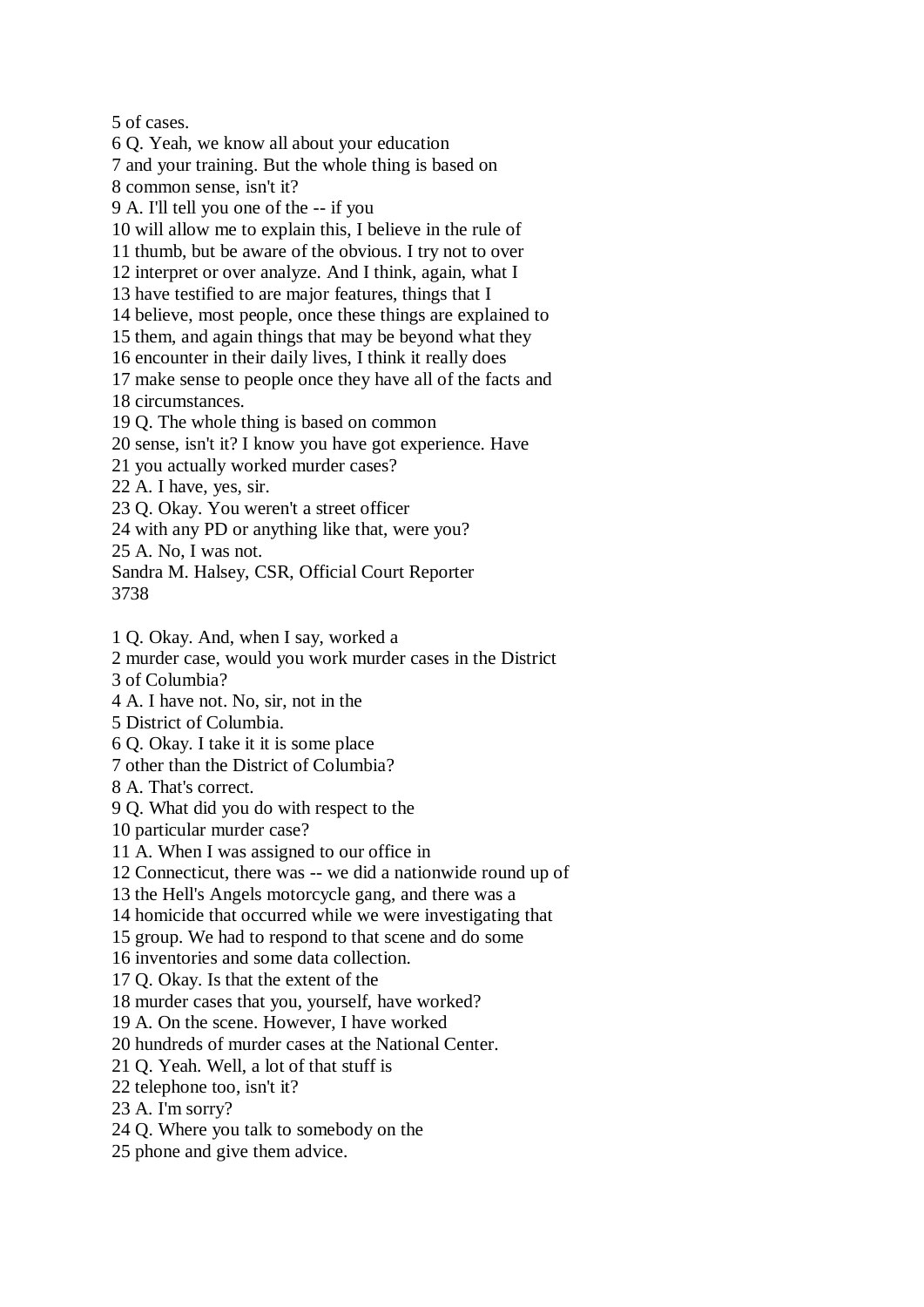5 of cases.
6 Q. Yeah, we know all about your education
7 and your training. But the whole thing is based on
8 common sense, isn't it?
9 A. I'll tell you one of the -- if you
10 will allow me to explain this, I believe in the rule of
11 thumb, but be aware of the obvious. I try not to over
12 interpret or over analyze. And I think, again, what I
13 have testified to are major features, things that I
14 believe, most people, once these things are explained to
15 them, and again things that may be beyond what they
16 encounter in their daily lives, I think it really does
17 make sense to people once they have all of the facts and
18 circumstances.
19 Q. The whole thing is based on common
20 sense, isn't it? I know you have got experience. Have
21 you actually worked murder cases?
22 A. I have, yes, sir.
23 Q. Okay. You weren't a street officer
24 with any PD or anything like that, were you?
25 A. No, I was not.
Sandra M. Halsey, CSR, Official Court Reporter
3738

1 Q. Okay. And, when I say, worked a
2 murder case, would you work murder cases in the District
3 of Columbia?
4 A. I have not. No, sir, not in the
5 District of Columbia.
6 Q. Okay. I take it it is some place
7 other than the District of Columbia?
8 A. That's correct.
9 Q. What did you do with respect to the
10 particular murder case?
11 A. When I was assigned to our office in
12 Connecticut, there was -- we did a nationwide round up of
13 the Hell's Angels motorcycle gang, and there was a
14 homicide that occurred while we were investigating that
15 group. We had to respond to that scene and do some
16 inventories and some data collection.
17 Q. Okay. Is that the extent of the
18 murder cases that you, yourself, have worked?
19 A. On the scene. However, I have worked
20 hundreds of murder cases at the National Center.
21 Q. Yeah. Well, a lot of that stuff is
22 telephone too, isn't it?
23 A. I'm sorry?
24 Q. Where you talk to somebody on the
25 phone and give them advice.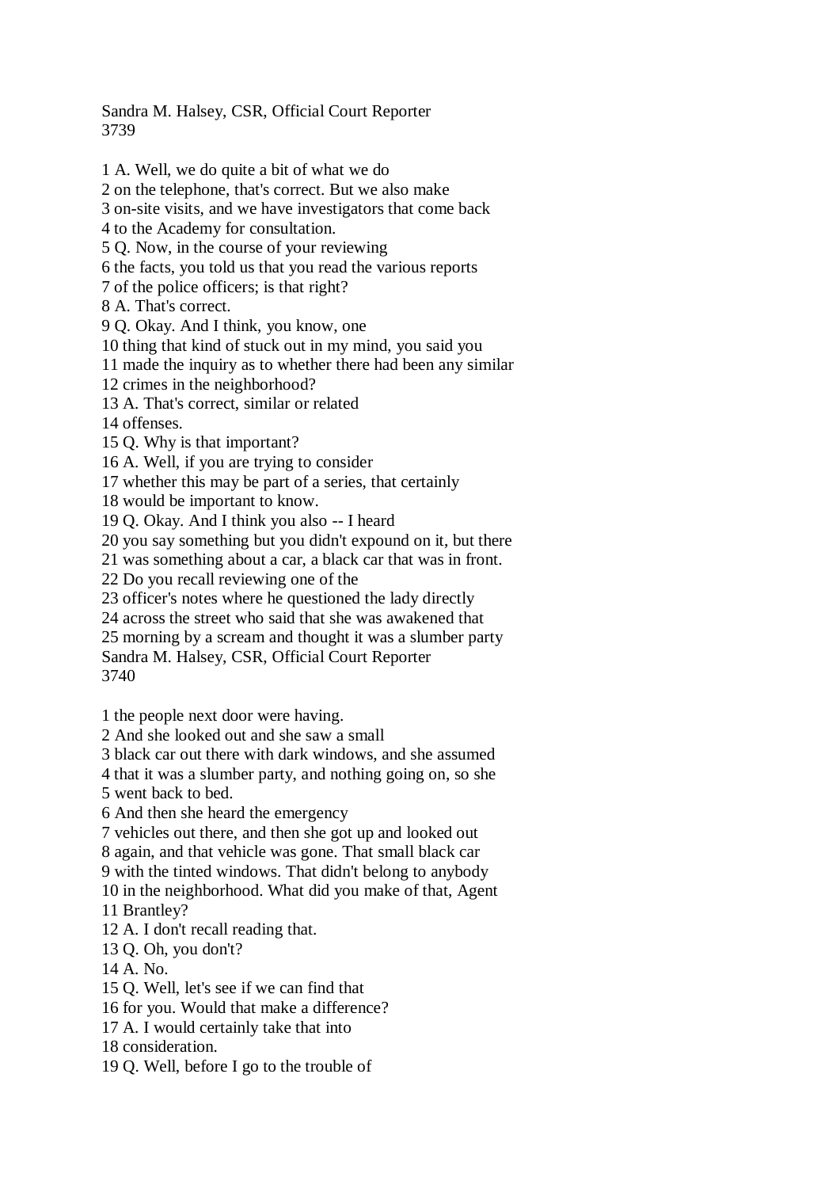1 A. Well, we do quite a bit of what we do
2 on the telephone, that's correct. But we also make
3 on-site visits, and we have investigators that come back
4 to the Academy for consultation.
5 Q. Now, in the course of your reviewing
6 the facts, you told us that you read the various reports
7 of the police officers; is that right?
8 A. That's correct.
9 Q. Okay. And I think, you know, one
10 thing that kind of stuck out in my mind, you said you
11 made the inquiry as to whether there had been any similar
12 crimes in the neighborhood?
13 A. That's correct, similar or related
14 offenses.
15 Q. Why is that important?
16 A. Well, if you are trying to consider
17 whether this may be part of a series, that certainly
18 would be important to know.
19 Q. Okay. And I think you also -- I heard
20 you say something but you didn't expound on it, but there
21 was something about a car, a black car that was in front.
22 Do you recall reviewing one of the
23 officer's notes where he questioned the lady directly
24 across the street who said that she was awakened that
25 morning by a scream and thought it was a slumber party

1 the people next door were having.
2 And she looked out and she saw a small
3 black car out there with dark windows, and she assumed
4 that it was a slumber party, and nothing going on, so she
5 went back to bed.
6 And then she heard the emergency
7 vehicles out there, and then she got up and looked out
8 again, and that vehicle was gone. That small black car
9 with the tinted windows. That didn't belong to anybody
10 in the neighborhood. What did you make of that, Agent
11 Brantley?
12 A. I don't recall reading that.
13 Q. Oh, you don't?
14 A. No.
15 Q. Well, let's see if we can find that
16 for you. Would that make a difference?
17 A. I would certainly take that into
18 consideration.
19 Q. Well, before I go to the trouble of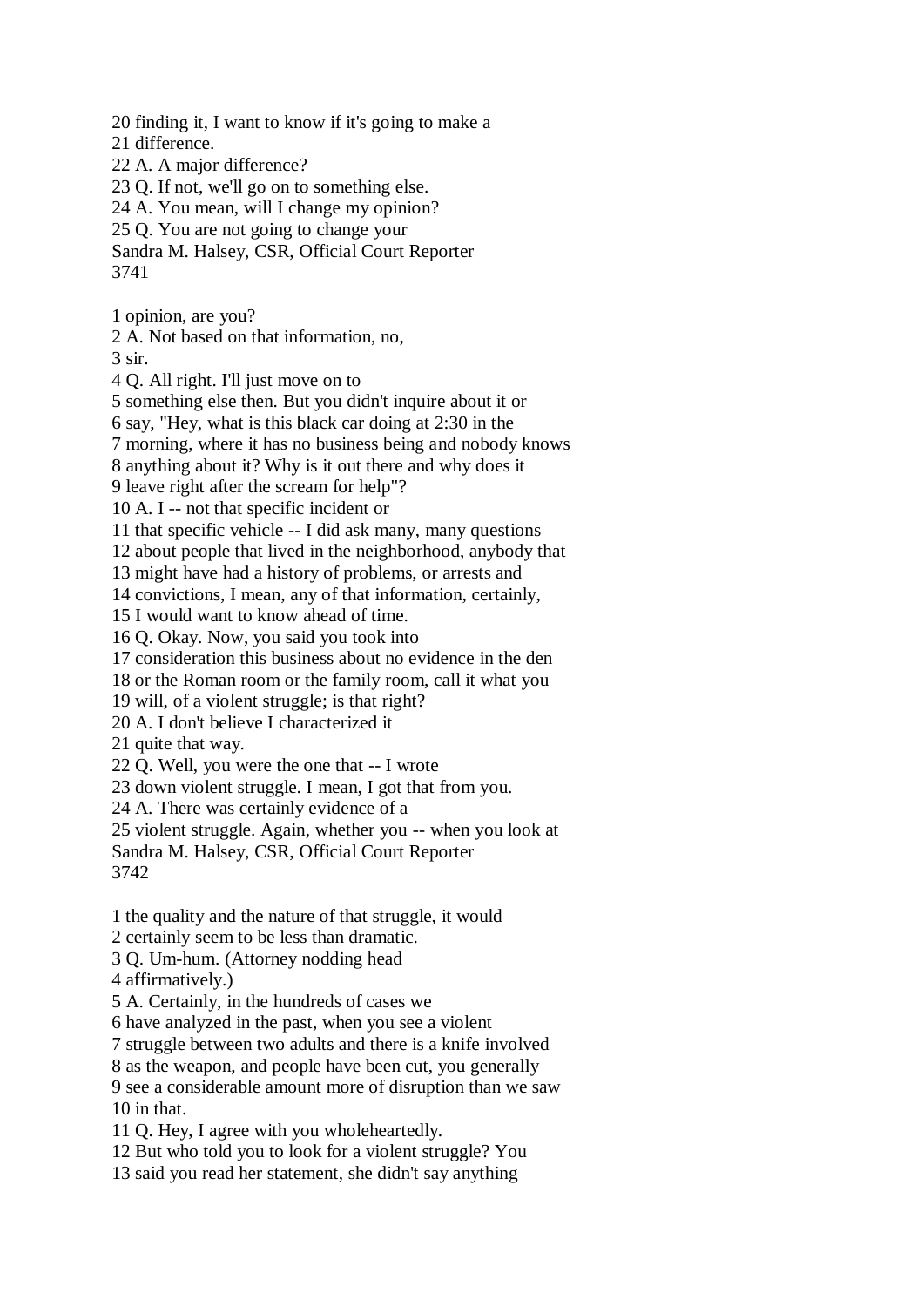20 finding it, I want to know if it's going to make a
21 difference.
22 A. A major difference?
23 Q. If not, we'll go on to something else.
24 A. You mean, will I change my opinion?
25 Q. You are not going to change your

1 opinion, are you?
2 A. Not based on that information, no,
3 sir.
4 Q. All right. I'll just move on to
5 something else then. But you didn't inquire about it or
6 say, "Hey, what is this black car doing at 2:30 in the
7 morning, where it has no business being and nobody knows
8 anything about it? Why is it out there and why does it
9 leave right after the scream for help"?
10 A. I -- not that specific incident or
11 that specific vehicle -- I did ask many, many questions
12 about people that lived in the neighborhood, anybody that
13 might have had a history of problems, or arrests and
14 convictions, I mean, any of that information, certainly,
15 I would want to know ahead of time.
16 Q. Okay. Now, you said you took into
17 consideration this business about no evidence in the den
18 or the Roman room or the family room, call it what you
19 will, of a violent struggle; is that right?
20 A. I don't believe I characterized it
21 quite that way.
22 Q. Well, you were the one that -- I wrote
23 down violent struggle. I mean, I got that from you.
24 A. There was certainly evidence of a
25 violent struggle. Again, whether you -- when you look at

1 the quality and the nature of that struggle, it would
2 certainly seem to be less than dramatic.
3 Q. Um-hum. (Attorney nodding head
4 affirmatively.)
5 A. Certainly, in the hundreds of cases we
6 have analyzed in the past, when you see a violent
7 struggle between two adults and there is a knife involved
8 as the weapon, and people have been cut, you generally
9 see a considerable amount more of disruption than we saw
10 in that.
11 Q. Hey, I agree with you wholeheartedly.
12 But who told you to look for a violent struggle? You
13 said you read her statement, she didn't say anything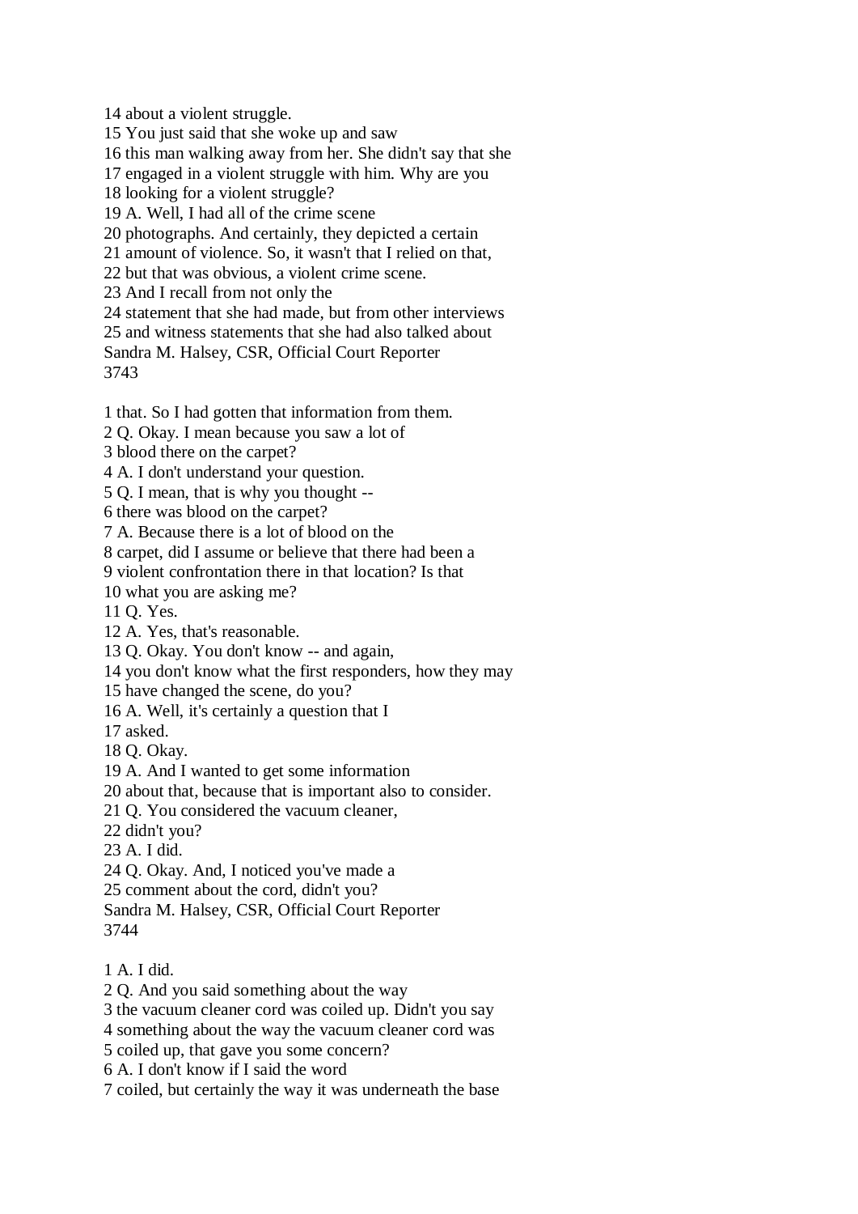14 about a violent struggle.
15 You just said that she woke up and saw
16 this man walking away from her. She didn't say that she
17 engaged in a violent struggle with him. Why are you
18 looking for a violent struggle?
19 A. Well, I had all of the crime scene
20 photographs. And certainly, they depicted a certain
21 amount of violence. So, it wasn't that I relied on that,
22 but that was obvious, a violent crime scene.
23 And I recall from not only the
24 statement that she had made, but from other interviews
25 and witness statements that she had also talked about
Sandra M. Halsey, CSR, Official Court Reporter
3743

1 that. So I had gotten that information from them.
2 Q. Okay. I mean because you saw a lot of
3 blood there on the carpet?
4 A. I don't understand your question.
5 Q. I mean, that is why you thought --
6 there was blood on the carpet?
7 A. Because there is a lot of blood on the
8 carpet, did I assume or believe that there had been a
9 violent confrontation there in that location? Is that
10 what you are asking me?
11 Q. Yes.
12 A. Yes, that's reasonable.
13 Q. Okay. You don't know -- and again,
14 you don't know what the first responders, how they may
15 have changed the scene, do you?
16 A. Well, it's certainly a question that I
17 asked.
18 Q. Okay.
19 A. And I wanted to get some information
20 about that, because that is important also to consider.
21 Q. You considered the vacuum cleaner,
22 didn't you?
23 A. I did.
24 Q. Okay. And, I noticed you've made a
25 comment about the cord, didn't you?
Sandra M. Halsey, CSR, Official Court Reporter
3744

1 A. I did.
2 Q. And you said something about the way
3 the vacuum cleaner cord was coiled up. Didn't you say
4 something about the way the vacuum cleaner cord was
5 coiled up, that gave you some concern?
6 A. I don't know if I said the word
7 coiled, but certainly the way it was underneath the base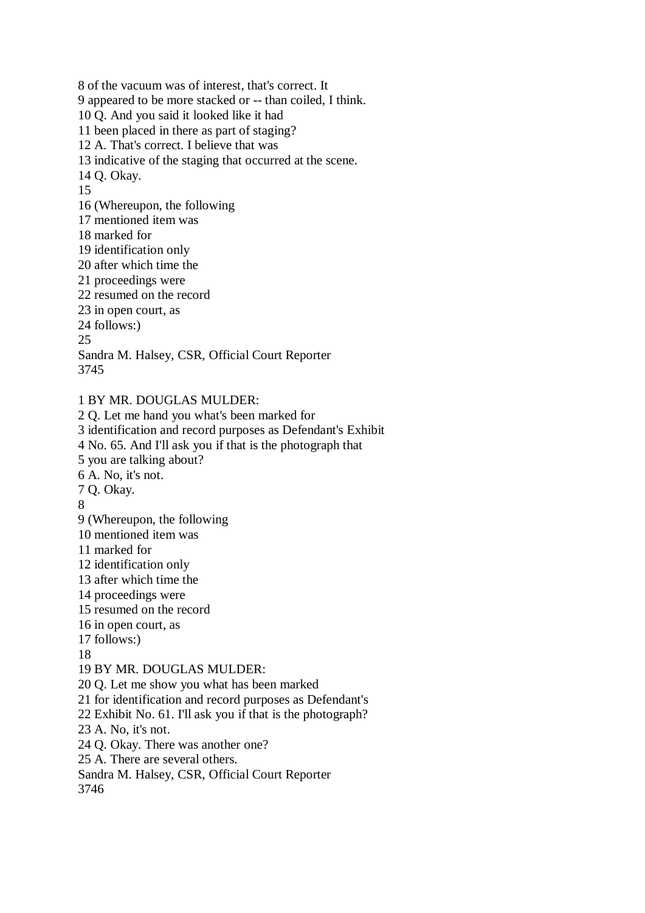8 of the vacuum was of interest, that's correct. It
9 appeared to be more stacked or -- than coiled, I think.
10 Q. And you said it looked like it had
11 been placed in there as part of staging?
12 A. That's correct. I believe that was
13 indicative of the staging that occurred at the scene.
14 Q. Okay.
15
16 (Whereupon, the following
17 mentioned item was
18 marked for
19 identification only
20 after which time the
21 proceedings were
22 resumed on the record
23 in open court, as
24 follows:)
25
Sandra M. Halsey, CSR, Official Court Reporter

1 BY MR. DOUGLAS MULDER:
2 Q. Let me hand you what's been marked for
3 identification and record purposes as Defendant's Exhibit
4 No. 65. And I'll ask you if that is the photograph that
5 you are talking about?
6 A. No, it's not.
7 Q. Okay.
8
9 (Whereupon, the following
10 mentioned item was
11 marked for
12 identification only
13 after which time the
14 proceedings were
15 resumed on the record
16 in open court, as
17 follows:)
18
19 BY MR. DOUGLAS MULDER:
20 Q. Let me show you what has been marked
21 for identification and record purposes as Defendant's
22 Exhibit No. 61. I'll ask you if that is the photograph?
23 A. No, it's not.
24 Q. Okay. There was another one?
25 A. There are several others.
Sandra M. Halsey, CSR, Official Court Reporter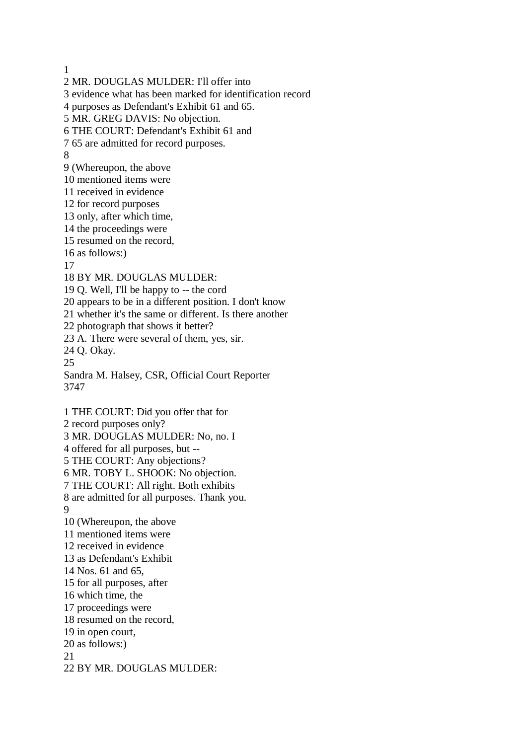1
2 MR. DOUGLAS MULDER: I'll offer into
3 evidence what has been marked for identification record
4 purposes as Defendant's Exhibit 61 and 65.
5 MR. GREG DAVIS: No objection.
6 THE COURT: Defendant's Exhibit 61 and
7 65 are admitted for record purposes.
8
9 (Whereupon, the above
10 mentioned items were
11 received in evidence
12 for record purposes
13 only, after which time,
14 the proceedings were
15 resumed on the record,
16 as follows:)
17
18 BY MR. DOUGLAS MULDER:
19 Q. Well, I'll be happy to -- the cord
20 appears to be in a different position. I don't know
21 whether it's the same or different. Is there another
22 photograph that shows it better?
23 A. There were several of them, yes, sir.
24 Q. Okay.
25

1 THE COURT: Did you offer that for
2 record purposes only?
3 MR. DOUGLAS MULDER: No, no. I
4 offered for all purposes, but --
5 THE COURT: Any objections?
6 MR. TOBY L. SHOOK: No objection.
7 THE COURT: All right. Both exhibits
8 are admitted for all purposes. Thank you.
9
10 (Whereupon, the above
11 mentioned items were
12 received in evidence
13 as Defendant's Exhibit
14 Nos. 61 and 65,
15 for all purposes, after
16 which time, the
17 proceedings were
18 resumed on the record,
19 in open court,
20 as follows:)
21
22 BY MR. DOUGLAS MULDER: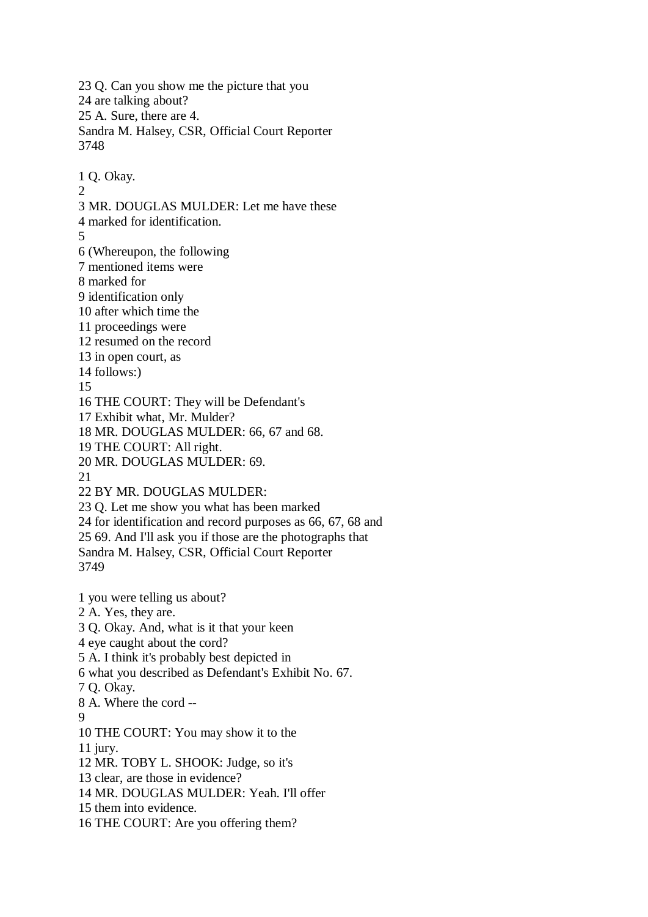23 Q. Can you show me the picture that you
24 are talking about?
25 A. Sure, there are 4.
Sandra M. Halsey, CSR, Official Court Reporter
3748

1 Q. Okay.
2
3 MR. DOUGLAS MULDER: Let me have these
4 marked for identification.
5
6 (Whereupon, the following
7 mentioned items were
8 marked for
9 identification only
10 after which time the
11 proceedings were
12 resumed on the record
13 in open court, as
14 follows:)
15
16 THE COURT: They will be Defendant's
17 Exhibit what, Mr. Mulder?
18 MR. DOUGLAS MULDER: 66, 67 and 68.
19 THE COURT: All right.
20 MR. DOUGLAS MULDER: 69.
21
22 BY MR. DOUGLAS MULDER:
23 Q. Let me show you what has been marked
24 for identification and record purposes as 66, 67, 68 and
25 69. And I'll ask you if those are the photographs that
Sandra M. Halsey, CSR, Official Court Reporter
3749

1 you were telling us about?
2 A. Yes, they are.
3 Q. Okay. And, what is it that your keen
4 eye caught about the cord?
5 A. I think it's probably best depicted in
6 what you described as Defendant's Exhibit No. 67.
7 Q. Okay.
8 A. Where the cord --
9
10 THE COURT: You may show it to the
11 jury.
12 MR. TOBY L. SHOOK: Judge, so it's
13 clear, are those in evidence?
14 MR. DOUGLAS MULDER: Yeah. I'll offer
15 them into evidence.
16 THE COURT: Are you offering them?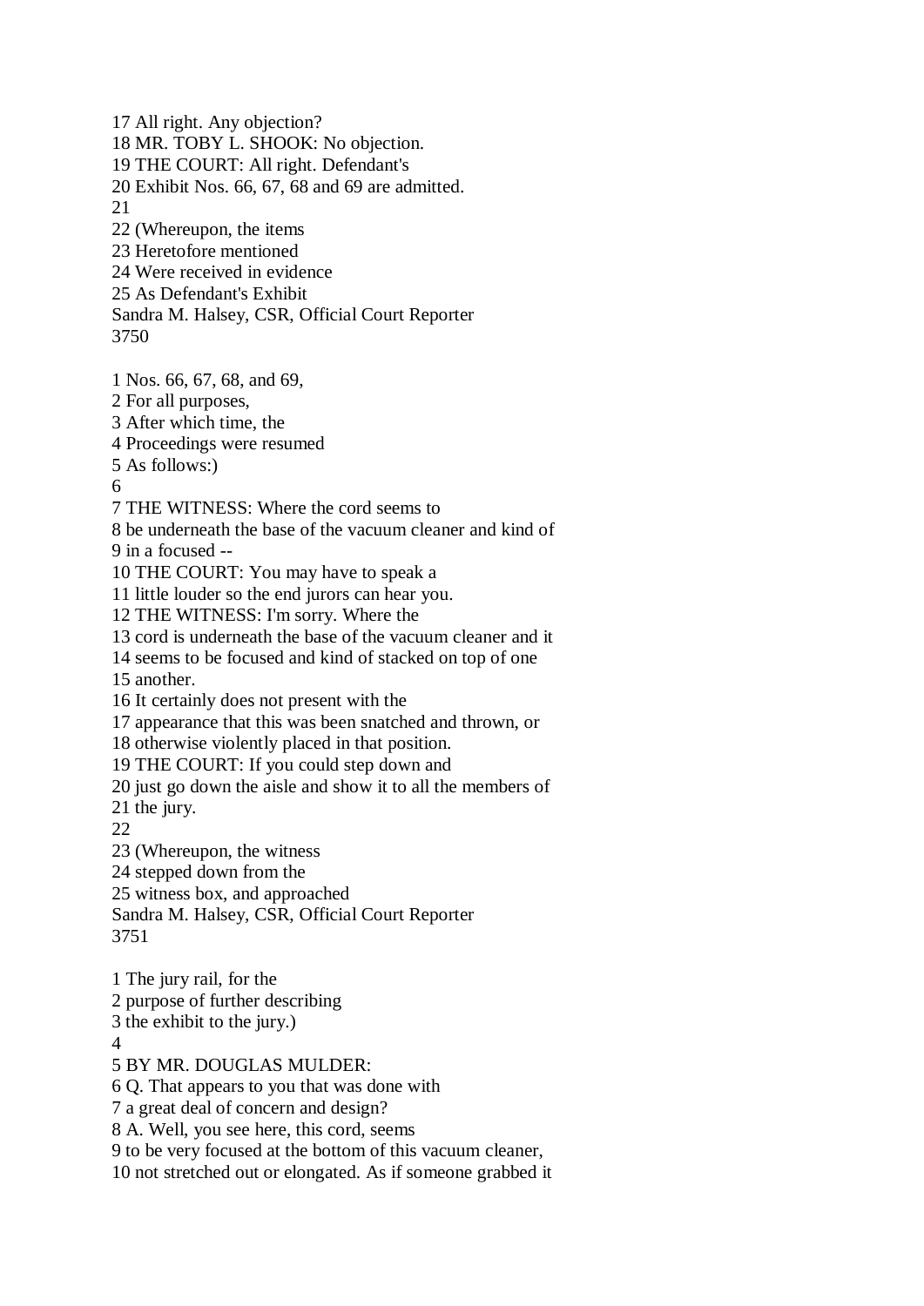17 All right. Any objection?
18 MR. TOBY L. SHOOK: No objection.
19 THE COURT: All right. Defendant's
20 Exhibit Nos. 66, 67, 68 and 69 are admitted.
21
22 (Whereupon, the items
23 Heretofore mentioned
24 Were received in evidence
25 As Defendant's Exhibit

1 Nos. 66, 67, 68, and 69,
2 For all purposes,
3 After which time, the
4 Proceedings were resumed
5 As follows:)
6
7 THE WITNESS: Where the cord seems to
8 be underneath the base of the vacuum cleaner and kind of
9 in a focused --
10 THE COURT: You may have to speak a
11 little louder so the end jurors can hear you.
12 THE WITNESS: I'm sorry. Where the
13 cord is underneath the base of the vacuum cleaner and it
14 seems to be focused and kind of stacked on top of one
15 another.
16 It certainly does not present with the
17 appearance that this was been snatched and thrown, or
18 otherwise violently placed in that position.
19 THE COURT: If you could step down and
20 just go down the aisle and show it to all the members of
21 the jury.
22
23 (Whereupon, the witness
24 stepped down from the
25 witness box, and approached

1 The jury rail, for the
2 purpose of further describing
3 the exhibit to the jury.)
4
5 BY MR. DOUGLAS MULDER:
6 Q. That appears to you that was done with
7 a great deal of concern and design?
8 A. Well, you see here, this cord, seems
9 to be very focused at the bottom of this vacuum cleaner,
10 not stretched out or elongated. As if someone grabbed it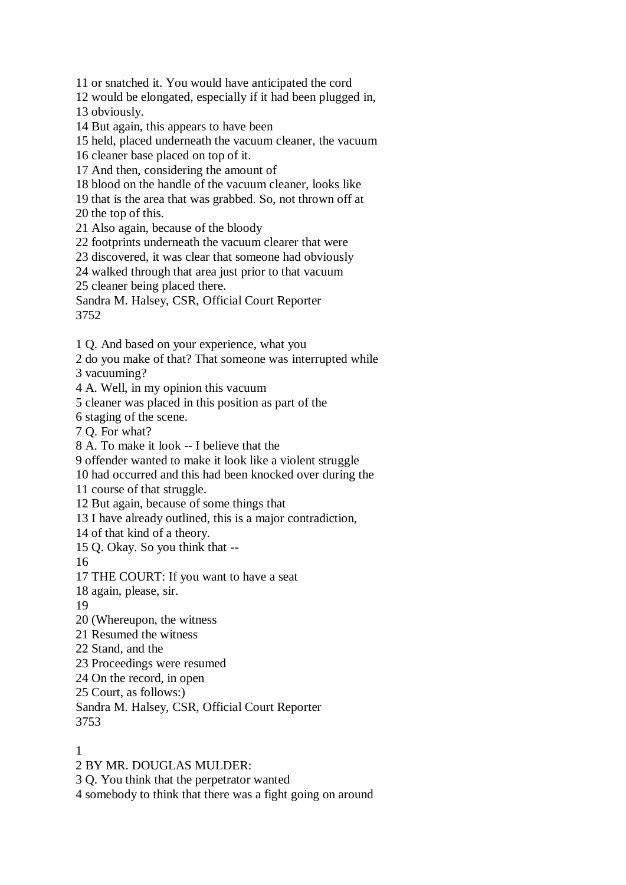11 or snatched it. You would have anticipated the cord
12 would be elongated, especially if it had been plugged in,
13 obviously.
14 But again, this appears to have been
15 held, placed underneath the vacuum cleaner, the vacuum
16 cleaner base placed on top of it.
17 And then, considering the amount of
18 blood on the handle of the vacuum cleaner, looks like
19 that is the area that was grabbed. So, not thrown off at
20 the top of this.
21 Also again, because of the bloody
22 footprints underneath the vacuum clearer that were
23 discovered, it was clear that someone had obviously
24 walked through that area just prior to that vacuum
25 cleaner being placed there.
Sandra M. Halsey, CSR, Official Court Reporter
3752

1 Q. And based on your experience, what you
2 do you make of that? That someone was interrupted while
3 vacuuming?
4 A. Well, in my opinion this vacuum
5 cleaner was placed in this position as part of the
6 staging of the scene.
7 Q. For what?
8 A. To make it look -- I believe that the
9 offender wanted to make it look like a violent struggle
10 had occurred and this had been knocked over during the
11 course of that struggle.
12 But again, because of some things that
13 I have already outlined, this is a major contradiction,
14 of that kind of a theory.
15 Q. Okay. So you think that --
16
17 THE COURT: If you want to have a seat
18 again, please, sir.
19
20 (Whereupon, the witness
21 Resumed the witness
22 Stand, and the
23 Proceedings were resumed
24 On the record, in open
25 Court, as follows:)
Sandra M. Halsey, CSR, Official Court Reporter
3753

1
2 BY MR. DOUGLAS MULDER:
3 Q. You think that the perpetrator wanted
4 somebody to think that there was a fight going on around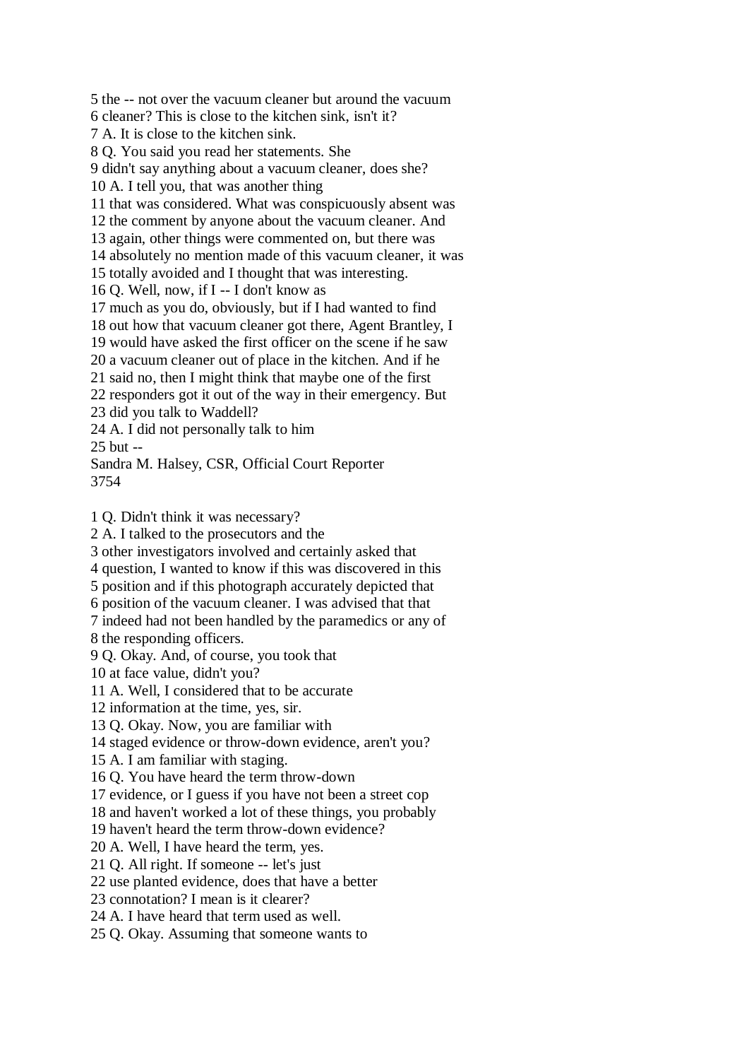5 the -- not over the vacuum cleaner but around the vacuum
6 cleaner? This is close to the kitchen sink, isn't it?
7 A. It is close to the kitchen sink.
8 Q. You said you read her statements. She
9 didn't say anything about a vacuum cleaner, does she?
10 A. I tell you, that was another thing
11 that was considered. What was conspicuously absent was
12 the comment by anyone about the vacuum cleaner. And
13 again, other things were commented on, but there was
14 absolutely no mention made of this vacuum cleaner, it was
15 totally avoided and I thought that was interesting.
16 Q. Well, now, if I -- I don't know as
17 much as you do, obviously, but if I had wanted to find
18 out how that vacuum cleaner got there, Agent Brantley, I
19 would have asked the first officer on the scene if he saw
20 a vacuum cleaner out of place in the kitchen. And if he
21 said no, then I might think that maybe one of the first
22 responders got it out of the way in their emergency. But
23 did you talk to Waddell?
24 A. I did not personally talk to him
25 but --
Sandra M. Halsey, CSR, Official Court Reporter
3754

1 Q. Didn't think it was necessary?
2 A. I talked to the prosecutors and the
3 other investigators involved and certainly asked that
4 question, I wanted to know if this was discovered in this
5 position and if this photograph accurately depicted that
6 position of the vacuum cleaner. I was advised that that
7 indeed had not been handled by the paramedics or any of
8 the responding officers.
9 Q. Okay. And, of course, you took that
10 at face value, didn't you?
11 A. Well, I considered that to be accurate
12 information at the time, yes, sir.
13 Q. Okay. Now, you are familiar with
14 staged evidence or throw-down evidence, aren't you?
15 A. I am familiar with staging.
16 Q. You have heard the term throw-down
17 evidence, or I guess if you have not been a street cop
18 and haven't worked a lot of these things, you probably
19 haven't heard the term throw-down evidence?
20 A. Well, I have heard the term, yes.
21 Q. All right. If someone -- let's just
22 use planted evidence, does that have a better
23 connotation? I mean is it clearer?
24 A. I have heard that term used as well.
25 Q. Okay. Assuming that someone wants to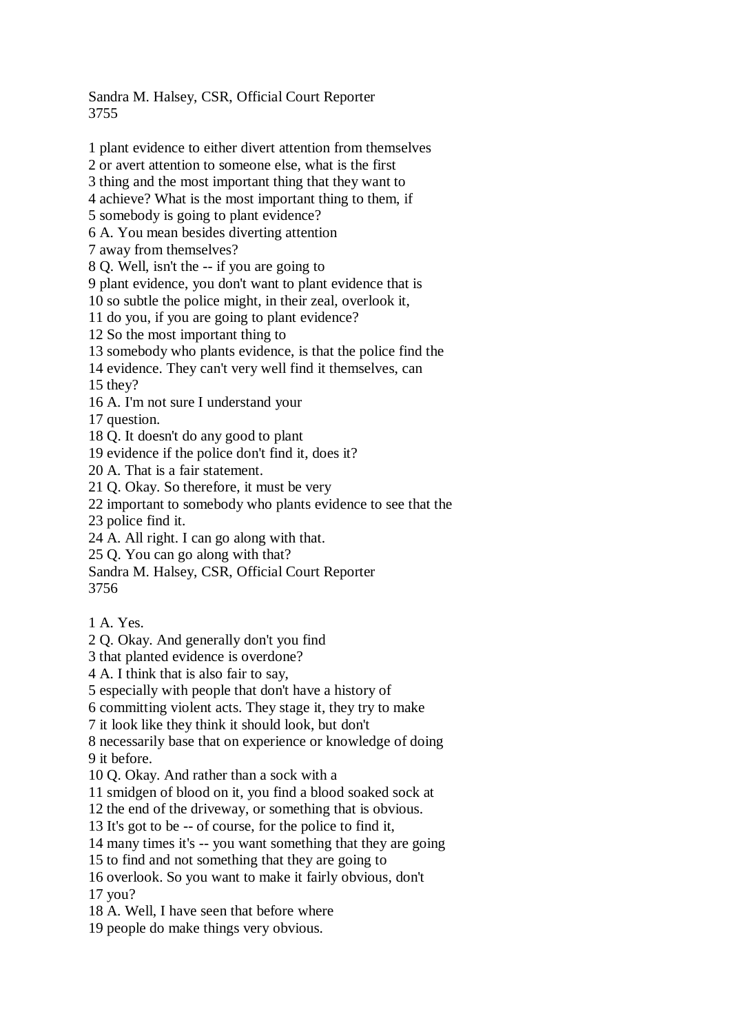1 plant evidence to either divert attention from themselves
2 or avert attention to someone else, what is the first
3 thing and the most important thing that they want to
4 achieve? What is the most important thing to them, if
5 somebody is going to plant evidence?
6 A. You mean besides diverting attention
7 away from themselves?
8 Q. Well, isn't the -- if you are going to
9 plant evidence, you don't want to plant evidence that is
10 so subtle the police might, in their zeal, overlook it,
11 do you, if you are going to plant evidence?
12 So the most important thing to
13 somebody who plants evidence, is that the police find the
14 evidence. They can't very well find it themselves, can
15 they?
16 A. I'm not sure I understand your
17 question.
18 Q. It doesn't do any good to plant
19 evidence if the police don't find it, does it?
20 A. That is a fair statement.
21 Q. Okay. So therefore, it must be very
22 important to somebody who plants evidence to see that the
23 police find it.
24 A. All right. I can go along with that.
25 Q. You can go along with that?

1 A. Yes.
2 Q. Okay. And generally don't you find
3 that planted evidence is overdone?
4 A. I think that is also fair to say,
5 especially with people that don't have a history of
6 committing violent acts. They stage it, they try to make
7 it look like they think it should look, but don't
8 necessarily base that on experience or knowledge of doing
9 it before.
10 Q. Okay. And rather than a sock with a
11 smidgen of blood on it, you find a blood soaked sock at
12 the end of the driveway, or something that is obvious.
13 It's got to be -- of course, for the police to find it,
14 many times it's -- you want something that they are going
15 to find and not something that they are going to
16 overlook. So you want to make it fairly obvious, don't
17 you?
18 A. Well, I have seen that before where
19 people do make things very obvious.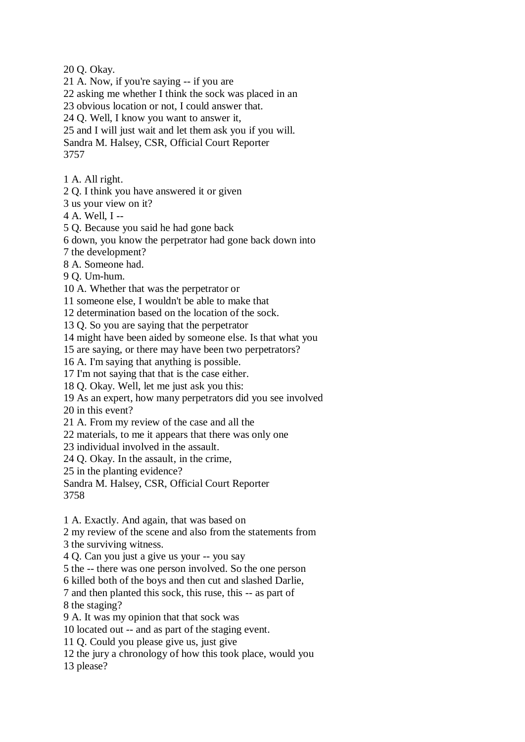20 Q. Okay.
21 A. Now, if you're saying -- if you are
22 asking me whether I think the sock was placed in an
23 obvious location or not, I could answer that.
24 Q. Well, I know you want to answer it,
25 and I will just wait and let them ask you if you will.
Sandra M. Halsey, CSR, Official Court Reporter
3757

1 A. All right.
2 Q. I think you have answered it or given
3 us your view on it?
4 A. Well, I --
5 Q. Because you said he had gone back
6 down, you know the perpetrator had gone back down into
7 the development?
8 A. Someone had.
9 Q. Um-hum.
10 A. Whether that was the perpetrator or
11 someone else, I wouldn't be able to make that
12 determination based on the location of the sock.
13 Q. So you are saying that the perpetrator
14 might have been aided by someone else. Is that what you
15 are saying, or there may have been two perpetrators?
16 A. I'm saying that anything is possible.
17 I'm not saying that that is the case either.
18 Q. Okay. Well, let me just ask you this:
19 As an expert, how many perpetrators did you see involved
20 in this event?
21 A. From my review of the case and all the
22 materials, to me it appears that there was only one
23 individual involved in the assault.
24 Q. Okay. In the assault, in the crime,
25 in the planting evidence?
Sandra M. Halsey, CSR, Official Court Reporter
3758

1 A. Exactly. And again, that was based on
2 my review of the scene and also from the statements from
3 the surviving witness.
4 Q. Can you just a give us your -- you say
5 the -- there was one person involved. So the one person
6 killed both of the boys and then cut and slashed Darlie,
7 and then planted this sock, this ruse, this -- as part of
8 the staging?
9 A. It was my opinion that that sock was
10 located out -- and as part of the staging event.
11 Q. Could you please give us, just give
12 the jury a chronology of how this took place, would you
13 please?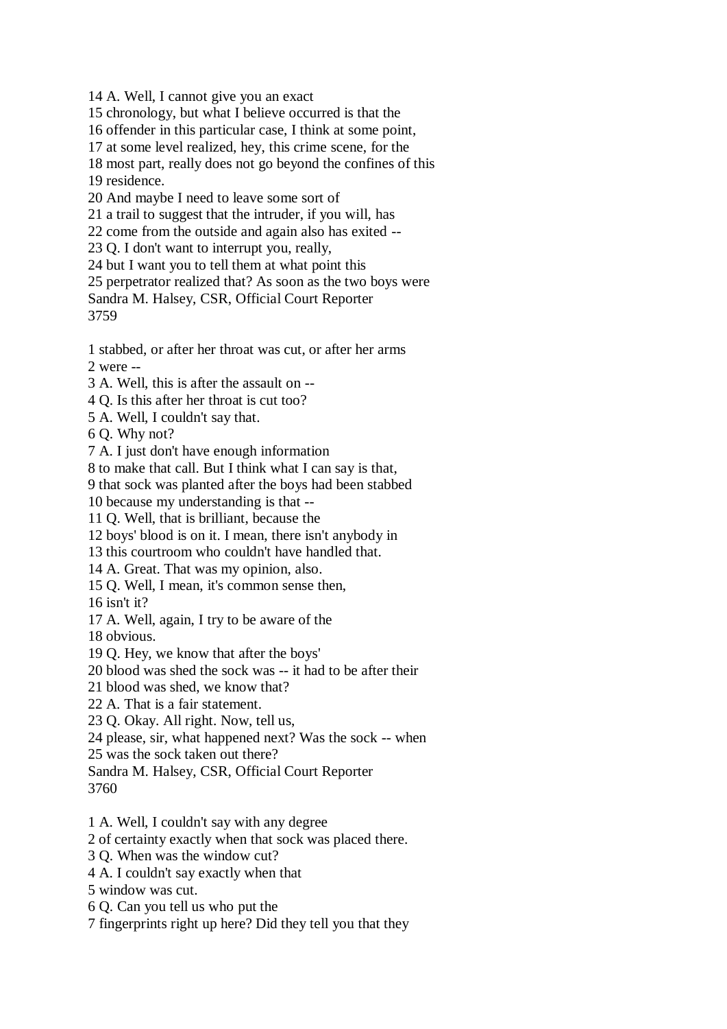14 A. Well, I cannot give you an exact
15 chronology, but what I believe occurred is that the
16 offender in this particular case, I think at some point,
17 at some level realized, hey, this crime scene, for the
18 most part, really does not go beyond the confines of this
19 residence.
20 And maybe I need to leave some sort of
21 a trail to suggest that the intruder, if you will, has
22 come from the outside and again also has exited --
23 Q. I don't want to interrupt you, really,
24 but I want you to tell them at what point this
25 perpetrator realized that? As soon as the two boys were
Sandra M. Halsey, CSR, Official Court Reporter
3759

1 stabbed, or after her throat was cut, or after her arms
2 were --
3 A. Well, this is after the assault on --
4 Q. Is this after her throat is cut too?
5 A. Well, I couldn't say that.
6 Q. Why not?
7 A. I just don't have enough information
8 to make that call. But I think what I can say is that,
9 that sock was planted after the boys had been stabbed
10 because my understanding is that --
11 Q. Well, that is brilliant, because the
12 boys' blood is on it. I mean, there isn't anybody in
13 this courtroom who couldn't have handled that.
14 A. Great. That was my opinion, also.
15 Q. Well, I mean, it's common sense then,
16 isn't it?
17 A. Well, again, I try to be aware of the
18 obvious.
19 Q. Hey, we know that after the boys'
20 blood was shed the sock was -- it had to be after their
21 blood was shed, we know that?
22 A. That is a fair statement.
23 Q. Okay. All right. Now, tell us,
24 please, sir, what happened next? Was the sock -- when
25 was the sock taken out there?
Sandra M. Halsey, CSR, Official Court Reporter
3760

1 A. Well, I couldn't say with any degree
2 of certainty exactly when that sock was placed there.
3 Q. When was the window cut?
4 A. I couldn't say exactly when that
5 window was cut.
6 Q. Can you tell us who put the
7 fingerprints right up here? Did they tell you that they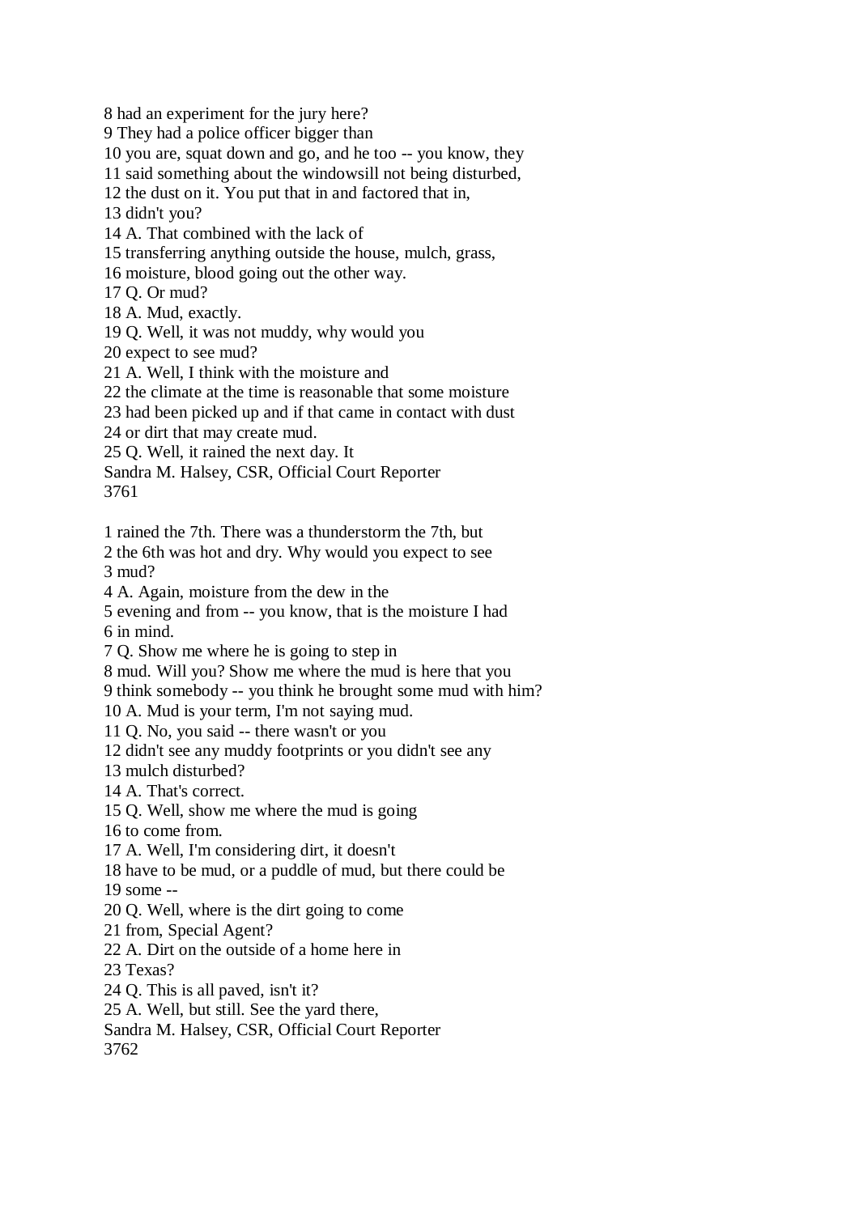8 had an experiment for the jury here?
9 They had a police officer bigger than
10 you are, squat down and go, and he too -- you know, they
11 said something about the windowsill not being disturbed,
12 the dust on it. You put that in and factored that in,
13 didn't you?
14 A. That combined with the lack of
15 transferring anything outside the house, mulch, grass,
16 moisture, blood going out the other way.
17 Q. Or mud?
18 A. Mud, exactly.
19 Q. Well, it was not muddy, why would you
20 expect to see mud?
21 A. Well, I think with the moisture and
22 the climate at the time is reasonable that some moisture
23 had been picked up and if that came in contact with dust
24 or dirt that may create mud.
25 Q. Well, it rained the next day. It
Sandra M. Halsey, CSR, Official Court Reporter
3761

1 rained the 7th. There was a thunderstorm the 7th, but
2 the 6th was hot and dry. Why would you expect to see
3 mud?
4 A. Again, moisture from the dew in the
5 evening and from -- you know, that is the moisture I had
6 in mind.
7 Q. Show me where he is going to step in
8 mud. Will you? Show me where the mud is here that you
9 think somebody -- you think he brought some mud with him?
10 A. Mud is your term, I'm not saying mud.
11 Q. No, you said -- there wasn't or you
12 didn't see any muddy footprints or you didn't see any
13 mulch disturbed?
14 A. That's correct.
15 Q. Well, show me where the mud is going
16 to come from.
17 A. Well, I'm considering dirt, it doesn't
18 have to be mud, or a puddle of mud, but there could be
19 some --
20 Q. Well, where is the dirt going to come
21 from, Special Agent?
22 A. Dirt on the outside of a home here in
23 Texas?
24 Q. This is all paved, isn't it?
25 A. Well, but still. See the yard there,
Sandra M. Halsey, CSR, Official Court Reporter
3762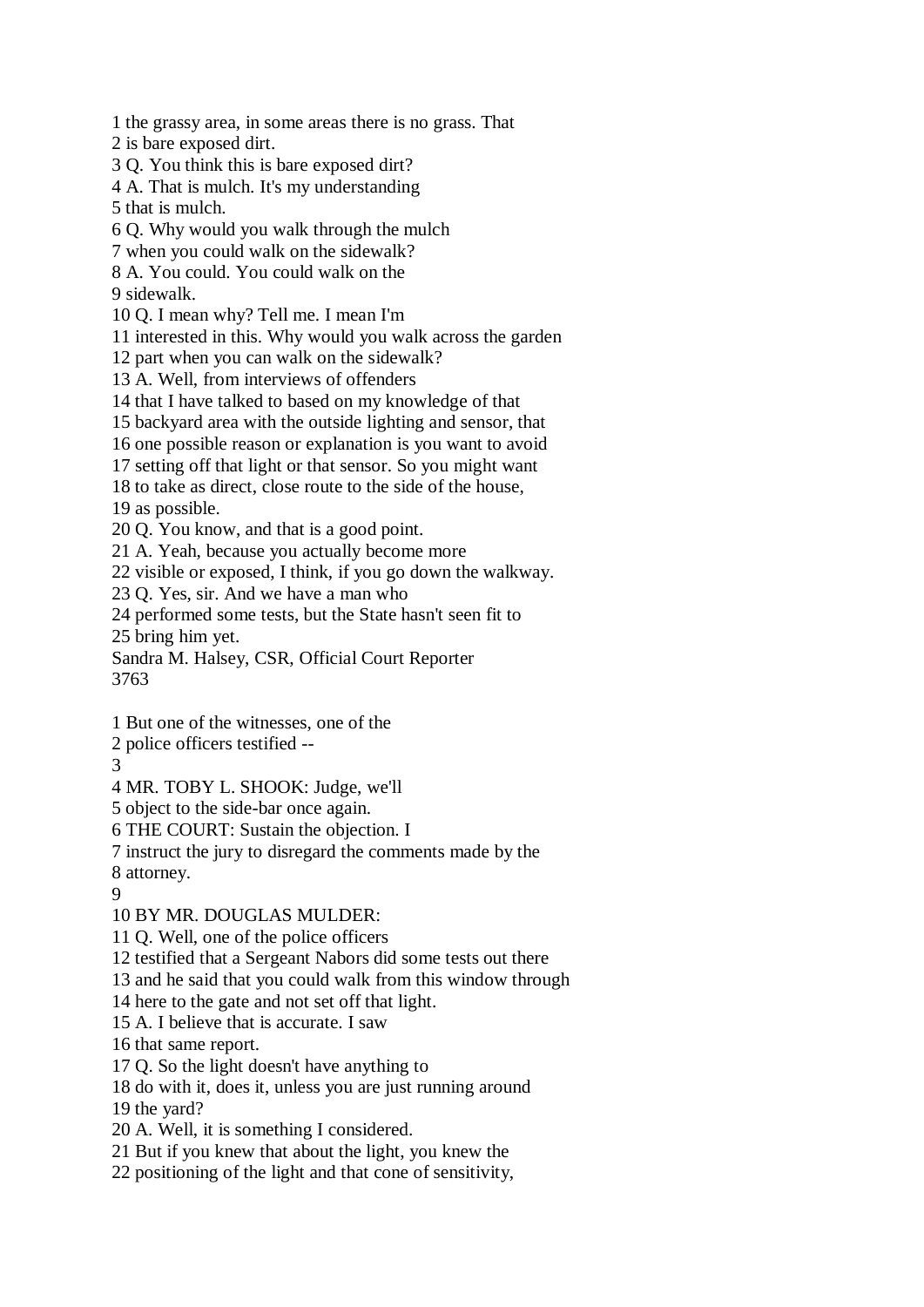1 the grassy area, in some areas there is no grass. That
2 is bare exposed dirt.
3 Q. You think this is bare exposed dirt?
4 A. That is mulch. It's my understanding
5 that is mulch.
6 Q. Why would you walk through the mulch
7 when you could walk on the sidewalk?
8 A. You could. You could walk on the
9 sidewalk.
10 Q. I mean why? Tell me. I mean I'm
11 interested in this. Why would you walk across the garden
12 part when you can walk on the sidewalk?
13 A. Well, from interviews of offenders
14 that I have talked to based on my knowledge of that
15 backyard area with the outside lighting and sensor, that
16 one possible reason or explanation is you want to avoid
17 setting off that light or that sensor. So you might want
18 to take as direct, close route to the side of the house,
19 as possible.
20 Q. You know, and that is a good point.
21 A. Yeah, because you actually become more
22 visible or exposed, I think, if you go down the walkway.
23 Q. Yes, sir. And we have a man who
24 performed some tests, but the State hasn't seen fit to
25 bring him yet.
Sandra M. Halsey, CSR, Official Court Reporter

1 But one of the witnesses, one of the
2 police officers testified --
3
4 MR. TOBY L. SHOOK: Judge, we'll
5 object to the side-bar once again.
6 THE COURT: Sustain the objection. I
7 instruct the jury to disregard the comments made by the
8 attorney.
9
10 BY MR. DOUGLAS MULDER:
11 Q. Well, one of the police officers
12 testified that a Sergeant Nabors did some tests out there
13 and he said that you could walk from this window through
14 here to the gate and not set off that light.
15 A. I believe that is accurate. I saw
16 that same report.
17 Q. So the light doesn't have anything to
18 do with it, does it, unless you are just running around
19 the yard?
20 A. Well, it is something I considered.
21 But if you knew that about the light, you knew the
22 positioning of the light and that cone of sensitivity,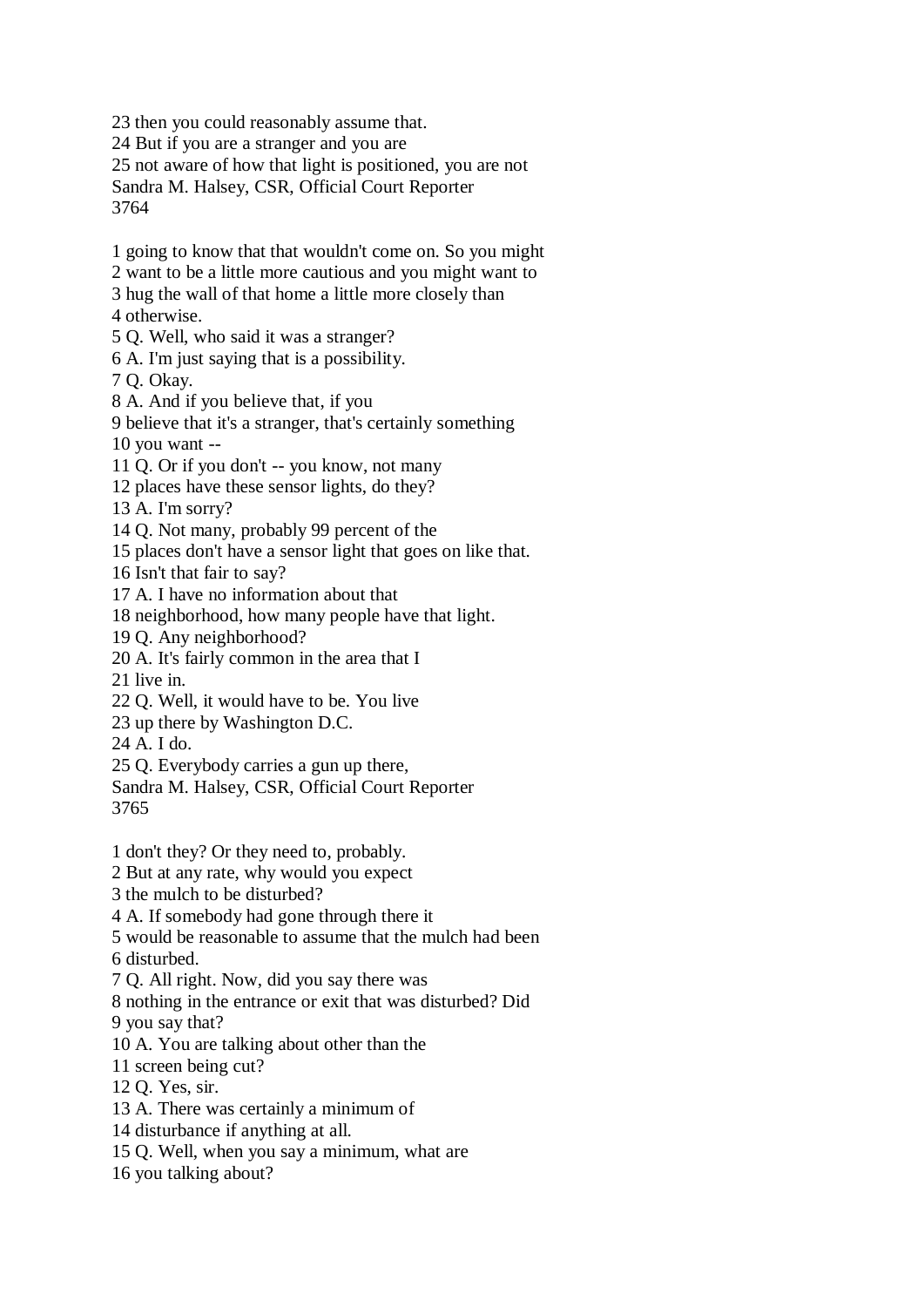23 then you could reasonably assume that.
24 But if you are a stranger and you are
25 not aware of how that light is positioned, you are not
Sandra M. Halsey, CSR, Official Court Reporter
3764

1 going to know that that wouldn't come on. So you might
2 want to be a little more cautious and you might want to
3 hug the wall of that home a little more closely than
4 otherwise.
5 Q. Well, who said it was a stranger?
6 A. I'm just saying that is a possibility.
7 Q. Okay.
8 A. And if you believe that, if you
9 believe that it's a stranger, that's certainly something
10 you want --
11 Q. Or if you don't -- you know, not many
12 places have these sensor lights, do they?
13 A. I'm sorry?
14 Q. Not many, probably 99 percent of the
15 places don't have a sensor light that goes on like that.
16 Isn't that fair to say?
17 A. I have no information about that
18 neighborhood, how many people have that light.
19 Q. Any neighborhood?
20 A. It's fairly common in the area that I
21 live in.
22 Q. Well, it would have to be. You live
23 up there by Washington D.C.
24 A. I do.
25 Q. Everybody carries a gun up there,
Sandra M. Halsey, CSR, Official Court Reporter
3765

1 don't they? Or they need to, probably.
2 But at any rate, why would you expect
3 the mulch to be disturbed?
4 A. If somebody had gone through there it
5 would be reasonable to assume that the mulch had been
6 disturbed.
7 Q. All right. Now, did you say there was
8 nothing in the entrance or exit that was disturbed? Did
9 you say that?
10 A. You are talking about other than the
11 screen being cut?
12 Q. Yes, sir.
13 A. There was certainly a minimum of
14 disturbance if anything at all.
15 Q. Well, when you say a minimum, what are
16 you talking about?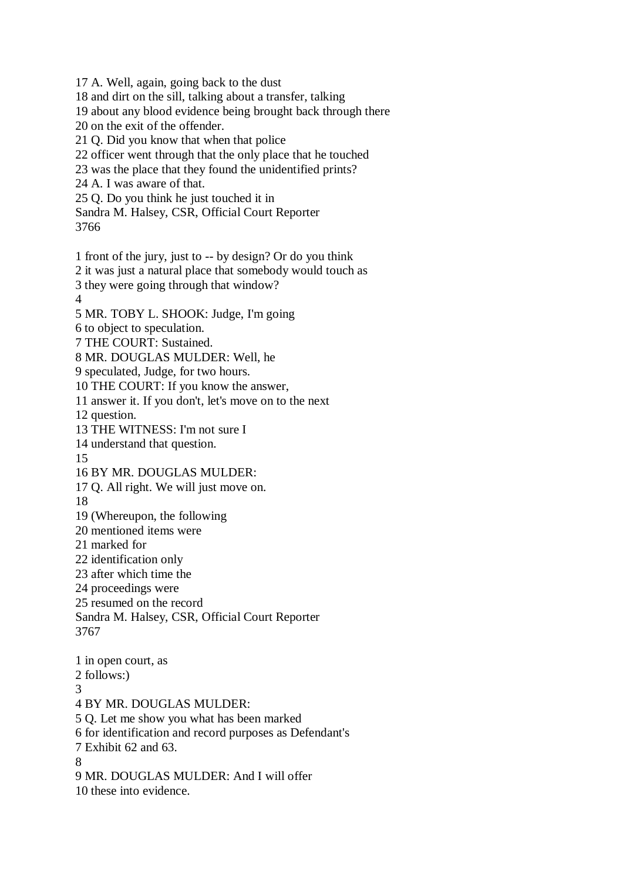17 A. Well, again, going back to the dust
18 and dirt on the sill, talking about a transfer, talking
19 about any blood evidence being brought back through there
20 on the exit of the offender.
21 Q. Did you know that when that police
22 officer went through that the only place that he touched
23 was the place that they found the unidentified prints?
24 A. I was aware of that.
25 Q. Do you think he just touched it in
Sandra M. Halsey, CSR, Official Court Reporter
3766

1 front of the jury, just to -- by design? Or do you think
2 it was just a natural place that somebody would touch as
3 they were going through that window?
4
5 MR. TOBY L. SHOOK: Judge, I'm going
6 to object to speculation.
7 THE COURT: Sustained.
8 MR. DOUGLAS MULDER: Well, he
9 speculated, Judge, for two hours.
10 THE COURT: If you know the answer,
11 answer it. If you don't, let's move on to the next
12 question.
13 THE WITNESS: I'm not sure I
14 understand that question.
15
16 BY MR. DOUGLAS MULDER:
17 Q. All right. We will just move on.
18
19 (Whereupon, the following
20 mentioned items were
21 marked for
22 identification only
23 after which time the
24 proceedings were
25 resumed on the record
Sandra M. Halsey, CSR, Official Court Reporter
3767

1 in open court, as
2 follows:)
3
4 BY MR. DOUGLAS MULDER:
5 Q. Let me show you what has been marked
6 for identification and record purposes as Defendant's
7 Exhibit 62 and 63.
8
9 MR. DOUGLAS MULDER: And I will offer
10 these into evidence.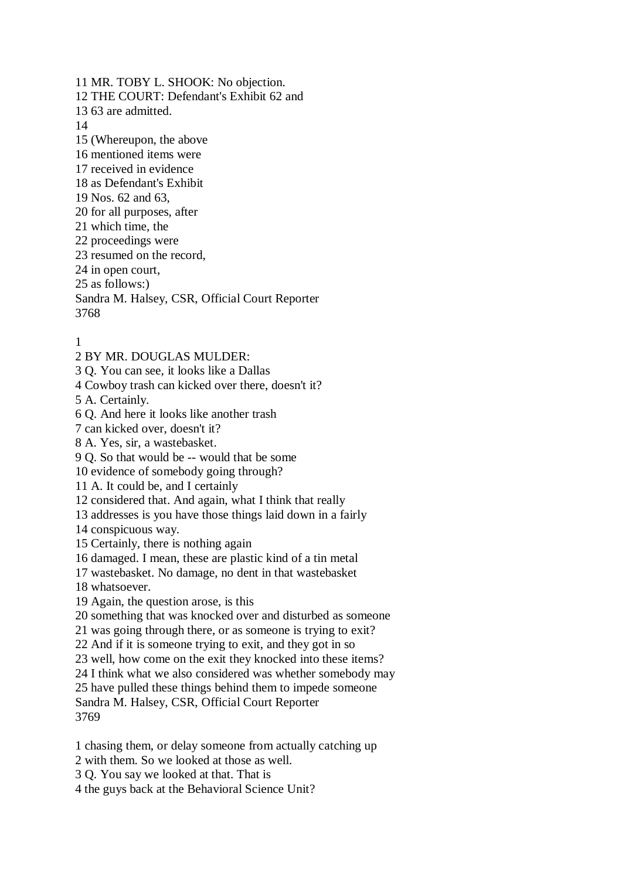11 MR. TOBY L. SHOOK: No objection.
12 THE COURT: Defendant's Exhibit 62 and
13 63 are admitted.
14
15 (Whereupon, the above
16 mentioned items were
17 received in evidence
18 as Defendant's Exhibit
19 Nos. 62 and 63,
20 for all purposes, after
21 which time, the
22 proceedings were
23 resumed on the record,
24 in open court,
25 as follows:)
Sandra M. Halsey, CSR, Official Court Reporter

1
2 BY MR. DOUGLAS MULDER:
3 Q. You can see, it looks like a Dallas
4 Cowboy trash can kicked over there, doesn't it?
5 A. Certainly.
6 Q. And here it looks like another trash
7 can kicked over, doesn't it?
8 A. Yes, sir, a wastebasket.
9 Q. So that would be -- would that be some
10 evidence of somebody going through?
11 A. It could be, and I certainly
12 considered that. And again, what I think that really
13 addresses is you have those things laid down in a fairly
14 conspicuous way.
15 Certainly, there is nothing again
16 damaged. I mean, these are plastic kind of a tin metal
17 wastebasket. No damage, no dent in that wastebasket
18 whatsoever.
19 Again, the question arose, is this
20 something that was knocked over and disturbed as someone
21 was going through there, or as someone is trying to exit?
22 And if it is someone trying to exit, and they got in so
23 well, how come on the exit they knocked into these items?
24 I think what we also considered was whether somebody may
25 have pulled these things behind them to impede someone
Sandra M. Halsey, CSR, Official Court Reporter

1 chasing them, or delay someone from actually catching up
2 with them. So we looked at those as well.
3 Q. You say we looked at that. That is
4 the guys back at the Behavioral Science Unit?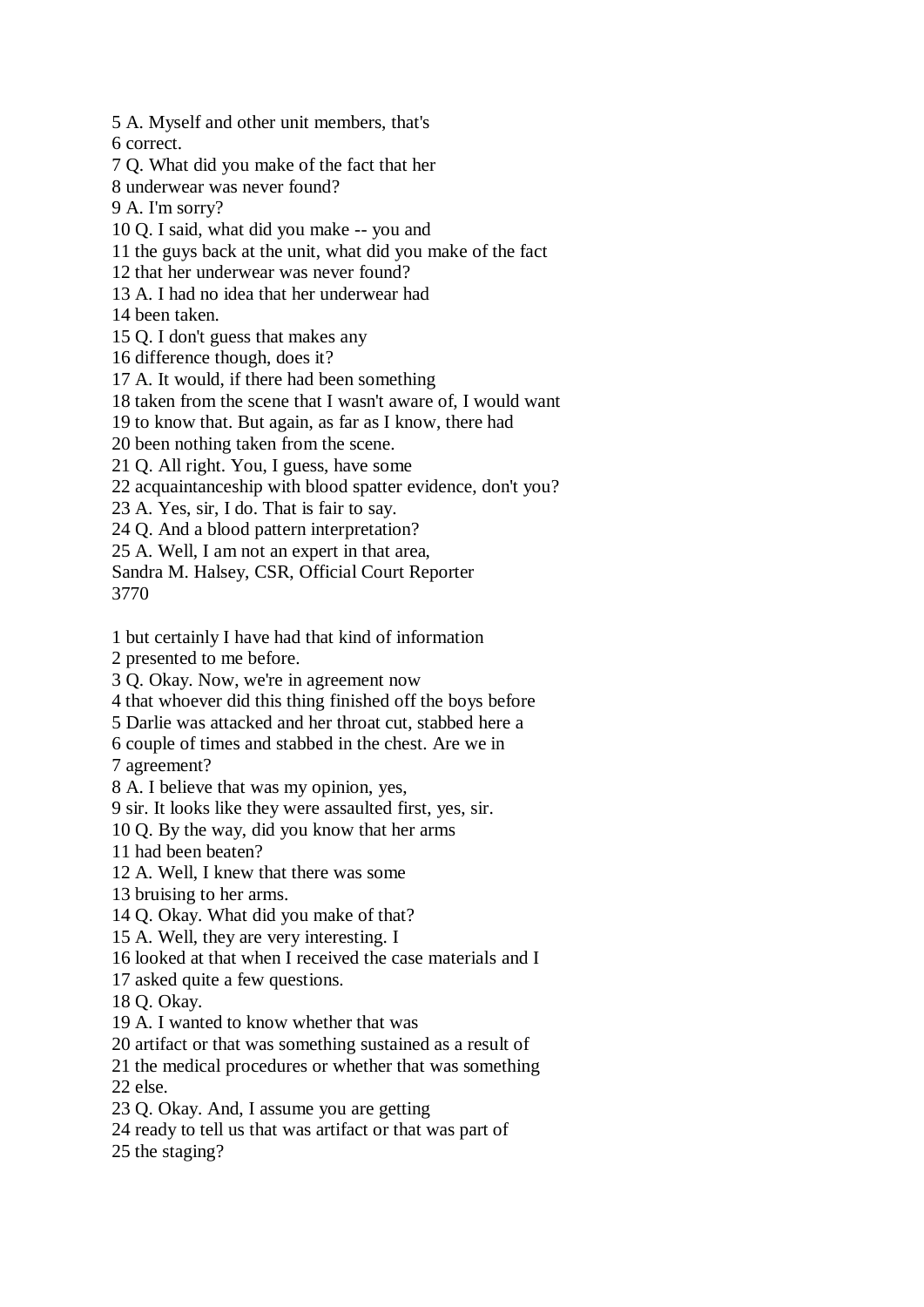5 A. Myself and other unit members, that's
6 correct.
7 Q. What did you make of the fact that her
8 underwear was never found?
9 A. I'm sorry?
10 Q. I said, what did you make -- you and
11 the guys back at the unit, what did you make of the fact
12 that her underwear was never found?
13 A. I had no idea that her underwear had
14 been taken.
15 Q. I don't guess that makes any
16 difference though, does it?
17 A. It would, if there had been something
18 taken from the scene that I wasn't aware of, I would want
19 to know that. But again, as far as I know, there had
20 been nothing taken from the scene.
21 Q. All right. You, I guess, have some
22 acquaintanceship with blood spatter evidence, don't you?
23 A. Yes, sir, I do. That is fair to say.
24 Q. And a blood pattern interpretation?
25 A. Well, I am not an expert in that area,
Sandra M. Halsey, CSR, Official Court Reporter
3770

1 but certainly I have had that kind of information
2 presented to me before.
3 Q. Okay. Now, we're in agreement now
4 that whoever did this thing finished off the boys before
5 Darlie was attacked and her throat cut, stabbed here a
6 couple of times and stabbed in the chest. Are we in
7 agreement?
8 A. I believe that was my opinion, yes,
9 sir. It looks like they were assaulted first, yes, sir.
10 Q. By the way, did you know that her arms
11 had been beaten?
12 A. Well, I knew that there was some
13 bruising to her arms.
14 Q. Okay. What did you make of that?
15 A. Well, they are very interesting. I
16 looked at that when I received the case materials and I
17 asked quite a few questions.
18 Q. Okay.
19 A. I wanted to know whether that was
20 artifact or that was something sustained as a result of
21 the medical procedures or whether that was something
22 else.
23 Q. Okay. And, I assume you are getting
24 ready to tell us that was artifact or that was part of
25 the staging?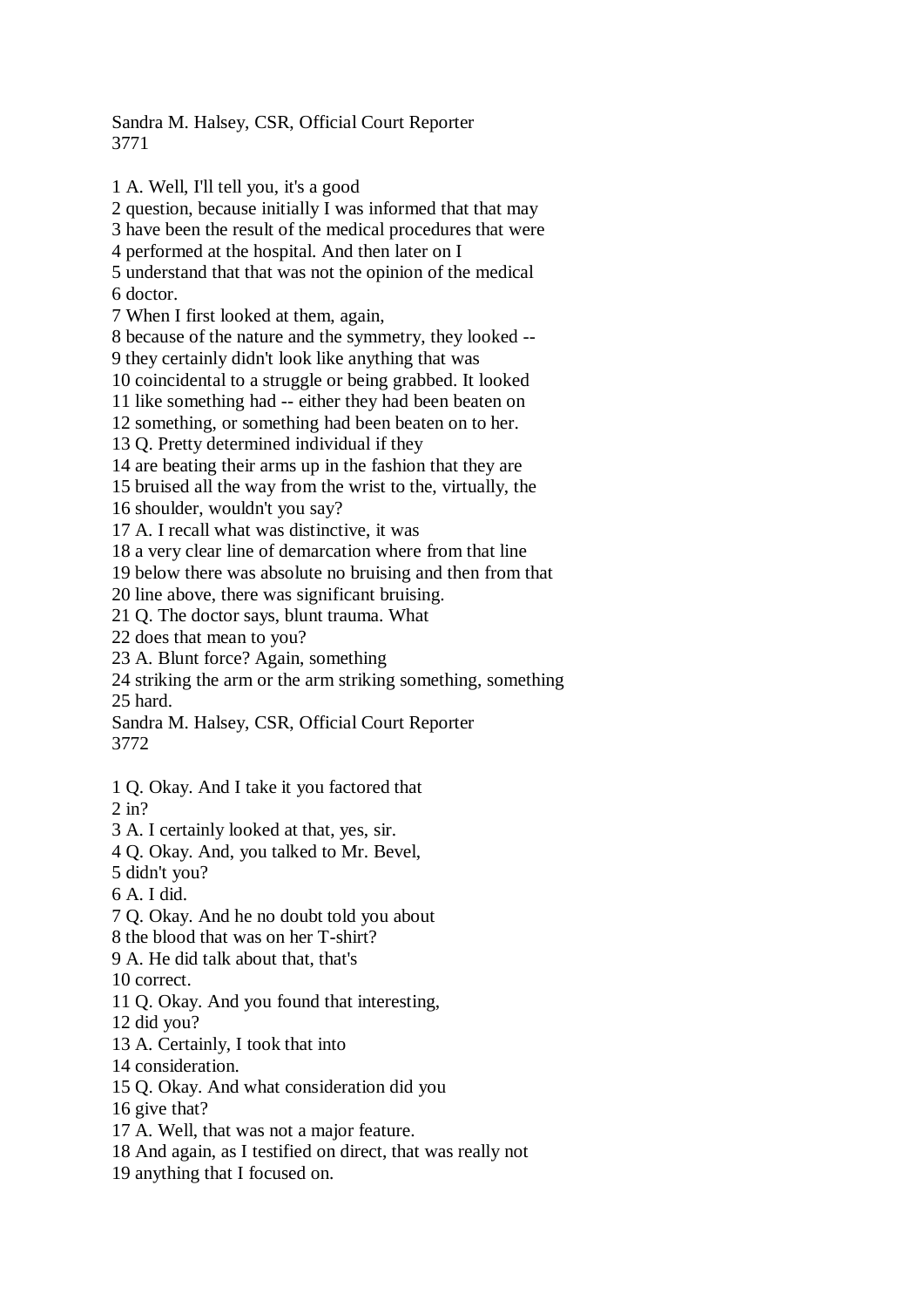1 A. Well, I'll tell you, it's a good
2 question, because initially I was informed that that may
3 have been the result of the medical procedures that were
4 performed at the hospital. And then later on I
5 understand that that was not the opinion of the medical
6 doctor.
7 When I first looked at them, again,
8 because of the nature and the symmetry, they looked --
9 they certainly didn't look like anything that was
10 coincidental to a struggle or being grabbed. It looked
11 like something had -- either they had been beaten on
12 something, or something had been beaten on to her.
13 Q. Pretty determined individual if they
14 are beating their arms up in the fashion that they are
15 bruised all the way from the wrist to the, virtually, the
16 shoulder, wouldn't you say?
17 A. I recall what was distinctive, it was
18 a very clear line of demarcation where from that line
19 below there was absolute no bruising and then from that
20 line above, there was significant bruising.
21 Q. The doctor says, blunt trauma. What
22 does that mean to you?
23 A. Blunt force? Again, something
24 striking the arm or the arm striking something, something
25 hard.

1 Q. Okay. And I take it you factored that
2 in?
3 A. I certainly looked at that, yes, sir.
4 Q. Okay. And, you talked to Mr. Bevel,
5 didn't you?
6 A. I did.
7 Q. Okay. And he no doubt told you about
8 the blood that was on her T-shirt?
9 A. He did talk about that, that's
10 correct.
11 Q. Okay. And you found that interesting,
12 did you?
13 A. Certainly, I took that into
14 consideration.
15 Q. Okay. And what consideration did you
16 give that?
17 A. Well, that was not a major feature.
18 And again, as I testified on direct, that was really not
19 anything that I focused on.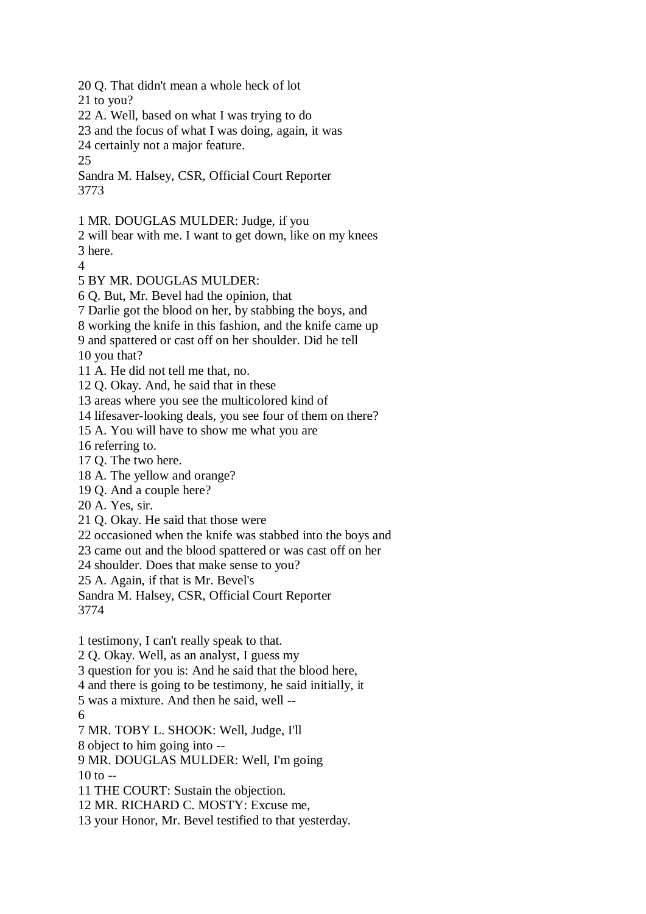20 Q. That didn't mean a whole heck of lot
21 to you?
22 A. Well, based on what I was trying to do
23 and the focus of what I was doing, again, it was
24 certainly not a major feature.
25

1 MR. DOUGLAS MULDER: Judge, if you
2 will bear with me. I want to get down, like on my knees
3 here.
4
5 BY MR. DOUGLAS MULDER:
6 Q. But, Mr. Bevel had the opinion, that
7 Darlie got the blood on her, by stabbing the boys, and
8 working the knife in this fashion, and the knife came up
9 and spattered or cast off on her shoulder. Did he tell
10 you that?
11 A. He did not tell me that, no.
12 Q. Okay. And, he said that in these
13 areas where you see the multicolored kind of
14 lifesaver-looking deals, you see four of them on there?
15 A. You will have to show me what you are
16 referring to.
17 Q. The two here.
18 A. The yellow and orange?
19 Q. And a couple here?
20 A. Yes, sir.
21 Q. Okay. He said that those were
22 occasioned when the knife was stabbed into the boys and
23 came out and the blood spattered or was cast off on her
24 shoulder. Does that make sense to you?
25 A. Again, if that is Mr. Bevel's

1 testimony, I can't really speak to that.
2 Q. Okay. Well, as an analyst, I guess my
3 question for you is: And he said that the blood here,
4 and there is going to be testimony, he said initially, it
5 was a mixture. And then he said, well --
6
7 MR. TOBY L. SHOOK: Well, Judge, I'll
8 object to him going into --
9 MR. DOUGLAS MULDER: Well, I'm going
10 to --
11 THE COURT: Sustain the objection.
12 MR. RICHARD C. MOSTY: Excuse me,
13 your Honor, Mr. Bevel testified to that yesterday.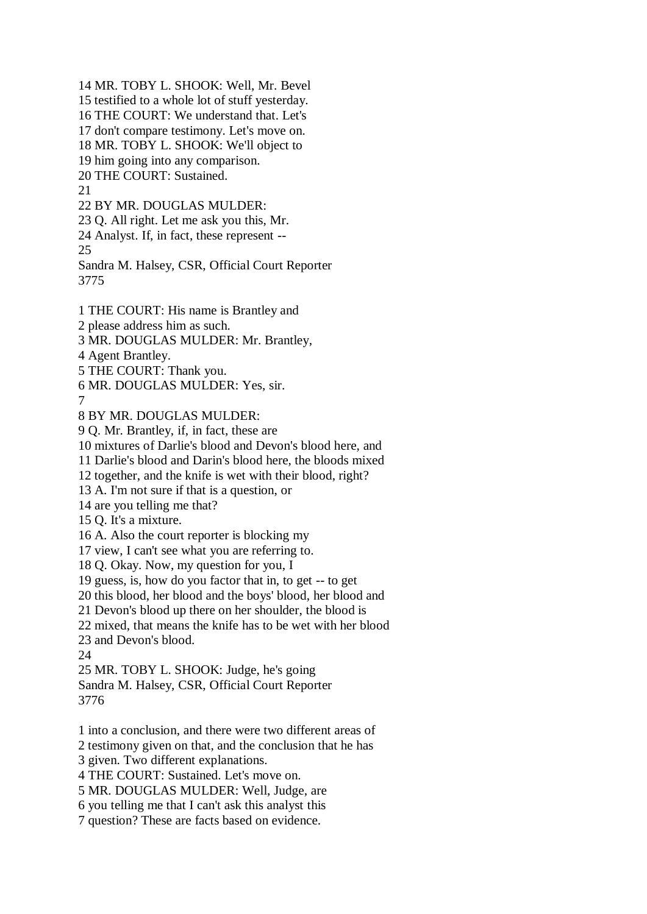14 MR. TOBY L. SHOOK: Well, Mr. Bevel
15 testified to a whole lot of stuff yesterday.
16 THE COURT: We understand that. Let's
17 don't compare testimony. Let's move on.
18 MR. TOBY L. SHOOK: We'll object to
19 him going into any comparison.
20 THE COURT: Sustained.
21
22 BY MR. DOUGLAS MULDER:
23 Q. All right. Let me ask you this, Mr.
24 Analyst. If, in fact, these represent --
25
Sandra M. Halsey, CSR, Official Court Reporter
3775

1 THE COURT: His name is Brantley and
2 please address him as such.
3 MR. DOUGLAS MULDER: Mr. Brantley,
4 Agent Brantley.
5 THE COURT: Thank you.
6 MR. DOUGLAS MULDER: Yes, sir.
7
8 BY MR. DOUGLAS MULDER:
9 Q. Mr. Brantley, if, in fact, these are
10 mixtures of Darlie's blood and Devon's blood here, and
11 Darlie's blood and Darin's blood here, the bloods mixed
12 together, and the knife is wet with their blood, right?
13 A. I'm not sure if that is a question, or
14 are you telling me that?
15 Q. It's a mixture.
16 A. Also the court reporter is blocking my
17 view, I can't see what you are referring to.
18 Q. Okay. Now, my question for you, I
19 guess, is, how do you factor that in, to get -- to get
20 this blood, her blood and the boys' blood, her blood and
21 Devon's blood up there on her shoulder, the blood is
22 mixed, that means the knife has to be wet with her blood
23 and Devon's blood.
24
25 MR. TOBY L. SHOOK: Judge, he's going
Sandra M. Halsey, CSR, Official Court Reporter
3776

1 into a conclusion, and there were two different areas of
2 testimony given on that, and the conclusion that he has
3 given. Two different explanations.
4 THE COURT: Sustained. Let's move on.
5 MR. DOUGLAS MULDER: Well, Judge, are
6 you telling me that I can't ask this analyst this
7 question? These are facts based on evidence.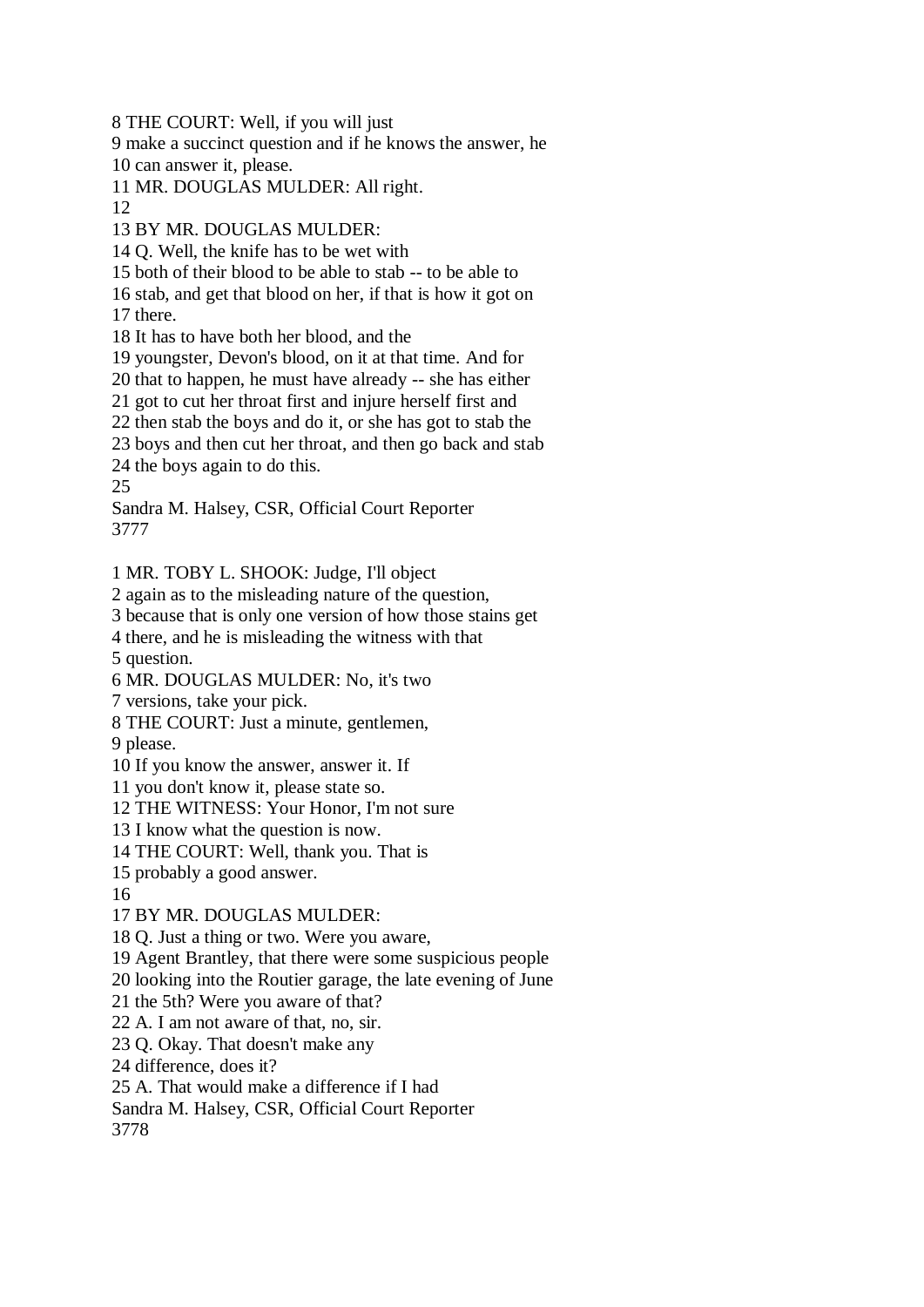8 THE COURT: Well, if you will just
9 make a succinct question and if he knows the answer, he
10 can answer it, please.
11 MR. DOUGLAS MULDER: All right.
12
13 BY MR. DOUGLAS MULDER:
14 Q. Well, the knife has to be wet with
15 both of their blood to be able to stab -- to be able to
16 stab, and get that blood on her, if that is how it got on
17 there.
18 It has to have both her blood, and the
19 youngster, Devon's blood, on it at that time. And for
20 that to happen, he must have already -- she has either
21 got to cut her throat first and injure herself first and
22 then stab the boys and do it, or she has got to stab the
23 boys and then cut her throat, and then go back and stab
24 the boys again to do this.
25
Sandra M. Halsey, CSR, Official Court Reporter
3777

1 MR. TOBY L. SHOOK: Judge, I'll object
2 again as to the misleading nature of the question,
3 because that is only one version of how those stains get
4 there, and he is misleading the witness with that
5 question.
6 MR. DOUGLAS MULDER: No, it's two
7 versions, take your pick.
8 THE COURT: Just a minute, gentlemen,
9 please.
10 If you know the answer, answer it. If
11 you don't know it, please state so.
12 THE WITNESS: Your Honor, I'm not sure
13 I know what the question is now.
14 THE COURT: Well, thank you. That is
15 probably a good answer.
16
17 BY MR. DOUGLAS MULDER:
18 Q. Just a thing or two. Were you aware,
19 Agent Brantley, that there were some suspicious people
20 looking into the Routier garage, the late evening of June
21 the 5th? Were you aware of that?
22 A. I am not aware of that, no, sir.
23 Q. Okay. That doesn't make any
24 difference, does it?
25 A. That would make a difference if I had
Sandra M. Halsey, CSR, Official Court Reporter
3778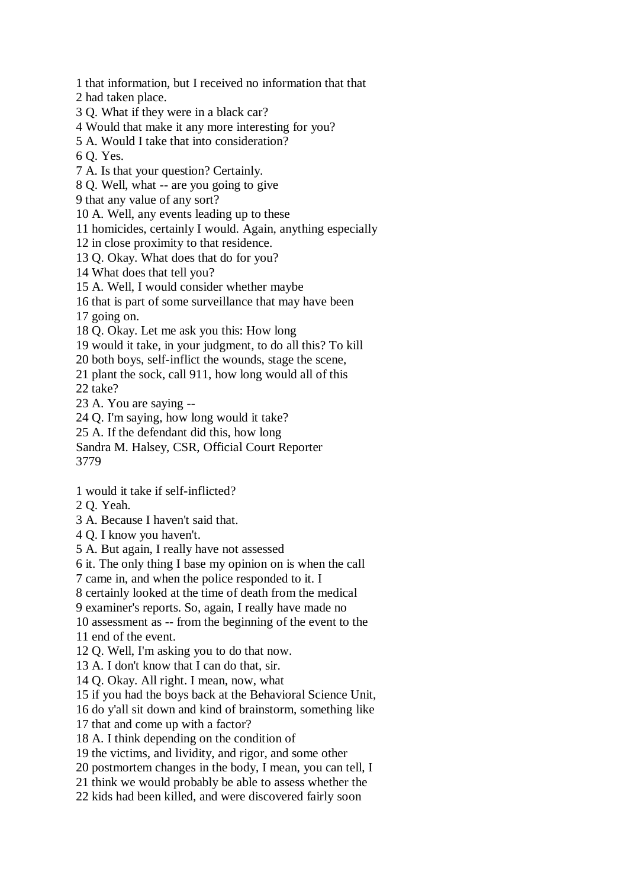1 that information, but I received no information that that
2 had taken place.
3 Q. What if they were in a black car?
4 Would that make it any more interesting for you?
5 A. Would I take that into consideration?
6 Q. Yes.
7 A. Is that your question? Certainly.
8 Q. Well, what -- are you going to give
9 that any value of any sort?
10 A. Well, any events leading up to these
11 homicides, certainly I would. Again, anything especially
12 in close proximity to that residence.
13 Q. Okay. What does that do for you?
14 What does that tell you?
15 A. Well, I would consider whether maybe
16 that is part of some surveillance that may have been
17 going on.
18 Q. Okay. Let me ask you this: How long
19 would it take, in your judgment, to do all this? To kill
20 both boys, self-inflict the wounds, stage the scene,
21 plant the sock, call 911, how long would all of this
22 take?
23 A. You are saying --
24 Q. I'm saying, how long would it take?
25 A. If the defendant did this, how long
Sandra M. Halsey, CSR, Official Court Reporter
3779

1 would it take if self-inflicted?
2 Q. Yeah.
3 A. Because I haven't said that.
4 Q. I know you haven't.
5 A. But again, I really have not assessed
6 it. The only thing I base my opinion on is when the call
7 came in, and when the police responded to it. I
8 certainly looked at the time of death from the medical
9 examiner's reports. So, again, I really have made no
10 assessment as -- from the beginning of the event to the
11 end of the event.
12 Q. Well, I'm asking you to do that now.
13 A. I don't know that I can do that, sir.
14 Q. Okay. All right. I mean, now, what
15 if you had the boys back at the Behavioral Science Unit,
16 do y'all sit down and kind of brainstorm, something like
17 that and come up with a factor?
18 A. I think depending on the condition of
19 the victims, and lividity, and rigor, and some other
20 postmortem changes in the body, I mean, you can tell, I
21 think we would probably be able to assess whether the
22 kids had been killed, and were discovered fairly soon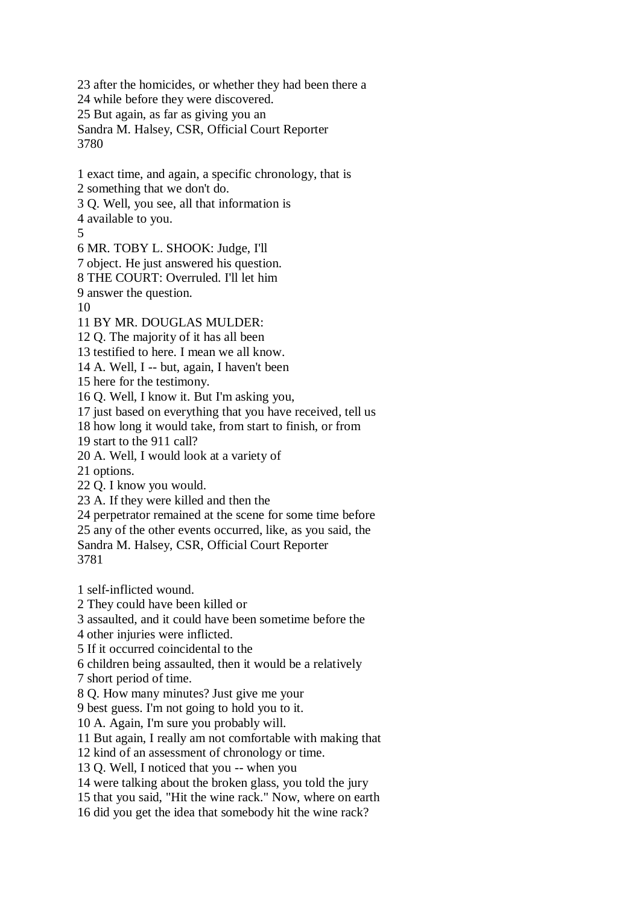23 after the homicides, or whether they had been there a
24 while before they were discovered.
25 But again, as far as giving you an

1 exact time, and again, a specific chronology, that is
2 something that we don't do.
3 Q. Well, you see, all that information is
4 available to you.
5
6 MR. TOBY L. SHOOK: Judge, I'll
7 object. He just answered his question.
8 THE COURT: Overruled. I'll let him
9 answer the question.
10
11 BY MR. DOUGLAS MULDER:
12 Q. The majority of it has all been
13 testified to here. I mean we all know.
14 A. Well, I -- but, again, I haven't been
15 here for the testimony.
16 Q. Well, I know it. But I'm asking you,
17 just based on everything that you have received, tell us
18 how long it would take, from start to finish, or from
19 start to the 911 call?
20 A. Well, I would look at a variety of
21 options.
22 Q. I know you would.
23 A. If they were killed and then the
24 perpetrator remained at the scene for some time before
25 any of the other events occurred, like, as you said, the

1 self-inflicted wound.
2 They could have been killed or
3 assaulted, and it could have been sometime before the
4 other injuries were inflicted.
5 If it occurred coincidental to the
6 children being assaulted, then it would be a relatively
7 short period of time.
8 Q. How many minutes? Just give me your
9 best guess. I'm not going to hold you to it.
10 A. Again, I'm sure you probably will.
11 But again, I really am not comfortable with making that
12 kind of an assessment of chronology or time.
13 Q. Well, I noticed that you -- when you
14 were talking about the broken glass, you told the jury
15 that you said, "Hit the wine rack." Now, where on earth
16 did you get the idea that somebody hit the wine rack?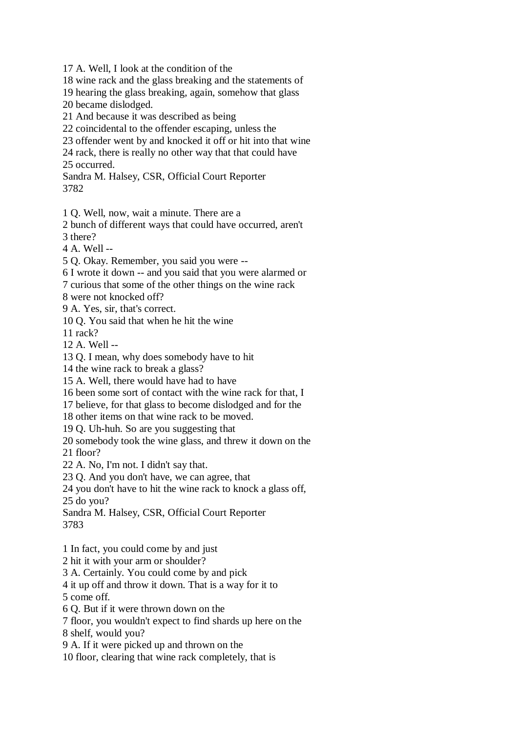17 A. Well, I look at the condition of the
18 wine rack and the glass breaking and the statements of
19 hearing the glass breaking, again, somehow that glass
20 became dislodged.
21 And because it was described as being
22 coincidental to the offender escaping, unless the
23 offender went by and knocked it off or hit into that wine
24 rack, there is really no other way that that could have
25 occurred.
Sandra M. Halsey, CSR, Official Court Reporter
3782

1 Q. Well, now, wait a minute. There are a
2 bunch of different ways that could have occurred, aren't
3 there?
4 A. Well --
5 Q. Okay. Remember, you said you were --
6 I wrote it down -- and you said that you were alarmed or
7 curious that some of the other things on the wine rack
8 were not knocked off?
9 A. Yes, sir, that's correct.
10 Q. You said that when he hit the wine
11 rack?
12 A. Well --
13 Q. I mean, why does somebody have to hit
14 the wine rack to break a glass?
15 A. Well, there would have had to have
16 been some sort of contact with the wine rack for that, I
17 believe, for that glass to become dislodged and for the
18 other items on that wine rack to be moved.
19 Q. Uh-huh. So are you suggesting that
20 somebody took the wine glass, and threw it down on the
21 floor?
22 A. No, I'm not. I didn't say that.
23 Q. And you don't have, we can agree, that
24 you don't have to hit the wine rack to knock a glass off,
25 do you?
Sandra M. Halsey, CSR, Official Court Reporter
3783

1 In fact, you could come by and just
2 hit it with your arm or shoulder?
3 A. Certainly. You could come by and pick
4 it up off and throw it down. That is a way for it to
5 come off.
6 Q. But if it were thrown down on the
7 floor, you wouldn't expect to find shards up here on the
8 shelf, would you?
9 A. If it were picked up and thrown on the
10 floor, clearing that wine rack completely, that is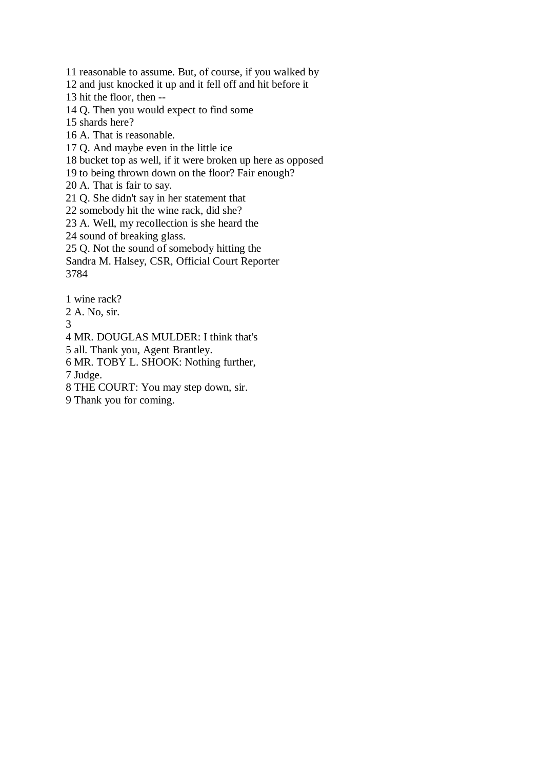11 reasonable to assume. But, of course, if you walked by
12 and just knocked it up and it fell off and hit before it
13 hit the floor, then --
14 Q. Then you would expect to find some
15 shards here?
16 A. That is reasonable.
17 Q. And maybe even in the little ice
18 bucket top as well, if it were broken up here as opposed
19 to being thrown down on the floor? Fair enough?
20 A. That is fair to say.
21 Q. She didn't say in her statement that
22 somebody hit the wine rack, did she?
23 A. Well, my recollection is she heard the
24 sound of breaking glass.
25 Q. Not the sound of somebody hitting the
Sandra M. Halsey, CSR, Official Court Reporter
3784

1 wine rack?
2 A. No, sir.
3
4 MR. DOUGLAS MULDER: I think that's
5 all. Thank you, Agent Brantley.
6 MR. TOBY L. SHOOK: Nothing further,
7 Judge.
8 THE COURT: You may step down, sir.
9 Thank you for coming.